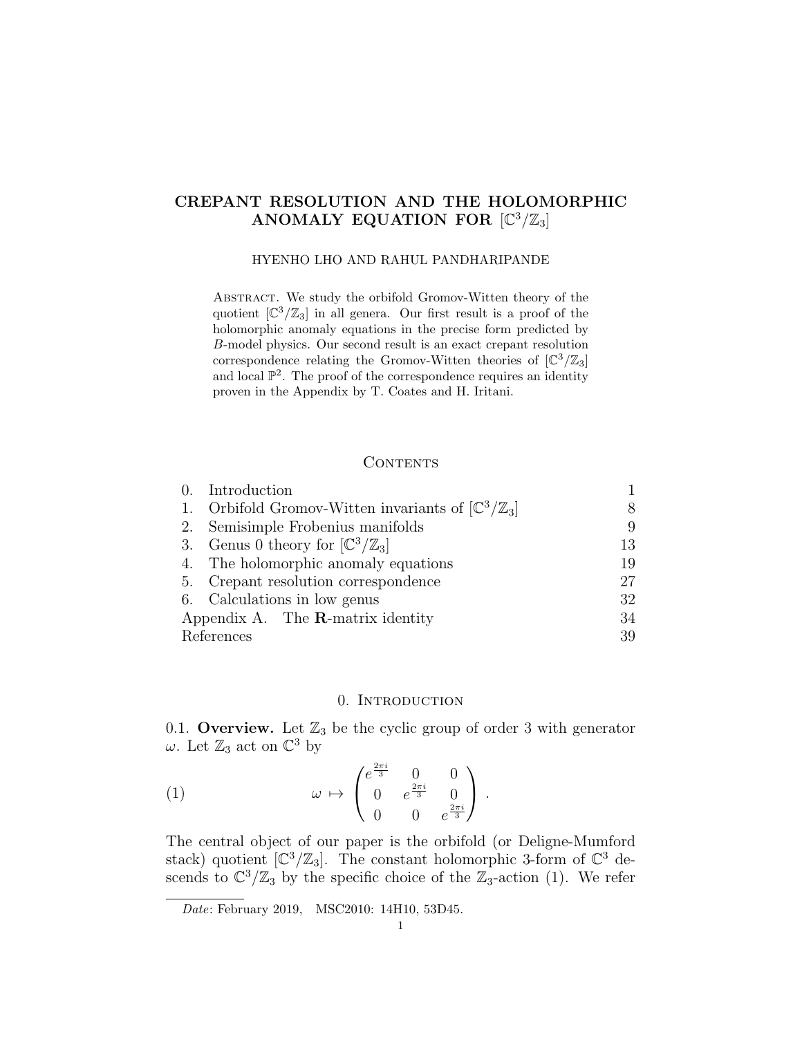# CREPANT RESOLUTION AND THE HOLOMORPHIC ANOMALY EQUATION FOR $[\mathbb{C}^3/\mathbb{Z}_3]$

HYENHO LHO AND RAHUL PANDHARIPANDE

Abstract. We study the orbifold Gromov-Witten theory of the quotient $[\mathbb{C}^3/\mathbb{Z}_3]$ in all genera. Our first result is a proof of the holomorphic anomaly equations in the precise form predicted by $B$-model physics. Our second result is an exact crepant resolution correspondence relating the Gromov-Witten theories of $[\mathbb{C}^3/\mathbb{Z}_3]$ and local $\mathbb{P}^2$. The proof of the correspondence requires an identity proven in the Appendix by T. Coates and H. Iritani.

## Contents

| | |
|---|---|
| 0. Introduction | 1 |
| 1. Orbifold Gromov-Witten invariants of $[\mathbb{C}^3/\mathbb{Z}_3]$ | 8 |
| 2. Semisimple Frobenius manifolds | 9 |
| 3. Genus 0 theory for $[\mathbb{C}^3/\mathbb{Z}_3]$ | 13 |
| 4. The holomorphic anomaly equations | 19 |
| 5. Crepant resolution correspondence | 27 |
| 6. Calculations in low genus | 32 |
| Appendix A. The **R**-matrix identity | 34 |
| References | 39 |

## 0. Introduction

0.1. **Overview.** Let $\mathbb{Z}_3$ be the cyclic group of order 3 with generator $\omega$. Let $\mathbb{Z}_3$ act on $\mathbb{C}^3$ by

$$\omega \mapsto \begin{pmatrix} e^{\frac{2\pi i}{3}} & 0 & 0 \\ 0 & e^{\frac{2\pi i}{3}} & 0 \\ 0 & 0 & e^{\frac{2\pi i}{3}} \end{pmatrix}. \tag{1}$$

The central object of our paper is the orbifold (or Deligne-Mumford stack) quotient $[\mathbb{C}^3/\mathbb{Z}_3]$. The constant holomorphic 3-form of $\mathbb{C}^3$ descends to $\mathbb{C}^3/\mathbb{Z}_3$ by the specific choice of the $\mathbb{Z}_3$-action (1). We refer

*Date*: February 2019, MSC2010: 14H10, 53D45.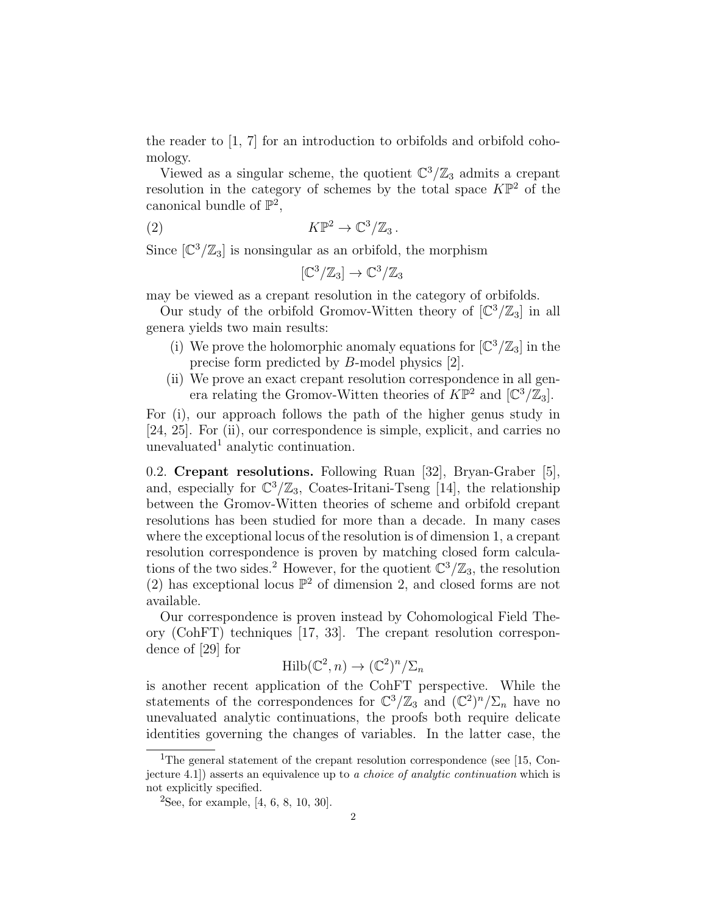the reader to [1, 7] for an introduction to orbifolds and orbifold cohomology.

Viewed as a singular scheme, the quotient $\mathbb{C}^3/\mathbb{Z}_3$ admits a crepant resolution in the category of schemes by the total space $K\mathbb{P}^2$ of the canonical bundle of $\mathbb{P}^2$,

$$K\mathbb{P}^2 \to \mathbb{C}^3/\mathbb{Z}_3\,. \tag{2}$$

Since $[\mathbb{C}^3/\mathbb{Z}_3]$ is nonsingular as an orbifold, the morphism

$$[\mathbb{C}^3/\mathbb{Z}_3] \to \mathbb{C}^3/\mathbb{Z}_3$$

may be viewed as a crepant resolution in the category of orbifolds.

Our study of the orbifold Gromov-Witten theory of $[\mathbb{C}^3/\mathbb{Z}_3]$ in all genera yields two main results:

(i) We prove the holomorphic anomaly equations for $[\mathbb{C}^3/\mathbb{Z}_3]$ in the precise form predicted by $B$-model physics [2].

(ii) We prove an exact crepant resolution correspondence in all genera relating the Gromov-Witten theories of $K\mathbb{P}^2$ and $[\mathbb{C}^3/\mathbb{Z}_3]$.

For (i), our approach follows the path of the higher genus study in [24, 25]. For (ii), our correspondence is simple, explicit, and carries no unevaluated[1] analytic continuation.

0.2. **Crepant resolutions.** Following Ruan [32], Bryan-Graber [5], and, especially for $\mathbb{C}^3/\mathbb{Z}_3$, Coates-Iritani-Tseng [14], the relationship between the Gromov-Witten theories of scheme and orbifold crepant resolutions has been studied for more than a decade. In many cases where the exceptional locus of the resolution is of dimension 1, a crepant resolution correspondence is proven by matching closed form calculations of the two sides.[2] However, for the quotient $\mathbb{C}^3/\mathbb{Z}_3$, the resolution (2) has exceptional locus $\mathbb{P}^2$ of dimension 2, and closed forms are not available.

Our correspondence is proven instead by Cohomological Field Theory (CohFT) techniques [17, 33]. The crepant resolution correspondence of [29] for

$$\mathrm{Hilb}(\mathbb{C}^2, n) \to (\mathbb{C}^2)^n/\Sigma_n$$

is another recent application of the CohFT perspective. While the statements of the correspondences for $\mathbb{C}^3/\mathbb{Z}_3$ and $(\mathbb{C}^2)^n/\Sigma_n$ have no unevaluated analytic continuations, the proofs both require delicate identities governing the changes of variables. In the latter case, the

[1] The general statement of the crepant resolution correspondence (see [15, Conjecture 4.1]) asserts an equivalence up to *a choice of analytic continuation* which is not explicitly specified.

[2] See, for example, [4, 6, 8, 10, 30].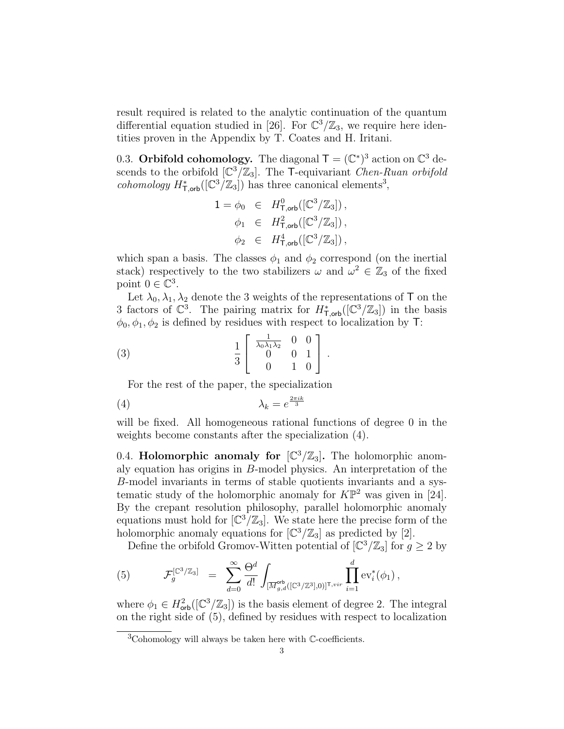result required is related to the analytic continuation of the quantum differential equation studied in [26]. For $\mathbb{C}^3/\mathbb{Z}_3$, we require here identities proven in the Appendix by T. Coates and H. Iritani.

0.3. **Orbifold cohomology.** The diagonal $\mathsf{T} = (\mathbb{C}^*)^3$ action on $\mathbb{C}^3$ descends to the orbifold $[\mathbb{C}^3/\mathbb{Z}_3]$. The $\mathsf{T}$-equivariant *Chen-Ruan orbifold cohomology* $H^*_{\mathsf{T},\mathsf{orb}}([\mathbb{C}^3/\mathbb{Z}_3])$ has three canonical elements[3],

$$\begin{aligned} 1 = \phi_0 &\in H^0_{\mathsf{T},\mathsf{orb}}([\mathbb{C}^3/\mathbb{Z}_3])\,, \\ \phi_1 &\in H^2_{\mathsf{T},\mathsf{orb}}([\mathbb{C}^3/\mathbb{Z}_3])\,, \\ \phi_2 &\in H^4_{\mathsf{T},\mathsf{orb}}([\mathbb{C}^3/\mathbb{Z}_3])\,, \end{aligned}$$

which span a basis. The classes $\phi_1$ and $\phi_2$ correspond (on the inertial stack) respectively to the two stabilizers $\omega$ and $\omega^2 \in \mathbb{Z}_3$ of the fixed point $0 \in \mathbb{C}^3$.

Let $\lambda_0, \lambda_1, \lambda_2$ denote the 3 weights of the representations of $\mathsf{T}$ on the 3 factors of $\mathbb{C}^3$. The pairing matrix for $H^*_{\mathsf{T},\mathsf{orb}}([\mathbb{C}^3/\mathbb{Z}_3])$ in the basis $\phi_0, \phi_1, \phi_2$ is defined by residues with respect to localization by $\mathsf{T}$:

$$\frac{1}{3}\begin{bmatrix} \frac{1}{\lambda_0\lambda_1\lambda_2} & 0 & 0 \\ 0 & 0 & 1 \\ 0 & 1 & 0 \end{bmatrix}. \tag{3}$$

For the rest of the paper, the specialization

$$\lambda_k = e^{\frac{2\pi i k}{3}} \tag{4}$$

will be fixed. All homogeneous rational functions of degree 0 in the weights become constants after the specialization (4).

0.4. **Holomorphic anomaly for $[\mathbb{C}^3/\mathbb{Z}_3]$.** The holomorphic anomaly equation has origins in $B$-model physics. An interpretation of the $B$-model invariants in terms of stable quotients invariants and a systematic study of the holomorphic anomaly for $K\mathbb{P}^2$ was given in [24]. By the crepant resolution philosophy, parallel holomorphic anomaly equations must hold for $[\mathbb{C}^3/\mathbb{Z}_3]$. We state here the precise form of the holomorphic anomaly equations for $[\mathbb{C}^3/\mathbb{Z}_3]$ as predicted by [2].

Define the orbifold Gromov-Witten potential of $[\mathbb{C}^3/\mathbb{Z}_3]$ for $g \geq 2$ by

$$\mathcal{F}_g^{[\mathbb{C}^3/\mathbb{Z}_3]} \;=\; \sum_{d=0}^{\infty} \frac{\Theta^d}{d!} \int_{[\overline{M}^{\mathsf{orb}}_{g,d}([\mathbb{C}^3/\mathbb{Z}^3],0)]^{\mathsf{T},vir}} \prod_{i=1}^{d} \mathrm{ev}_i^*(\phi_1)\,, \tag{5}$$

where $\phi_1 \in H^2_{\mathsf{orb}}([\mathbb{C}^3/\mathbb{Z}_3])$ is the basis element of degree 2. The integral on the right side of (5), defined by residues with respect to localization

[3] Cohomology will always be taken here with $\mathbb{C}$-coefficients.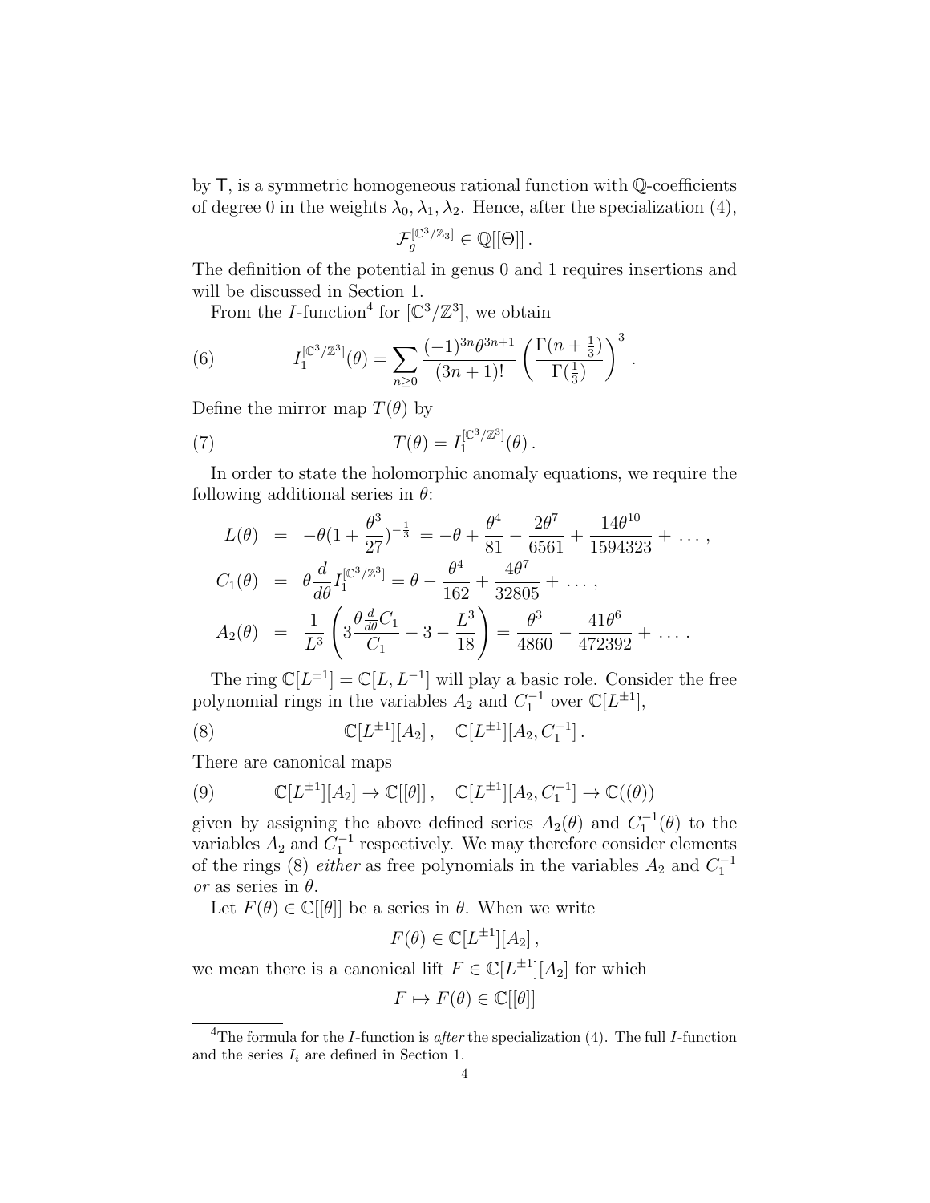by $\mathsf{T}$, is a symmetric homogeneous rational function with $\mathbb{Q}$-coefficients of degree 0 in the weights $\lambda_0, \lambda_1, \lambda_2$. Hence, after the specialization (4),

$$\mathcal{F}_g^{[\mathbb{C}^3/\mathbb{Z}_3]} \in \mathbb{Q}[[\Theta]]\,.$$

The definition of the potential in genus 0 and 1 requires insertions and will be discussed in Section 1.

From the $I$-function[4] for $[\mathbb{C}^3/\mathbb{Z}^3]$, we obtain

$$I_1^{[\mathbb{C}^3/\mathbb{Z}^3]}(\theta) = \sum_{n\geq 0} \frac{(-1)^{3n}\theta^{3n+1}}{(3n+1)!}\left(\frac{\Gamma(n+\frac{1}{3})}{\Gamma(\frac{1}{3})}\right)^3 . \tag{6}$$

Define the mirror map $T(\theta)$ by

$$T(\theta) = I_1^{[\mathbb{C}^3/\mathbb{Z}^3]}(\theta)\,. \tag{7}$$

In order to state the holomorphic anomaly equations, we require the following additional series in $\theta$:

$$\begin{aligned}
L(\theta) &= -\theta(1+\frac{\theta^3}{27})^{-\frac{1}{3}} = -\theta + \frac{\theta^4}{81} - \frac{2\theta^7}{6561} + \frac{14\theta^{10}}{1594323} + \dots\,,\\
C_1(\theta) &= \theta\frac{d}{d\theta}I_1^{[\mathbb{C}^3/\mathbb{Z}^3]} = \theta - \frac{\theta^4}{162} + \frac{4\theta^7}{32805} + \dots\,,\\
A_2(\theta) &= \frac{1}{L^3}\left(3\frac{\theta\frac{d}{d\theta}C_1}{C_1} - 3 - \frac{L^3}{18}\right) = \frac{\theta^3}{4860} - \frac{41\theta^6}{472392} + \dots\,.
\end{aligned}$$

The ring $\mathbb{C}[L^{\pm 1}] = \mathbb{C}[L, L^{-1}]$ will play a basic role. Consider the free polynomial rings in the variables $A_2$ and $C_1^{-1}$ over $\mathbb{C}[L^{\pm 1}]$,

$$\mathbb{C}[L^{\pm 1}][A_2]\,, \quad \mathbb{C}[L^{\pm 1}][A_2, C_1^{-1}]\,. \tag{8}$$

There are canonical maps

$$\mathbb{C}[L^{\pm 1}][A_2] \to \mathbb{C}[[\theta]]\,, \quad \mathbb{C}[L^{\pm 1}][A_2, C_1^{-1}] \to \mathbb{C}((\theta)) \tag{9}$$

given by assigning the above defined series $A_2(\theta)$ and $C_1^{-1}(\theta)$ to the variables $A_2$ and $C_1^{-1}$ respectively. We may therefore consider elements of the rings (8) *either* as free polynomials in the variables $A_2$ and $C_1^{-1}$ *or* as series in $\theta$.

Let $F(\theta) \in \mathbb{C}[[\theta]]$ be a series in $\theta$. When we write

$$F(\theta) \in \mathbb{C}[L^{\pm 1}][A_2]\,,$$

we mean there is a canonical lift $F \in \mathbb{C}[L^{\pm 1}][A_2]$ for which

$$F \mapsto F(\theta) \in \mathbb{C}[[\theta]]$$

[4] The formula for the $I$-function is *after* the specialization (4). The full $I$-function and the series $I_i$ are defined in Section 1.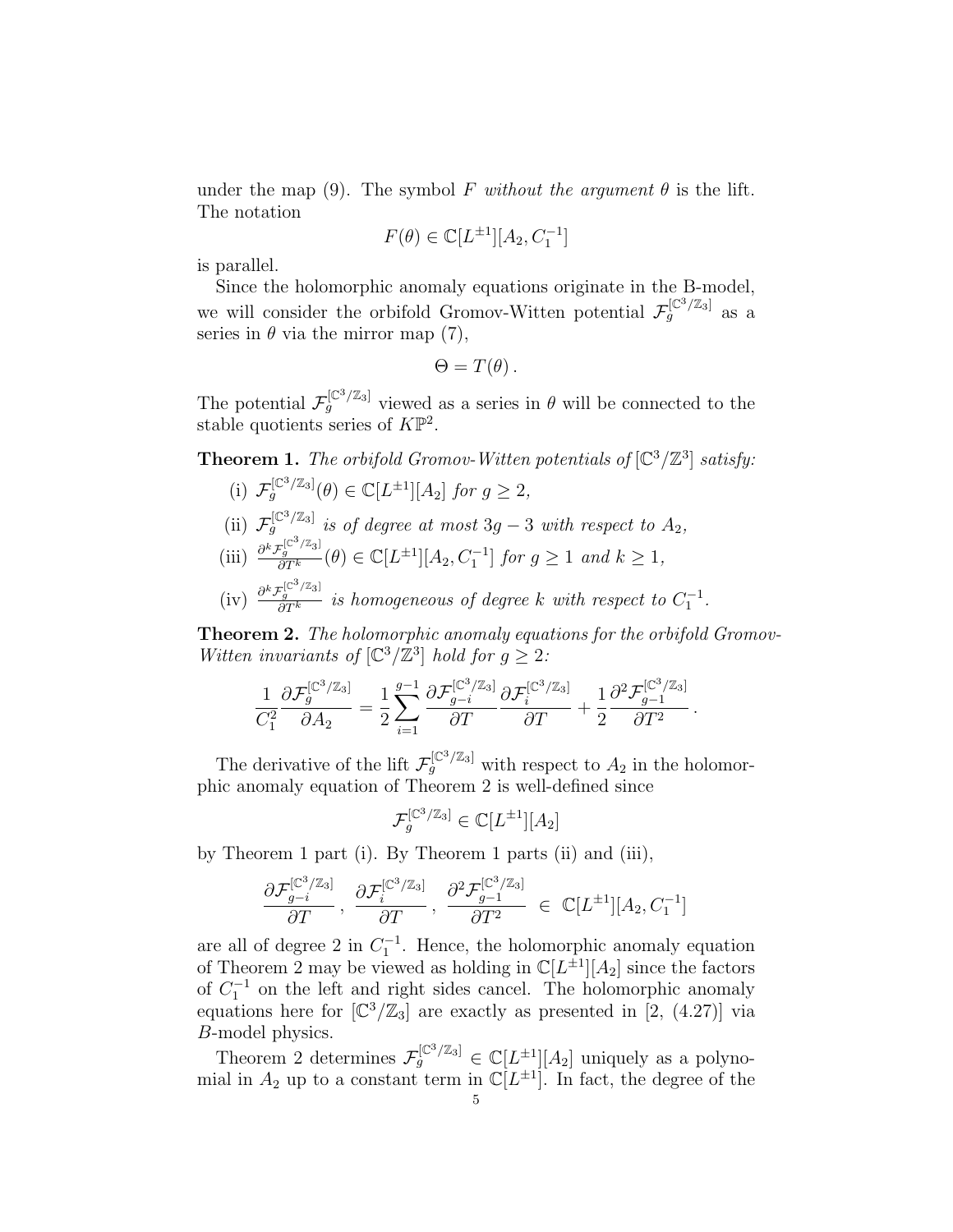under the map (9). The symbol $F$ *without the argument* $\theta$ is the lift. The notation

$$F(\theta) \in \mathbb{C}[L^{\pm 1}][A_2, C_1^{-1}]$$

is parallel.

Since the holomorphic anomaly equations originate in the B-model, we will consider the orbifold Gromov-Witten potential $\mathcal{F}_g^{[\mathbb{C}^3/\mathbb{Z}_3]}$ as a series in $\theta$ via the mirror map (7),

$$\Theta = T(\theta)\,.$$

The potential $\mathcal{F}_g^{[\mathbb{C}^3/\mathbb{Z}_3]}$ viewed as a series in $\theta$ will be connected to the stable quotients series of $K\mathbb{P}^2$.

**Theorem 1.** *The orbifold Gromov-Witten potentials of* $[\mathbb{C}^3/\mathbb{Z}^3]$ *satisfy:*

- (i) $\mathcal{F}_g^{[\mathbb{C}^3/\mathbb{Z}_3]}(\theta) \in \mathbb{C}[L^{\pm 1}][A_2]$ *for* $g \geq 2$,
- (ii) $\mathcal{F}_g^{[\mathbb{C}^3/\mathbb{Z}_3]}$ *is of degree at most* $3g-3$ *with respect to* $A_2$,
- (iii) $\frac{\partial^k \mathcal{F}_g^{[\mathbb{C}^3/\mathbb{Z}_3]}}{\partial T^k}(\theta) \in \mathbb{C}[L^{\pm 1}][A_2, C_1^{-1}]$ *for* $g \geq 1$ *and* $k \geq 1$,
- (iv) $\frac{\partial^k \mathcal{F}_g^{[\mathbb{C}^3/\mathbb{Z}_3]}}{\partial T^k}$ *is homogeneous of degree* $k$ *with respect to* $C_1^{-1}$.

**Theorem 2.** *The holomorphic anomaly equations for the orbifold Gromov-Witten invariants of* $[\mathbb{C}^3/\mathbb{Z}^3]$ *hold for* $g \geq 2$*:*

$$\frac{1}{C_1^2}\frac{\partial \mathcal{F}_g^{[\mathbb{C}^3/\mathbb{Z}_3]}}{\partial A_2} = \frac{1}{2}\sum_{i=1}^{g-1} \frac{\partial \mathcal{F}_{g-i}^{[\mathbb{C}^3/\mathbb{Z}_3]}}{\partial T}\frac{\partial \mathcal{F}_{i}^{[\mathbb{C}^3/\mathbb{Z}_3]}}{\partial T} + \frac{1}{2}\frac{\partial^2 \mathcal{F}_{g-1}^{[\mathbb{C}^3/\mathbb{Z}_3]}}{\partial T^2}\,.$$

The derivative of the lift $\mathcal{F}_g^{[\mathbb{C}^3/\mathbb{Z}_3]}$ with respect to $A_2$ in the holomorphic anomaly equation of Theorem 2 is well-defined since

$$\mathcal{F}_g^{[\mathbb{C}^3/\mathbb{Z}_3]} \in \mathbb{C}[L^{\pm 1}][A_2]$$

by Theorem 1 part (i). By Theorem 1 parts (ii) and (iii),

$$\frac{\partial \mathcal{F}_{g-i}^{[\mathbb{C}^3/\mathbb{Z}_3]}}{\partial T}\,,\ \frac{\partial \mathcal{F}_{i}^{[\mathbb{C}^3/\mathbb{Z}_3]}}{\partial T}\,,\ \frac{\partial^2 \mathcal{F}_{g-1}^{[\mathbb{C}^3/\mathbb{Z}_3]}}{\partial T^2}\ \in\ \mathbb{C}[L^{\pm 1}][A_2, C_1^{-1}]$$

are all of degree 2 in $C_1^{-1}$. Hence, the holomorphic anomaly equation of Theorem 2 may be viewed as holding in $\mathbb{C}[L^{\pm 1}][A_2]$ since the factors of $C_1^{-1}$ on the left and right sides cancel. The holomorphic anomaly equations here for $[\mathbb{C}^3/\mathbb{Z}_3]$ are exactly as presented in [2, (4.27)] via $B$-model physics.

Theorem 2 determines $\mathcal{F}_g^{[\mathbb{C}^3/\mathbb{Z}_3]} \in \mathbb{C}[L^{\pm 1}][A_2]$ uniquely as a polynomial in $A_2$ up to a constant term in $\mathbb{C}[L^{\pm 1}]$. In fact, the degree of the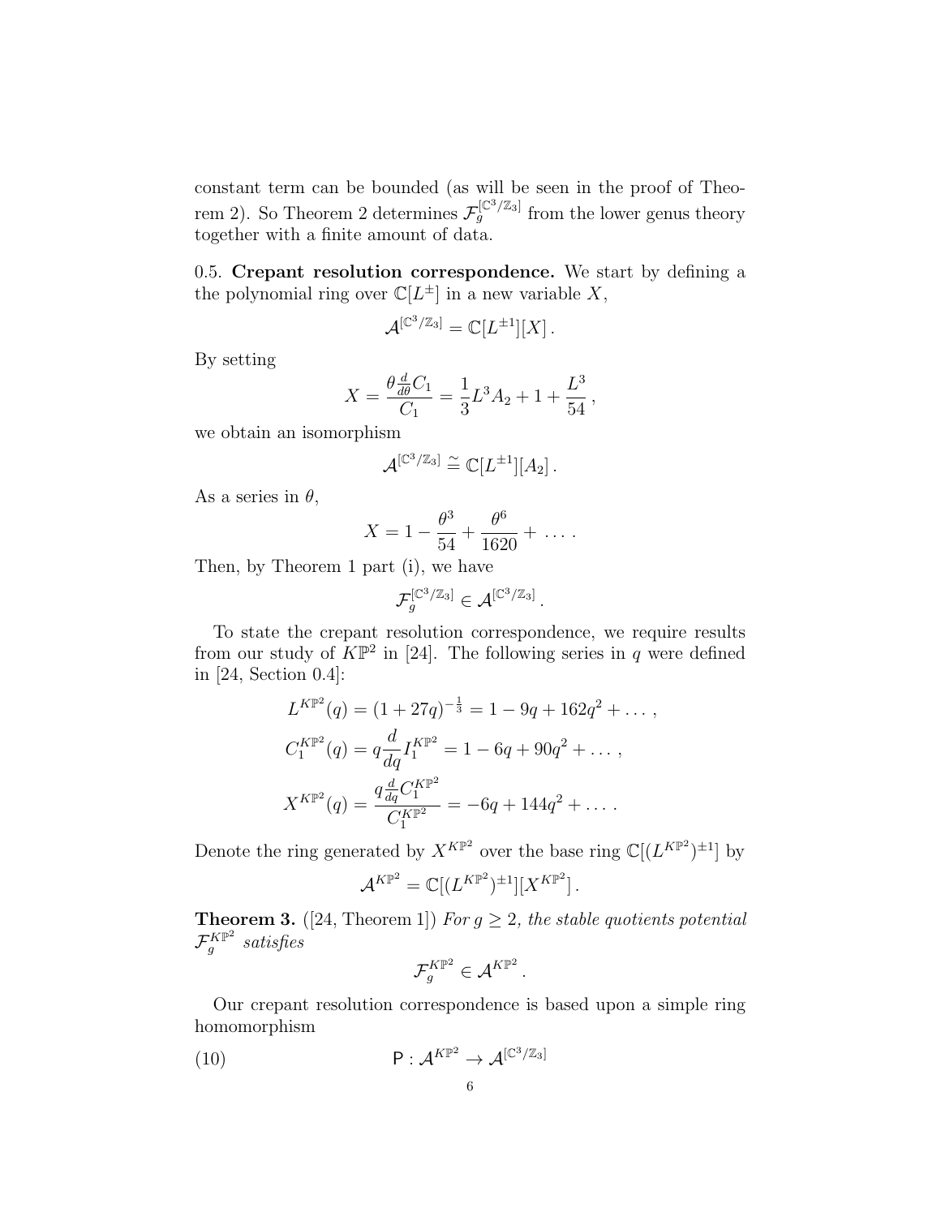constant term can be bounded (as will be seen in the proof of Theorem 2). So Theorem 2 determines $\mathcal{F}_g^{[\mathbb{C}^3/\mathbb{Z}_3]}$ from the lower genus theory together with a finite amount of data.

0.5. **Crepant resolution correspondence.** We start by defining a the polynomial ring over $\mathbb{C}[L^{\pm}]$ in a new variable $X$,

$$\mathcal{A}^{[\mathbb{C}^3/\mathbb{Z}_3]} = \mathbb{C}[L^{\pm 1}][X]\,.$$

By setting

$$X = \frac{\theta \frac{d}{d\theta} C_1}{C_1} = \frac{1}{3}L^3 A_2 + 1 + \frac{L^3}{54}\,,$$

we obtain an isomorphism

$$\mathcal{A}^{[\mathbb{C}^3/\mathbb{Z}_3]} \cong \mathbb{C}[L^{\pm 1}][A_2]\,.$$

As a series in $\theta$,

$$X = 1 - \frac{\theta^3}{54} + \frac{\theta^6}{1620} + \ldots\,.$$

Then, by Theorem 1 part (i), we have

$$\mathcal{F}_g^{[\mathbb{C}^3/\mathbb{Z}_3]} \in \mathcal{A}^{[\mathbb{C}^3/\mathbb{Z}_3]}\,.$$

To state the crepant resolution correspondence, we require results from our study of $K\mathbb{P}^2$ in [24]. The following series in $q$ were defined in [24, Section 0.4]:

$$L^{K\mathbb{P}^2}(q) = (1+27q)^{-\frac{1}{3}} = 1 - 9q + 162q^2 + \ldots\,,$$

$$C_1^{K\mathbb{P}^2}(q) = q\frac{d}{dq} I_1^{K\mathbb{P}^2} = 1 - 6q + 90q^2 + \ldots\,,$$

$$X^{K\mathbb{P}^2}(q) = \frac{q\frac{d}{dq} C_1^{K\mathbb{P}^2}}{C_1^{K\mathbb{P}^2}} = -6q + 144q^2 + \ldots\,.$$

Denote the ring generated by $X^{K\mathbb{P}^2}$ over the base ring $\mathbb{C}[(L^{K\mathbb{P}^2})^{\pm 1}]$ by

$$\mathcal{A}^{K\mathbb{P}^2} = \mathbb{C}[(L^{K\mathbb{P}^2})^{\pm 1}][X^{K\mathbb{P}^2}]\,.$$

**Theorem 3.** ([24, Theorem 1]) *For $g \geq 2$, the stable quotients potential $\mathcal{F}_g^{K\mathbb{P}^2}$ satisfies*

$$\mathcal{F}_g^{K\mathbb{P}^2} \in \mathcal{A}^{K\mathbb{P}^2}\,.$$

Our crepant resolution correspondence is based upon a simple ring homomorphism

$$\mathsf{P} : \mathcal{A}^{K\mathbb{P}^2} \to \mathcal{A}^{[\mathbb{C}^3/\mathbb{Z}_3]} \tag{10}$$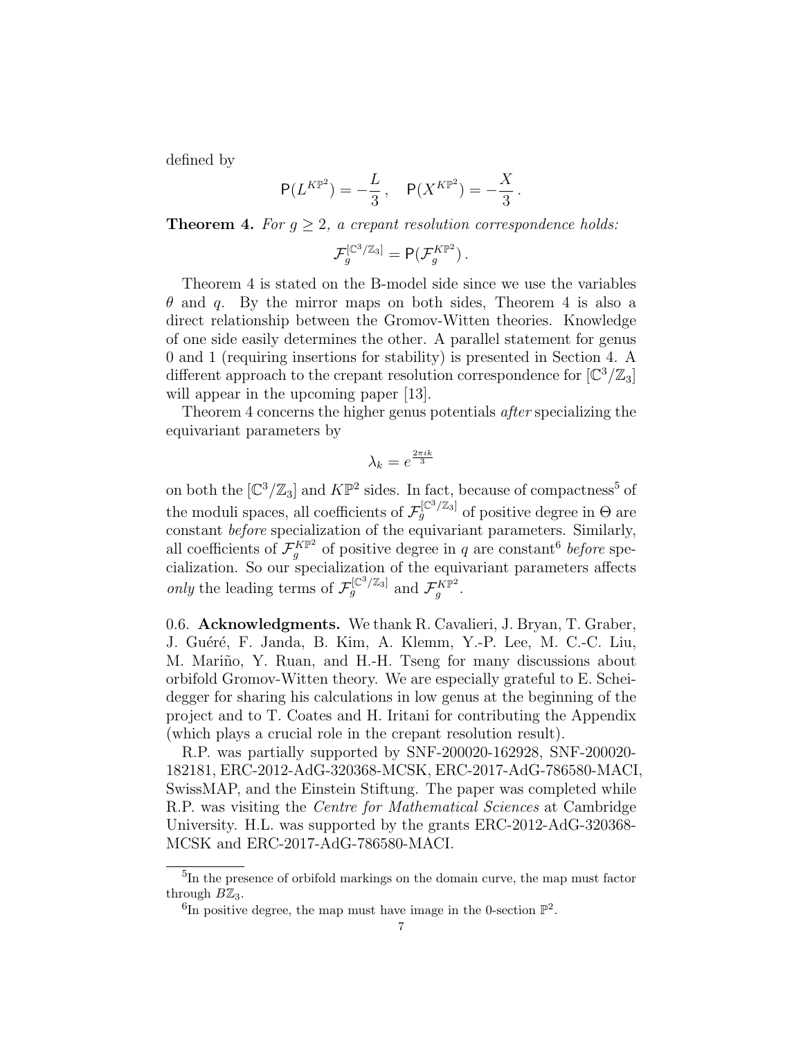defined by

$$\mathsf{P}(L^{K\mathbb{P}^2}) = -\frac{L}{3}\,, \quad \mathsf{P}(X^{K\mathbb{P}^2}) = -\frac{X}{3}\,.$$

**Theorem 4.** *For $g \geq 2$, a crepant resolution correspondence holds:*

$$\mathcal{F}_g^{[\mathbb{C}^3/\mathbb{Z}_3]} = \mathsf{P}(\mathcal{F}_g^{K\mathbb{P}^2})\,.$$

Theorem 4 is stated on the B-model side since we use the variables $\theta$ and $q$. By the mirror maps on both sides, Theorem 4 is also a direct relationship between the Gromov-Witten theories. Knowledge of one side easily determines the other. A parallel statement for genus 0 and 1 (requiring insertions for stability) is presented in Section 4. A different approach to the crepant resolution correspondence for $[\mathbb{C}^3/\mathbb{Z}_3]$ will appear in the upcoming paper [13].

Theorem 4 concerns the higher genus potentials *after* specializing the equivariant parameters by

$$\lambda_k = e^{\frac{2\pi i k}{3}}$$

on both the $[\mathbb{C}^3/\mathbb{Z}_3]$ and $K\mathbb{P}^2$ sides. In fact, because of compactness[5] of the moduli spaces, all coefficients of $\mathcal{F}_g^{[\mathbb{C}^3/\mathbb{Z}_3]}$ of positive degree in $\Theta$ are constant *before* specialization of the equivariant parameters. Similarly, all coefficients of $\mathcal{F}_g^{K\mathbb{P}^2}$ of positive degree in $q$ are constant[6] *before* specialization. So our specialization of the equivariant parameters affects *only* the leading terms of $\mathcal{F}_g^{[\mathbb{C}^3/\mathbb{Z}_3]}$ and $\mathcal{F}_g^{K\mathbb{P}^2}$.

0.6. **Acknowledgments.** We thank R. Cavalieri, J. Bryan, T. Graber, J. Guéré, F. Janda, B. Kim, A. Klemm, Y.-P. Lee, M. C.-C. Liu, M. Mariño, Y. Ruan, and H.-H. Tseng for many discussions about orbifold Gromov-Witten theory. We are especially grateful to E. Scheidegger for sharing his calculations in low genus at the beginning of the project and to T. Coates and H. Iritani for contributing the Appendix (which plays a crucial role in the crepant resolution result).

R.P. was partially supported by SNF-200020-162928, SNF-200020-182181, ERC-2012-AdG-320368-MCSK, ERC-2017-AdG-786580-MACI, SwissMAP, and the Einstein Stiftung. The paper was completed while R.P. was visiting the *Centre for Mathematical Sciences* at Cambridge University. H.L. was supported by the grants ERC-2012-AdG-320368-MCSK and ERC-2017-AdG-786580-MACI.

[5] In the presence of orbifold markings on the domain curve, the map must factor through $B\mathbb{Z}_3$.

[6] In positive degree, the map must have image in the 0-section $\mathbb{P}^2$.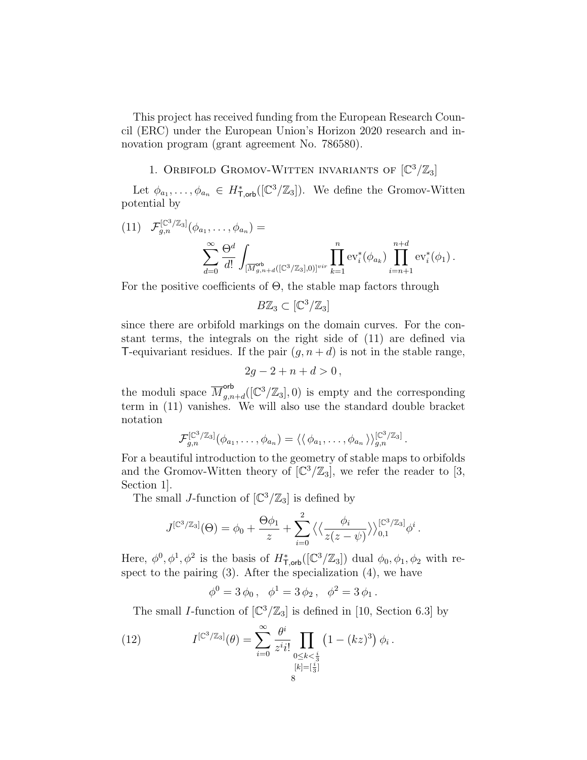This project has received funding from the European Research Council (ERC) under the European Union's Horizon 2020 research and innovation program (grant agreement No. 786580).

## 1. Orbifold Gromov-Witten invariants of $[\mathbb{C}^3/\mathbb{Z}_3]$

Let $\phi_{a_1}, \ldots, \phi_{a_n} \in H^*_{\mathsf{T},\mathsf{orb}}([\mathbb{C}^3/\mathbb{Z}_3])$. We define the Gromov-Witten potential by

$$
(11) \quad \mathcal{F}^{[\mathbb{C}^3/\mathbb{Z}_3]}_{g,n}(\phi_{a_1}, \ldots, \phi_{a_n}) = \sum_{d=0}^{\infty} \frac{\Theta^d}{d!} \int_{[\overline{M}^{\mathsf{orb}}_{g,n+d}([\mathbb{C}^3/\mathbb{Z}_3],0)]^{vir}} \prod_{k=1}^{n} \mathrm{ev}_i^*(\phi_{a_k}) \prod_{i=n+1}^{n+d} \mathrm{ev}_i^*(\phi_1)\,.
$$

For the positive coefficients of $\Theta$, the stable map factors through

$$
B\mathbb{Z}_3 \subset [\mathbb{C}^3/\mathbb{Z}_3]
$$

since there are orbifold markings on the domain curves. For the constant terms, the integrals on the right side of (11) are defined via $\mathsf{T}$-equivariant residues. If the pair $(g, n+d)$ is not in the stable range,

$$
2g - 2 + n + d > 0\,,
$$

the moduli space $\overline{M}^{\mathsf{orb}}_{g,n+d}([\mathbb{C}^3/\mathbb{Z}_3], 0)$ is empty and the corresponding term in (11) vanishes. We will also use the standard double bracket notation

$$
\mathcal{F}^{[\mathbb{C}^3/\mathbb{Z}_3]}_{g,n}(\phi_{a_1}, \ldots, \phi_{a_n}) = \langle\langle\, \phi_{a_1}, \ldots, \phi_{a_n} \,\rangle\rangle^{[\mathbb{C}^3/\mathbb{Z}_3]}_{g,n}\,.
$$

For a beautiful introduction to the geometry of stable maps to orbifolds and the Gromov-Witten theory of $[\mathbb{C}^3/\mathbb{Z}_3]$, we refer the reader to [3, Section 1].

The small $J$-function of $[\mathbb{C}^3/\mathbb{Z}_3]$ is defined by

$$
J^{[\mathbb{C}^3/\mathbb{Z}_3]}(\Theta) = \phi_0 + \frac{\Theta\phi_1}{z} + \sum_{i=0}^{2} \langle\langle \frac{\phi_i}{z(z-\psi)} \rangle\rangle^{[\mathbb{C}^3/\mathbb{Z}_3]}_{0,1} \phi^i\,.
$$

Here, $\phi^0, \phi^1, \phi^2$ is the basis of $H^*_{\mathsf{T},\mathsf{orb}}([\mathbb{C}^3/\mathbb{Z}_3])$ dual $\phi_0, \phi_1, \phi_2$ with respect to the pairing (3). After the specialization (4), we have

$$
\phi^0 = 3\,\phi_0\,, \quad \phi^1 = 3\,\phi_2\,, \quad \phi^2 = 3\,\phi_1\,.
$$

The small $I$-function of $[\mathbb{C}^3/\mathbb{Z}_3]$ is defined in [10, Section 6.3] by

$$
(12) \qquad I^{[\mathbb{C}^3/\mathbb{Z}_3]}(\theta) = \sum_{i=0}^{\infty} \frac{\theta^i}{z^i i!} \prod_{\substack{0 \le k < \frac{i}{3} \\ [k] = [\frac{i}{3}]}} \left(1 - (kz)^3\right) \phi_i\,.
$$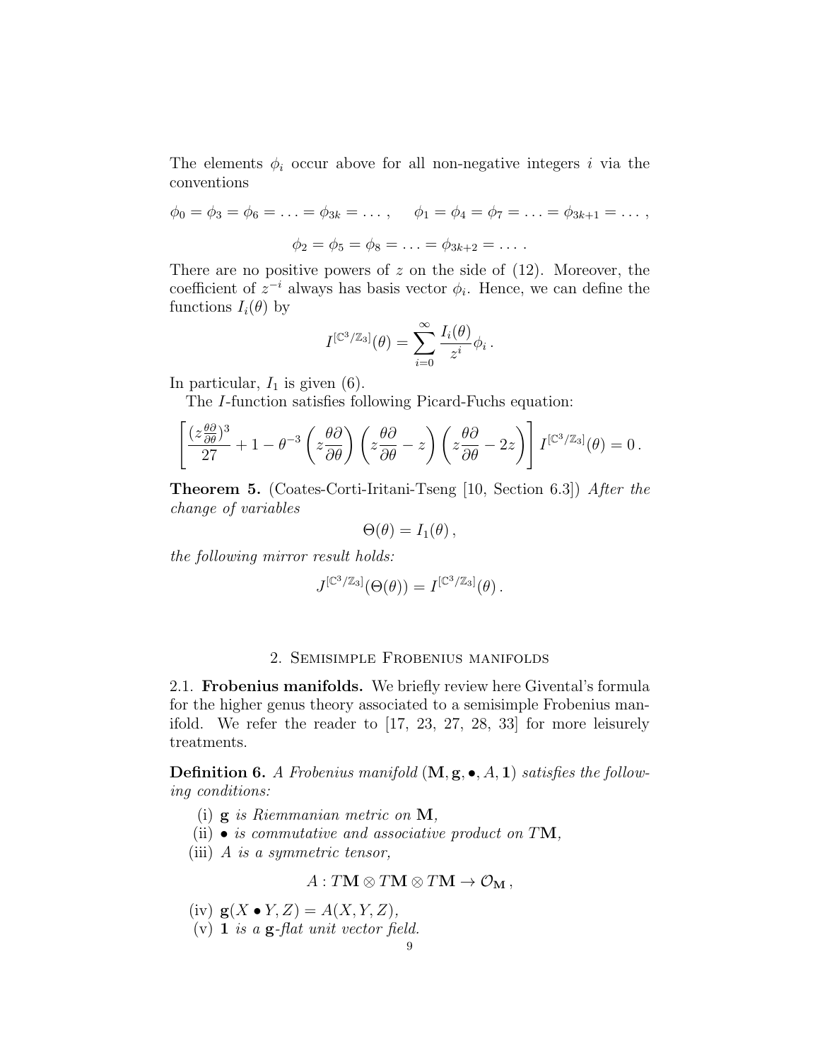The elements $\phi_i$ occur above for all non-negative integers $i$ via the conventions

$$\phi_0 = \phi_3 = \phi_6 = \ldots = \phi_{3k} = \ldots, \quad \phi_1 = \phi_4 = \phi_7 = \ldots = \phi_{3k+1} = \ldots,$$

$$\phi_2 = \phi_5 = \phi_8 = \ldots = \phi_{3k+2} = \ldots.$$

There are no positive powers of $z$ on the side of (12). Moreover, the coefficient of $z^{-i}$ always has basis vector $\phi_i$. Hence, we can define the functions $I_i(\theta)$ by

$$I^{[\mathbb{C}^3/\mathbb{Z}_3]}(\theta) = \sum_{i=0}^{\infty} \frac{I_i(\theta)}{z^i} \phi_i.$$

In particular, $I_1$ is given (6).

The $I$-function satisfies following Picard-Fuchs equation:

$$\left[ \frac{(z\frac{\theta\partial}{\partial\theta})^3}{27} + 1 - \theta^{-3} \left( z\frac{\theta\partial}{\partial\theta} \right) \left( z\frac{\theta\partial}{\partial\theta} - z \right) \left( z\frac{\theta\partial}{\partial\theta} - 2z \right) \right] I^{[\mathbb{C}^3/\mathbb{Z}_3]}(\theta) = 0.$$

**Theorem 5.** (Coates-Corti-Iritani-Tseng [10, Section 6.3]) *After the change of variables*

$$\Theta(\theta) = I_1(\theta),$$

*the following mirror result holds:*

$$J^{[\mathbb{C}^3/\mathbb{Z}_3]}(\Theta(\theta)) = I^{[\mathbb{C}^3/\mathbb{Z}_3]}(\theta).$$

## 2. Semisimple Frobenius manifolds

**2.1. Frobenius manifolds.** We briefly review here Givental's formula for the higher genus theory associated to a semisimple Frobenius manifold. We refer the reader to [17, 23, 27, 28, 33] for more leisurely treatments.

**Definition 6.** *A Frobenius manifold* $(\mathbf{M}, \mathbf{g}, \bullet, A, \mathbf{1})$ *satisfies the following conditions:*

(i) $\mathbf{g}$ *is Riemmanian metric on* $\mathbf{M}$,

(ii) $\bullet$ *is commutative and associative product on* $T\mathbf{M}$,

(iii) $A$ *is a symmetric tensor,*

$$A : T\mathbf{M} \otimes T\mathbf{M} \otimes T\mathbf{M} \to \mathcal{O}_{\mathbf{M}},$$

(iv) $\mathbf{g}(X \bullet Y, Z) = A(X, Y, Z)$,

(v) $\mathbf{1}$ *is a* $\mathbf{g}$*-flat unit vector field.*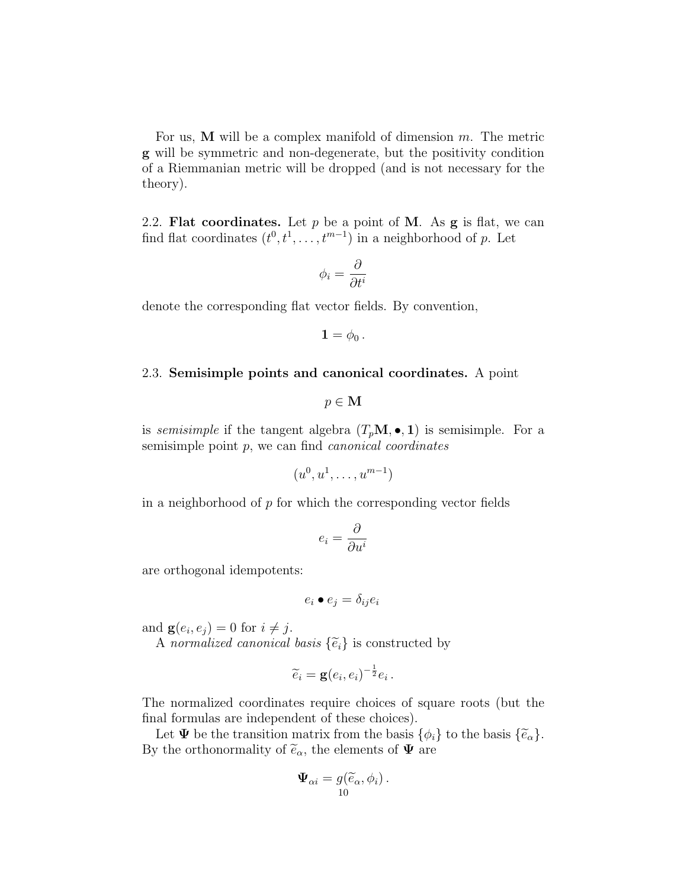For us, $\mathbf{M}$ will be a complex manifold of dimension $m$. The metric $\mathbf{g}$ will be symmetric and non-degenerate, but the positivity condition of a Riemmanian metric will be dropped (and is not necessary for the theory).

2.2. **Flat coordinates.** Let $p$ be a point of $\mathbf{M}$. As $\mathbf{g}$ is flat, we can find flat coordinates $(t^0, t^1, \ldots, t^{m-1})$ in a neighborhood of $p$. Let

$$\phi_i = \frac{\partial}{\partial t^i}$$

denote the corresponding flat vector fields. By convention,

$$\mathbf{1} = \phi_0 \,.$$

2.3. **Semisimple points and canonical coordinates.** A point

$$p \in \mathbf{M}$$

is *semisimple* if the tangent algebra $(T_p\mathbf{M}, \bullet, \mathbf{1})$ is semisimple. For a semisimple point $p$, we can find *canonical coordinates*

$$(u^0, u^1, \ldots, u^{m-1})$$

in a neighborhood of $p$ for which the corresponding vector fields

$$e_i = \frac{\partial}{\partial u^i}$$

are orthogonal idempotents:

$$e_i \bullet e_j = \delta_{ij} e_i$$

and $\mathbf{g}(e_i, e_j) = 0$ for $i \neq j$.

A *normalized canonical basis* $\{\widetilde{e}_i\}$ is constructed by

$$\widetilde{e}_i = \mathbf{g}(e_i, e_i)^{-\frac{1}{2}} e_i \,.$$

The normalized coordinates require choices of square roots (but the final formulas are independent of these choices).

Let $\mathbf{\Psi}$ be the transition matrix from the basis $\{\phi_i\}$ to the basis $\{\widetilde{e}_\alpha\}$. By the orthonormality of $\widetilde{e}_\alpha$, the elements of $\mathbf{\Psi}$ are

$$\mathbf{\Psi}_{\alpha i} = g(\widetilde{e}_\alpha, \phi_i) \,.$$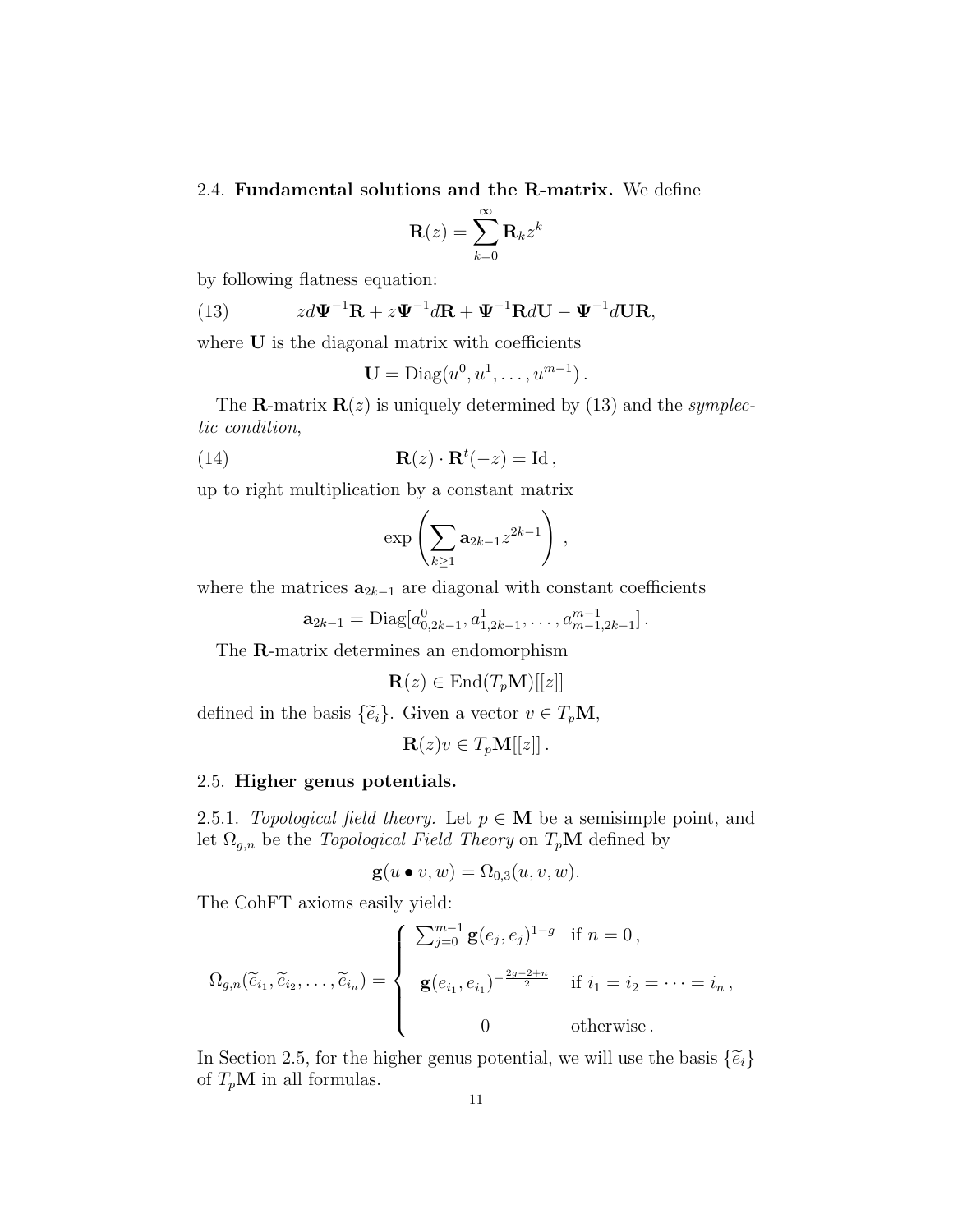2.4. **Fundamental solutions and the R-matrix.** We define

$$\mathbf{R}(z) = \sum_{k=0}^{\infty} \mathbf{R}_k z^k$$

by following flatness equation:

$$z d\mathbf{\Psi}^{-1}\mathbf{R} + z\mathbf{\Psi}^{-1}d\mathbf{R} + \mathbf{\Psi}^{-1}\mathbf{R}d\mathbf{U} - \mathbf{\Psi}^{-1}d\mathbf{U}\mathbf{R}, \tag{13}$$

where $\mathbf{U}$ is the diagonal matrix with coefficients

$$\mathbf{U} = \mathrm{Diag}(u^0, u^1, \ldots, u^{m-1}) .$$

The $\mathbf{R}$-matrix $\mathbf{R}(z)$ is uniquely determined by (13) and the *symplectic condition*,

$$\mathbf{R}(z) \cdot \mathbf{R}^t(-z) = \mathrm{Id} , \tag{14}$$

up to right multiplication by a constant matrix

$$\exp\left(\sum_{k\geq 1} \mathbf{a}_{2k-1} z^{2k-1}\right) ,$$

where the matrices $\mathbf{a}_{2k-1}$ are diagonal with constant coefficients

$$\mathbf{a}_{2k-1} = \mathrm{Diag}[a^0_{0,2k-1}, a^1_{1,2k-1}, \ldots, a^{m-1}_{m-1,2k-1}] .$$

The $\mathbf{R}$-matrix determines an endomorphism

$$\mathbf{R}(z) \in \mathrm{End}(T_p\mathbf{M})[[z]]$$

defined in the basis $\{\widetilde{e}_i\}$. Given a vector $v \in T_p\mathbf{M}$,

$$\mathbf{R}(z)v \in T_p\mathbf{M}[[z]] .$$

## 2.5. Higher genus potentials.

2.5.1. *Topological field theory.* Let $p \in \mathbf{M}$ be a semisimple point, and let $\Omega_{g,n}$ be the *Topological Field Theory* on $T_p\mathbf{M}$ defined by

$$\mathbf{g}(u \bullet v, w) = \Omega_{0,3}(u, v, w).$$

The CohFT axioms easily yield:

$$\Omega_{g,n}(\widetilde{e}_{i_1}, \widetilde{e}_{i_2}, \ldots, \widetilde{e}_{i_n}) = \begin{cases} \sum_{j=0}^{m-1} \mathbf{g}(e_j, e_j)^{1-g} & \text{if } n = 0 , \\ \mathbf{g}(e_{i_1}, e_{i_1})^{-\frac{2g-2+n}{2}} & \text{if } i_1 = i_2 = \cdots = i_n , \\ 0 & \text{otherwise} . \end{cases}$$

In Section 2.5, for the higher genus potential, we will use the basis $\{\widetilde{e}_i\}$ of $T_p\mathbf{M}$ in all formulas.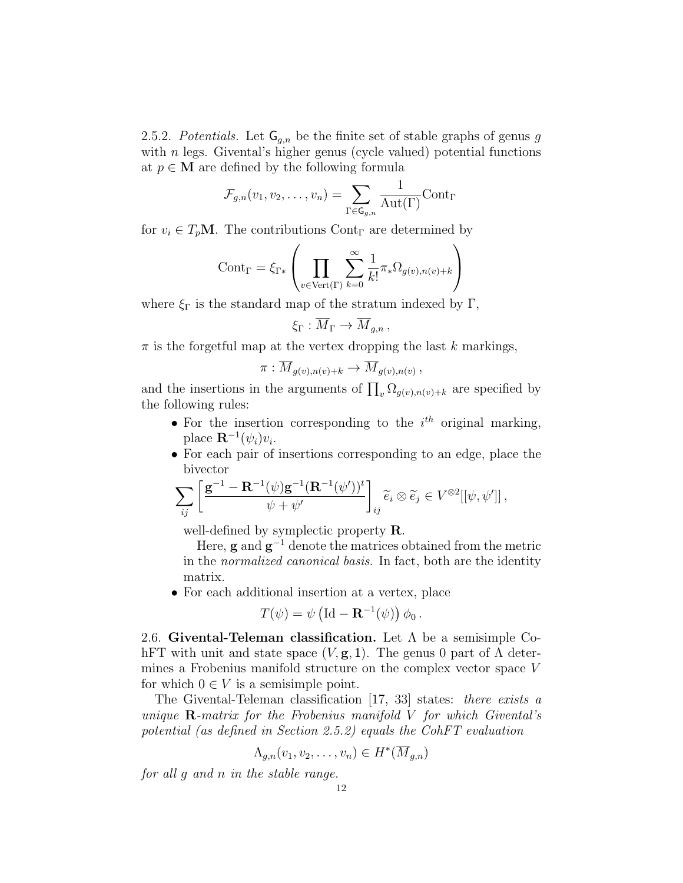2.5.2. *Potentials.* Let $\mathsf{G}_{g,n}$ be the finite set of stable graphs of genus $g$ with $n$ legs. Givental's higher genus (cycle valued) potential functions at $p \in \mathbf{M}$ are defined by the following formula

$$\mathcal{F}_{g,n}(v_1, v_2, \ldots, v_n) = \sum_{\Gamma \in \mathsf{G}_{g,n}} \frac{1}{\mathrm{Aut}(\Gamma)} \mathrm{Cont}_\Gamma$$

for $v_i \in T_p\mathbf{M}$. The contributions $\mathrm{Cont}_\Gamma$ are determined by

$$\mathrm{Cont}_\Gamma = \xi_{\Gamma *} \left( \prod_{v \in \mathrm{Vert}(\Gamma)} \sum_{k=0}^{\infty} \frac{1}{k!} \pi_* \Omega_{g(v),n(v)+k} \right)$$

where $\xi_\Gamma$ is the standard map of the stratum indexed by $\Gamma$,

$$\xi_\Gamma : \overline{M}_\Gamma \to \overline{M}_{g,n} ,$$

$\pi$ is the forgetful map at the vertex dropping the last $k$ markings,

$$\pi : \overline{M}_{g(v),n(v)+k} \to \overline{M}_{g(v),n(v)} ,$$

and the insertions in the arguments of $\prod_v \Omega_{g(v),n(v)+k}$ are specified by the following rules:

- For the insertion corresponding to the $i^{th}$ original marking, place $\mathbf{R}^{-1}(\psi_i)v_i$.
- For each pair of insertions corresponding to an edge, place the bivector
$$\sum_{ij} \left[ \frac{\mathbf{g}^{-1} - \mathbf{R}^{-1}(\psi)\mathbf{g}^{-1}(\mathbf{R}^{-1}(\psi'))^t}{\psi + \psi'} \right]_{ij} \widetilde{e}_i \otimes \widetilde{e}_j \in V^{\otimes 2}[[\psi, \psi']] ,$$
well-defined by symplectic property $\mathbf{R}$.

  Here, $\mathbf{g}$ and $\mathbf{g}^{-1}$ denote the matrices obtained from the metric in the *normalized canonical basis*. In fact, both are the identity matrix.
- For each additional insertion at a vertex, place
$$T(\psi) = \psi \left( \mathrm{Id} - \mathbf{R}^{-1}(\psi) \right) \phi_0 .$$

2.6. **Givental-Teleman classification.** Let $\Lambda$ be a semisimple CohFT with unit and state space $(V, \mathbf{g}, \mathbf{1})$. The genus 0 part of $\Lambda$ determines a Frobenius manifold structure on the complex vector space $V$ for which $0 \in V$ is a semisimple point.

The Givental-Teleman classification [17, 33] states: *there exists a unique* $\mathbf{R}$*-matrix for the Frobenius manifold* $V$ *for which Givental's potential (as defined in Section 2.5.2) equals the CohFT evaluation*

$$\Lambda_{g,n}(v_1, v_2, \ldots, v_n) \in H^*(\overline{M}_{g,n})$$

*for all* $g$ *and* $n$ *in the stable range.*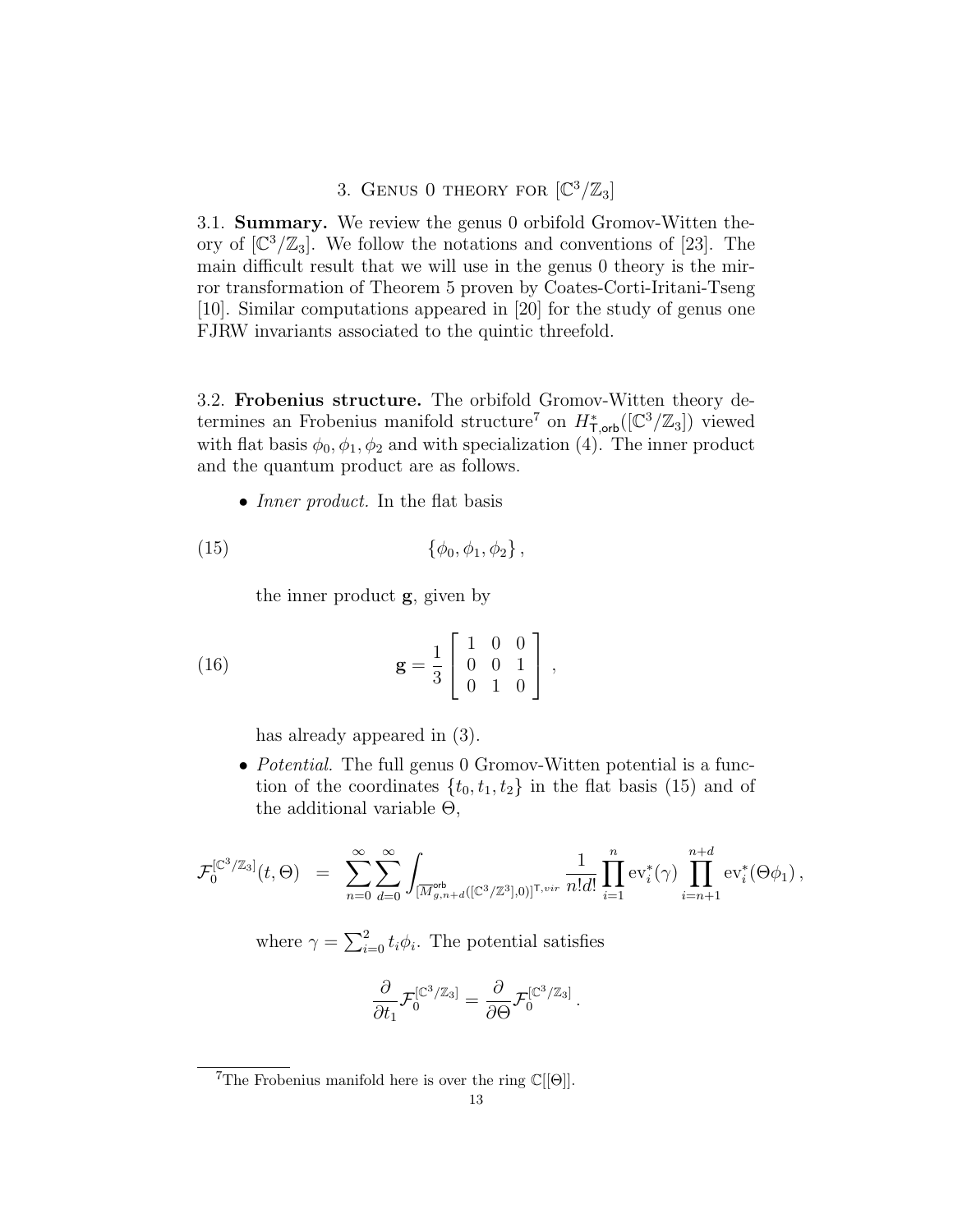## 3. Genus 0 theory for $[\mathbb{C}^3/\mathbb{Z}_3]$

3.1. **Summary.** We review the genus 0 orbifold Gromov-Witten theory of $[\mathbb{C}^3/\mathbb{Z}_3]$. We follow the notations and conventions of [23]. The main difficult result that we will use in the genus 0 theory is the mirror transformation of Theorem 5 proven by Coates-Corti-Iritani-Tseng [10]. Similar computations appeared in [20] for the study of genus one FJRW invariants associated to the quintic threefold.

3.2. **Frobenius structure.** The orbifold Gromov-Witten theory determines an Frobenius manifold structure[7] on $H^*_{\mathsf{T},\mathsf{orb}}([\mathbb{C}^3/\mathbb{Z}_3])$ viewed with flat basis $\phi_0, \phi_1, \phi_2$ and with specialization (4). The inner product and the quantum product are as follows.

- *Inner product.* In the flat basis

$$\{\phi_0, \phi_1, \phi_2\}, \tag{15}$$

the inner product $\mathbf{g}$, given by

$$\mathbf{g} = \frac{1}{3} \begin{bmatrix} 1 & 0 & 0 \\ 0 & 0 & 1 \\ 0 & 1 & 0 \end{bmatrix}, \tag{16}$$

has already appeared in (3).

- *Potential.* The full genus 0 Gromov-Witten potential is a function of the coordinates $\{t_0, t_1, t_2\}$ in the flat basis (15) and of the additional variable $\Theta$,

$$\mathcal{F}_0^{[\mathbb{C}^3/\mathbb{Z}_3]}(t,\Theta) = \sum_{n=0}^{\infty}\sum_{d=0}^{\infty} \int_{[\overline{M}^{\mathsf{orb}}_{g,n+d}([\mathbb{C}^3/\mathbb{Z}^3],0)]^{\mathsf{T},vir}} \frac{1}{n!d!} \prod_{i=1}^{n} \mathrm{ev}_i^*(\gamma) \prod_{i=n+1}^{n+d} \mathrm{ev}_i^*(\Theta\phi_1),$$

where $\gamma = \sum_{i=0}^{2} t_i\phi_i$. The potential satisfies

$$\frac{\partial}{\partial t_1}\mathcal{F}_0^{[\mathbb{C}^3/\mathbb{Z}_3]} = \frac{\partial}{\partial \Theta}\mathcal{F}_0^{[\mathbb{C}^3/\mathbb{Z}_3]}.$$

[7] The Frobenius manifold here is over the ring $\mathbb{C}[[\Theta]]$.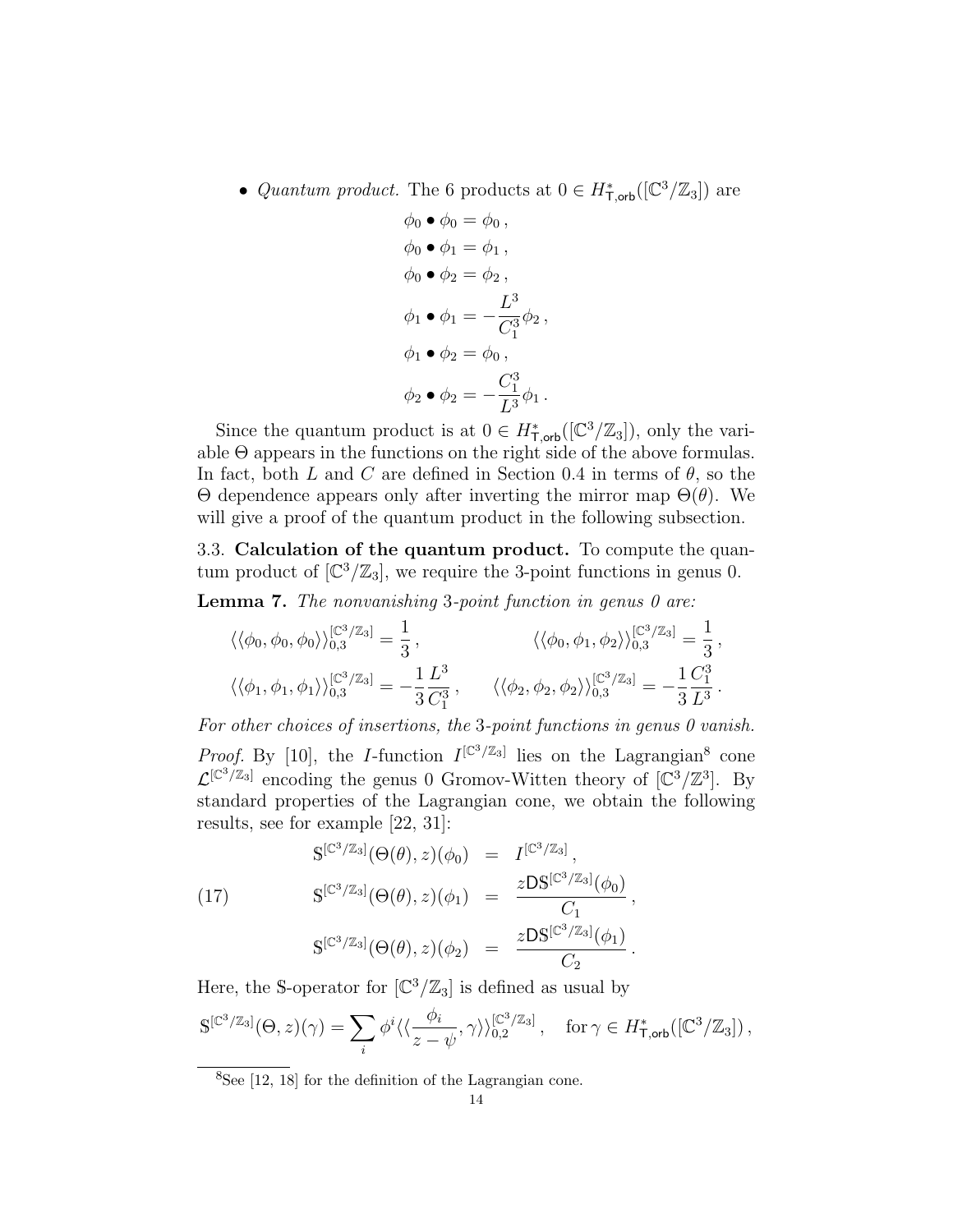- *Quantum product.* The 6 products at $0 \in H^*_{\mathsf{T},\mathrm{orb}}([\mathbb{C}^3/\mathbb{Z}_3])$ are

$$
\begin{aligned}
\phi_0 \bullet \phi_0 &= \phi_0\,,\\
\phi_0 \bullet \phi_1 &= \phi_1\,,\\
\phi_0 \bullet \phi_2 &= \phi_2\,,\\
\phi_1 \bullet \phi_1 &= -\frac{L^3}{C_1^3}\phi_2\,,\\
\phi_1 \bullet \phi_2 &= \phi_0\,,\\
\phi_2 \bullet \phi_2 &= -\frac{C_1^3}{L^3}\phi_1\,.
\end{aligned}
$$

Since the quantum product is at $0 \in H^*_{\mathsf{T},\mathrm{orb}}([\mathbb{C}^3/\mathbb{Z}_3])$, only the variable $\Theta$ appears in the functions on the right side of the above formulas. In fact, both $L$ and $C$ are defined in Section 0.4 in terms of $\theta$, so the $\Theta$ dependence appears only after inverting the mirror map $\Theta(\theta)$. We will give a proof of the quantum product in the following subsection.

3.3. **Calculation of the quantum product.** To compute the quantum product of $[\mathbb{C}^3/\mathbb{Z}_3]$, we require the 3-point functions in genus 0.

**Lemma 7.** *The nonvanishing* 3*-point function in genus 0 are:*

$$
\langle\langle \phi_0,\phi_0,\phi_0\rangle\rangle_{0,3}^{[\mathbb{C}^3/\mathbb{Z}_3]} = \frac{1}{3}\,, \qquad \langle\langle \phi_0,\phi_1,\phi_2\rangle\rangle_{0,3}^{[\mathbb{C}^3/\mathbb{Z}_3]} = \frac{1}{3}\,,
$$

$$
\langle\langle \phi_1,\phi_1,\phi_1\rangle\rangle_{0,3}^{[\mathbb{C}^3/\mathbb{Z}_3]} = -\frac{1}{3}\frac{L^3}{C_1^3}\,, \qquad \langle\langle \phi_2,\phi_2,\phi_2\rangle\rangle_{0,3}^{[\mathbb{C}^3/\mathbb{Z}_3]} = -\frac{1}{3}\frac{C_1^3}{L^3}\,.
$$

*For other choices of insertions, the* 3*-point functions in genus 0 vanish.*

*Proof.* By [10], the $I$-function $I^{[\mathbb{C}^3/\mathbb{Z}_3]}$ lies on the Lagrangian[8] cone $\mathcal{L}^{[\mathbb{C}^3/\mathbb{Z}_3]}$ encoding the genus 0 Gromov-Witten theory of $[\mathbb{C}^3/\mathbb{Z}^3]$. By standard properties of the Lagrangian cone, we obtain the following results, see for example [22, 31]:

$$
\begin{aligned}
\mathbb{S}^{[\mathbb{C}^3/\mathbb{Z}_3]}(\Theta(\theta),z)(\phi_0) &= I^{[\mathbb{C}^3/\mathbb{Z}_3]}\,,\\
\mathbb{S}^{[\mathbb{C}^3/\mathbb{Z}_3]}(\Theta(\theta),z)(\phi_1) &= \frac{z\mathsf{D}\mathbb{S}^{[\mathbb{C}^3/\mathbb{Z}_3]}(\phi_0)}{C_1}\,,\\
\mathbb{S}^{[\mathbb{C}^3/\mathbb{Z}_3]}(\Theta(\theta),z)(\phi_2) &= \frac{z\mathsf{D}\mathbb{S}^{[\mathbb{C}^3/\mathbb{Z}_3]}(\phi_1)}{C_2}\,.
\end{aligned} \tag{17}
$$

Here, the $\mathbb{S}$-operator for $[\mathbb{C}^3/\mathbb{Z}_3]$ is defined as usual by

$$
\mathbb{S}^{[\mathbb{C}^3/\mathbb{Z}_3]}(\Theta,z)(\gamma) = \sum_i \phi^i \langle\langle \frac{\phi_i}{z-\psi},\gamma\rangle\rangle_{0,2}^{[\mathbb{C}^3/\mathbb{Z}_3]}\,, \quad \text{for } \gamma \in H^*_{\mathsf{T},\mathrm{orb}}([\mathbb{C}^3/\mathbb{Z}_3])\,,
$$

[8] See [12, 18] for the definition of the Lagrangian cone.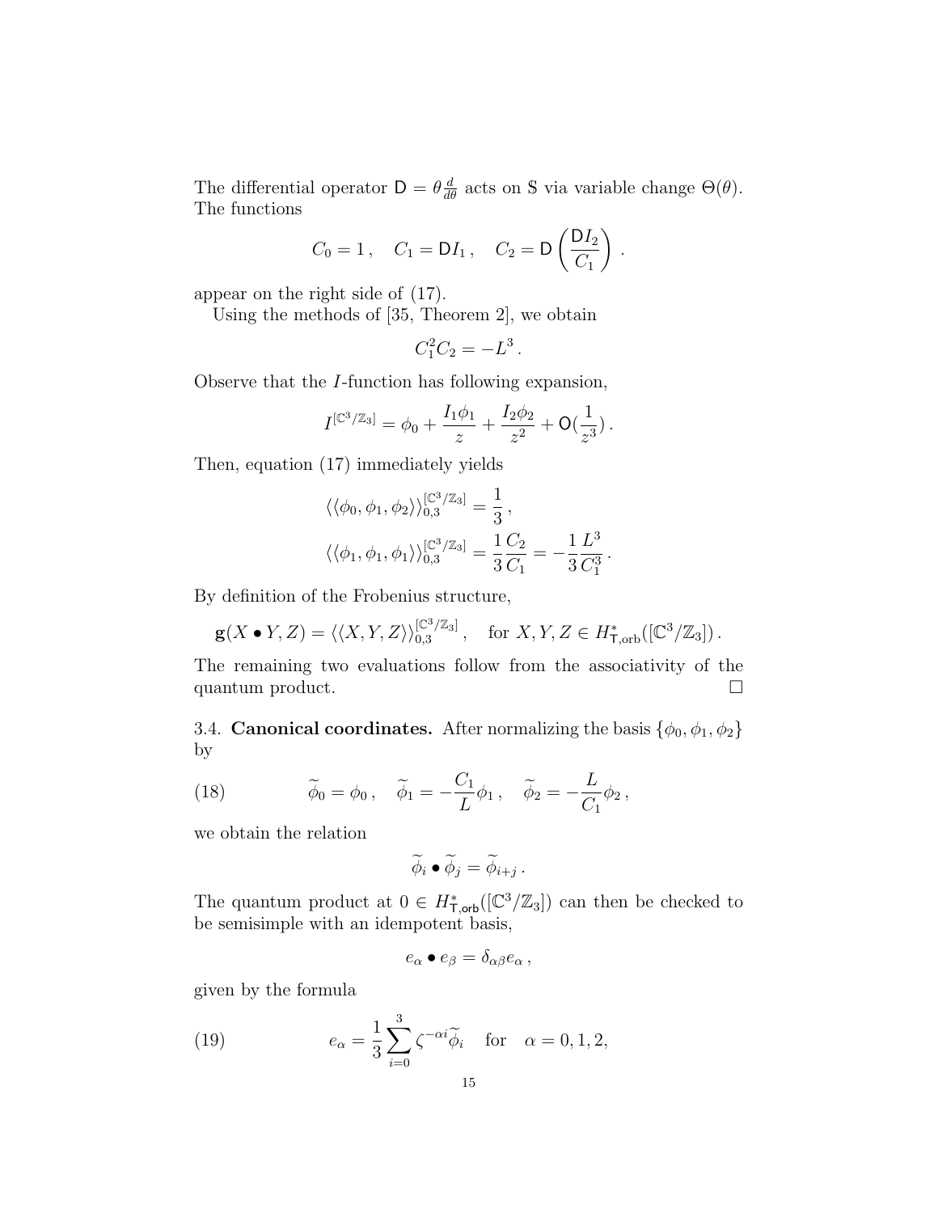The differential operator $\mathsf{D} = \theta \frac{d}{d\theta}$ acts on \$ via variable change $\Theta(\theta)$. The functions

$$C_0 = 1\,, \quad C_1 = \mathsf{D} I_1\,, \quad C_2 = \mathsf{D}\left(\frac{\mathsf{D} I_2}{C_1}\right)\,.$$

appear on the right side of (17).

Using the methods of [35, Theorem 2], we obtain

$$C_1^2 C_2 = -L^3\,.$$

Observe that the $I$-function has following expansion,

$$I^{[\mathbb{C}^3/\mathbb{Z}_3]} = \phi_0 + \frac{I_1 \phi_1}{z} + \frac{I_2 \phi_2}{z^2} + \mathsf{O}(\frac{1}{z^3})\,.$$

Then, equation (17) immediately yields

$$\langle\langle \phi_0, \phi_1, \phi_2 \rangle\rangle_{0,3}^{[\mathbb{C}^3/\mathbb{Z}_3]} = \frac{1}{3}\,,$$

$$\langle\langle \phi_1, \phi_1, \phi_1 \rangle\rangle_{0,3}^{[\mathbb{C}^3/\mathbb{Z}_3]} = \frac{1}{3}\frac{C_2}{C_1} = -\frac{1}{3}\frac{L^3}{C_1^3}\,.$$

By definition of the Frobenius structure,

$$\mathbf{g}(X \bullet Y, Z) = \langle\langle X, Y, Z \rangle\rangle_{0,3}^{[\mathbb{C}^3/\mathbb{Z}_3]}\,, \quad \text{for } X, Y, Z \in H^*_{\mathsf{T},\mathrm{orb}}([\mathbb{C}^3/\mathbb{Z}_3])\,.$$

The remaining two evaluations follow from the associativity of the quantum product. □

3.4. **Canonical coordinates.** After normalizing the basis $\{\phi_0, \phi_1, \phi_2\}$ by

$$(18) \qquad \widetilde{\phi}_0 = \phi_0\,, \quad \widetilde{\phi}_1 = -\frac{C_1}{L}\phi_1\,, \quad \widetilde{\phi}_2 = -\frac{L}{C_1}\phi_2\,,$$

we obtain the relation

$$\widetilde{\phi}_i \bullet \widetilde{\phi}_j = \widetilde{\phi}_{i+j}\,.$$

The quantum product at $0 \in H^*_{\mathsf{T},\mathsf{orb}}([\mathbb{C}^3/\mathbb{Z}_3])$ can then be checked to be semisimple with an idempotent basis,

$$e_\alpha \bullet e_\beta = \delta_{\alpha\beta} e_\alpha\,,$$

given by the formula

$$(19) \qquad e_\alpha = \frac{1}{3}\sum_{i=0}^{3} \zeta^{-\alpha i}\widetilde{\phi}_i \quad \text{for} \quad \alpha = 0, 1, 2,$$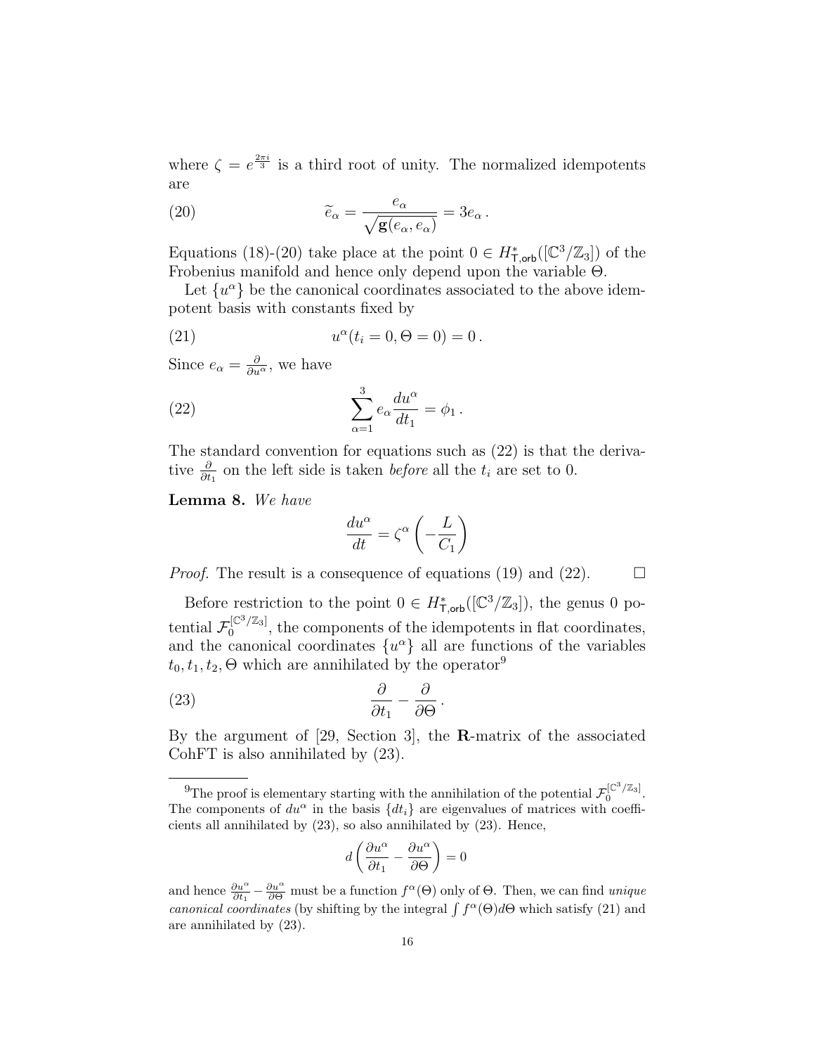where $\zeta = e^{\frac{2\pi i}{3}}$ is a third root of unity. The normalized idempotents are

$$\widetilde{e}_\alpha = \frac{e_\alpha}{\sqrt{\mathbf{g}(e_\alpha, e_\alpha)}} = 3e_\alpha \, . \tag{20}$$

Equations (18)-(20) take place at the point $0 \in H^*_{\mathsf{T},\mathsf{orb}}([\mathbb{C}^3/\mathbb{Z}_3])$ of the Frobenius manifold and hence only depend upon the variable $\Theta$.

Let $\{u^\alpha\}$ be the canonical coordinates associated to the above idempotent basis with constants fixed by

$$u^\alpha(t_i = 0, \Theta = 0) = 0 \, . \tag{21}$$

Since $e_\alpha = \frac{\partial}{\partial u^\alpha}$, we have

$$\sum_{\alpha=1}^{3} e_\alpha \frac{du^\alpha}{dt_1} = \phi_1 \, . \tag{22}$$

The standard convention for equations such as (22) is that the derivative $\frac{\partial}{\partial t_1}$ on the left side is taken *before* all the $t_i$ are set to 0.

**Lemma 8.** *We have*

$$\frac{du^\alpha}{dt} = \zeta^\alpha \left( -\frac{L}{C_1} \right)$$

*Proof.* The result is a consequence of equations (19) and (22). □

Before restriction to the point $0 \in H^*_{\mathsf{T},\mathsf{orb}}([\mathbb{C}^3/\mathbb{Z}_3])$, the genus 0 potential $\mathcal{F}_0^{[\mathbb{C}^3/\mathbb{Z}_3]}$, the components of the idempotents in flat coordinates, and the canonical coordinates $\{u^\alpha\}$ all are functions of the variables $t_0, t_1, t_2, \Theta$ which are annihilated by the operator[9]

$$\frac{\partial}{\partial t_1} - \frac{\partial}{\partial \Theta} \, . \tag{23}$$

By the argument of [29, Section 3], the $\mathbf{R}$-matrix of the associated CohFT is also annihilated by (23).

---

[9] The proof is elementary starting with the annihilation of the potential $\mathcal{F}_0^{[\mathbb{C}^3/\mathbb{Z}_3]}$. The components of $du^\alpha$ in the basis $\{dt_i\}$ are eigenvalues of matrices with coefficients all annihilated by (23), so also annihilated by (23). Hence,

$$d \left( \frac{\partial u^\alpha}{\partial t_1} - \frac{\partial u^\alpha}{\partial \Theta} \right) = 0$$

and hence $\frac{\partial u^\alpha}{\partial t_1} - \frac{\partial u^\alpha}{\partial \Theta}$ must be a function $f^\alpha(\Theta)$ only of $\Theta$. Then, we can find *unique canonical coordinates* (by shifting by the integral $\int f^\alpha(\Theta) d\Theta$ which satisfy (21) and are annihilated by (23).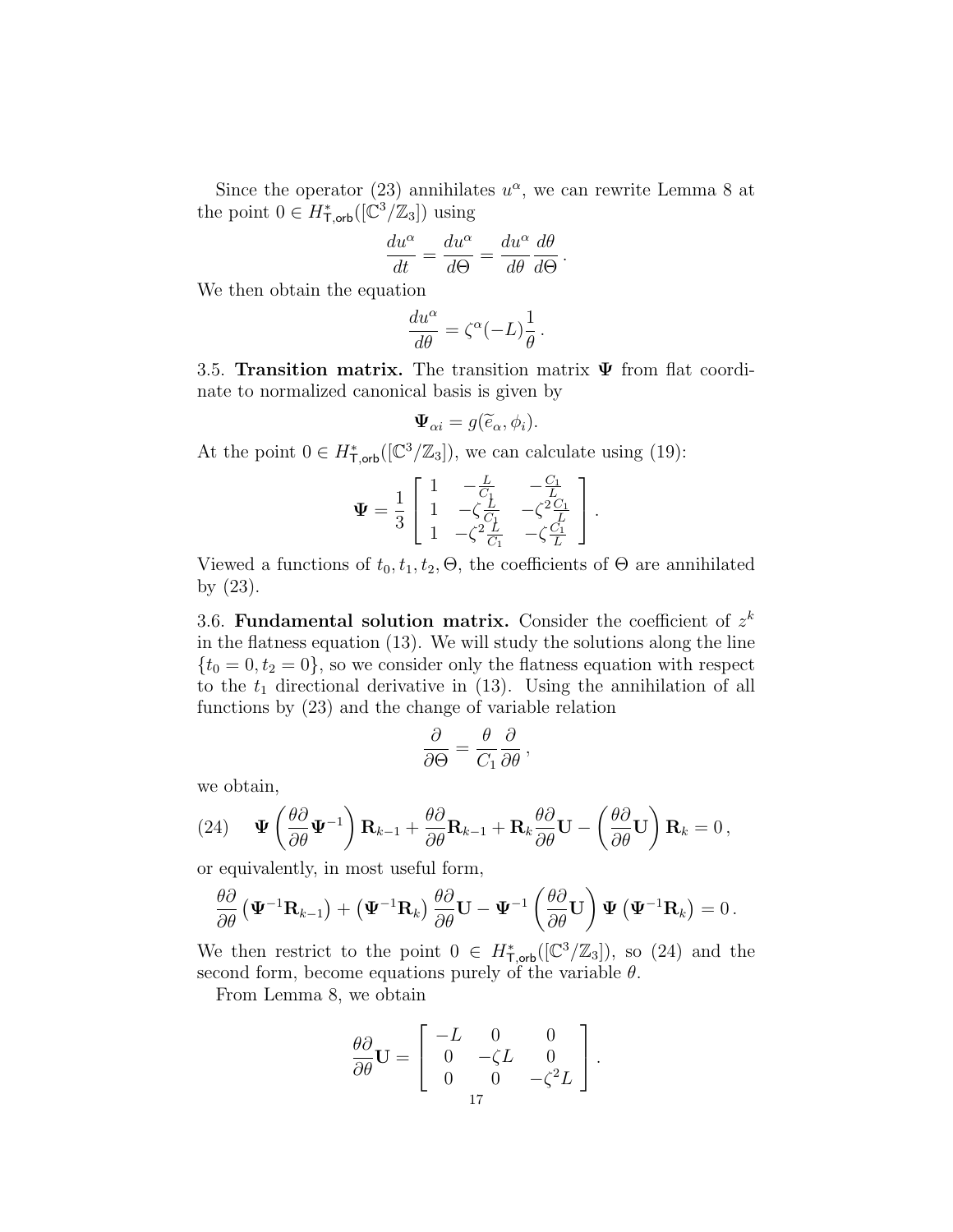Since the operator (23) annihilates $u^\alpha$, we can rewrite Lemma 8 at the point $0 \in H^*_{\mathsf{T},\mathsf{orb}}([\mathbb{C}^3/\mathbb{Z}_3])$ using

$$\frac{du^\alpha}{dt} = \frac{du^\alpha}{d\Theta} = \frac{du^\alpha}{d\theta}\frac{d\theta}{d\Theta}\,.$$

We then obtain the equation

$$\frac{du^\alpha}{d\theta} = \zeta^\alpha(-L)\frac{1}{\theta}\,.$$

3.5. **Transition matrix.** The transition matrix $\mathbf{\Psi}$ from flat coordinate to normalized canonical basis is given by

$$\mathbf{\Psi}_{\alpha i} = g(\widetilde{e}_\alpha, \phi_i).$$

At the point $0 \in H^*_{\mathsf{T},\mathsf{orb}}([\mathbb{C}^3/\mathbb{Z}_3])$, we can calculate using (19):

$$\mathbf{\Psi} = \frac{1}{3}\left[\begin{array}{ccc} 1 & -\frac{L}{C_1} & -\frac{C_1}{L} \\ 1 & -\zeta\frac{L}{C_1} & -\zeta^2\frac{C_1}{L} \\ 1 & -\zeta^2\frac{L}{C_1} & -\zeta\frac{C_1}{L} \end{array}\right].$$

Viewed a functions of $t_0, t_1, t_2, \Theta$, the coefficients of $\Theta$ are annihilated by (23).

3.6. **Fundamental solution matrix.** Consider the coefficient of $z^k$ in the flatness equation (13). We will study the solutions along the line $\{t_0 = 0, t_2 = 0\}$, so we consider only the flatness equation with respect to the $t_1$ directional derivative in (13). Using the annihilation of all functions by (23) and the change of variable relation

$$\frac{\partial}{\partial\Theta} = \frac{\theta}{C_1}\frac{\partial}{\partial\theta}\,,$$

we obtain,

$$\mathbf{\Psi}\left(\frac{\theta\partial}{\partial\theta}\mathbf{\Psi}^{-1}\right)\mathbf{R}_{k-1} + \frac{\theta\partial}{\partial\theta}\mathbf{R}_{k-1} + \mathbf{R}_k\frac{\theta\partial}{\partial\theta}\mathbf{U} - \left(\frac{\theta\partial}{\partial\theta}\mathbf{U}\right)\mathbf{R}_k = 0\,, \tag{24}$$

or equivalently, in most useful form,

$$\frac{\theta\partial}{\partial\theta}\left(\mathbf{\Psi}^{-1}\mathbf{R}_{k-1}\right) + \left(\mathbf{\Psi}^{-1}\mathbf{R}_k\right)\frac{\theta\partial}{\partial\theta}\mathbf{U} - \mathbf{\Psi}^{-1}\left(\frac{\theta\partial}{\partial\theta}\mathbf{U}\right)\mathbf{\Psi}\left(\mathbf{\Psi}^{-1}\mathbf{R}_k\right) = 0\,.$$

We then restrict to the point $0 \in H^*_{\mathsf{T},\mathsf{orb}}([\mathbb{C}^3/\mathbb{Z}_3])$, so (24) and the second form, become equations purely of the variable $\theta$.

From Lemma 8, we obtain

$$\frac{\theta\partial}{\partial\theta}\mathbf{U} = \left[\begin{array}{ccc} -L & 0 & 0 \\ 0 & -\zeta L & 0 \\ 0 & 0 & -\zeta^2 L \end{array}\right].$$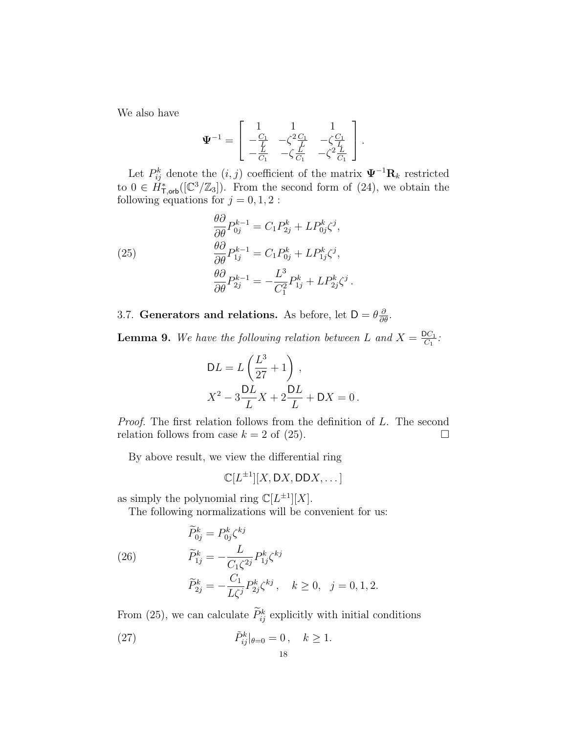We also have

$$
\mathbf{\Psi}^{-1} = \left[ \begin{array}{ccc} 1 & 1 & 1 \\ -\frac{C_1}{L} & -\zeta^2\frac{C_1}{L} & -\zeta\frac{C_1}{L} \\ -\frac{L}{C_1} & -\zeta\frac{L}{C_1} & -\zeta^2\frac{L}{C_1} \end{array} \right].
$$

Let $P^k_{ij}$ denote the $(i,j)$ coefficient of the matrix $\mathbf{\Psi}^{-1}\mathbf{R}_k$ restricted to $0 \in H^*_{\mathsf{T},\mathsf{orb}}([\mathbb{C}^3/\mathbb{Z}_3])$. From the second form of (24), we obtain the following equations for $j = 0, 1, 2$ :

$$
\begin{aligned}
\frac{\theta\partial}{\partial\theta}P^{k-1}_{0j} &= C_1 P^k_{2j} + LP^k_{0j}\zeta^j, \\
\frac{\theta\partial}{\partial\theta}P^{k-1}_{1j} &= C_1 P^k_{0j} + LP^k_{1j}\zeta^j, \qquad (25)\\
\frac{\theta\partial}{\partial\theta}P^{k-1}_{2j} &= -\frac{L^3}{C_1^2}P^k_{1j} + LP^k_{2j}\zeta^j\,.
\end{aligned}
$$

3.7. **Generators and relations.** As before, let $\mathsf{D} = \theta\frac{\partial}{\partial\theta}$.

**Lemma 9.** *We have the following relation between $L$ and $X = \frac{\mathsf{D}C_1}{C_1}$:*

$$
\begin{aligned}
\mathsf{D}L &= L\left(\frac{L^3}{27} + 1\right), \\
X^2 - 3\frac{\mathsf{D}L}{L}X &+ 2\frac{\mathsf{D}L}{L} + \mathsf{D}X = 0\,.
\end{aligned}
$$

*Proof.* The first relation follows from the definition of $L$. The second relation follows from case $k = 2$ of (25). □

By above result, we view the differential ring

$$
\mathbb{C}[L^{\pm 1}][X, \mathsf{D}X, \mathsf{D}\mathsf{D}X, \dots]
$$

as simply the polynomial ring $\mathbb{C}[L^{\pm 1}][X]$.

The following normalizations will be convenient for us:

$$
\begin{aligned}
\widetilde{P}^k_{0j} &= P^k_{0j}\zeta^{kj} \\
\widetilde{P}^k_{1j} &= -\frac{L}{C_1\zeta^{2j}}P^k_{1j}\zeta^{kj} \qquad (26)\\
\widetilde{P}^k_{2j} &= -\frac{C_1}{L\zeta^j}P^k_{2j}\zeta^{kj}\,, \quad k \geq 0, \quad j = 0, 1, 2.
\end{aligned}
$$

From (25), we can calculate $\widetilde{P}^k_{ij}$ explicitly with initial conditions

$$
\tilde{P}^k_{ij}|_{\theta=0} = 0\,, \quad k \geq 1. \qquad (27)
$$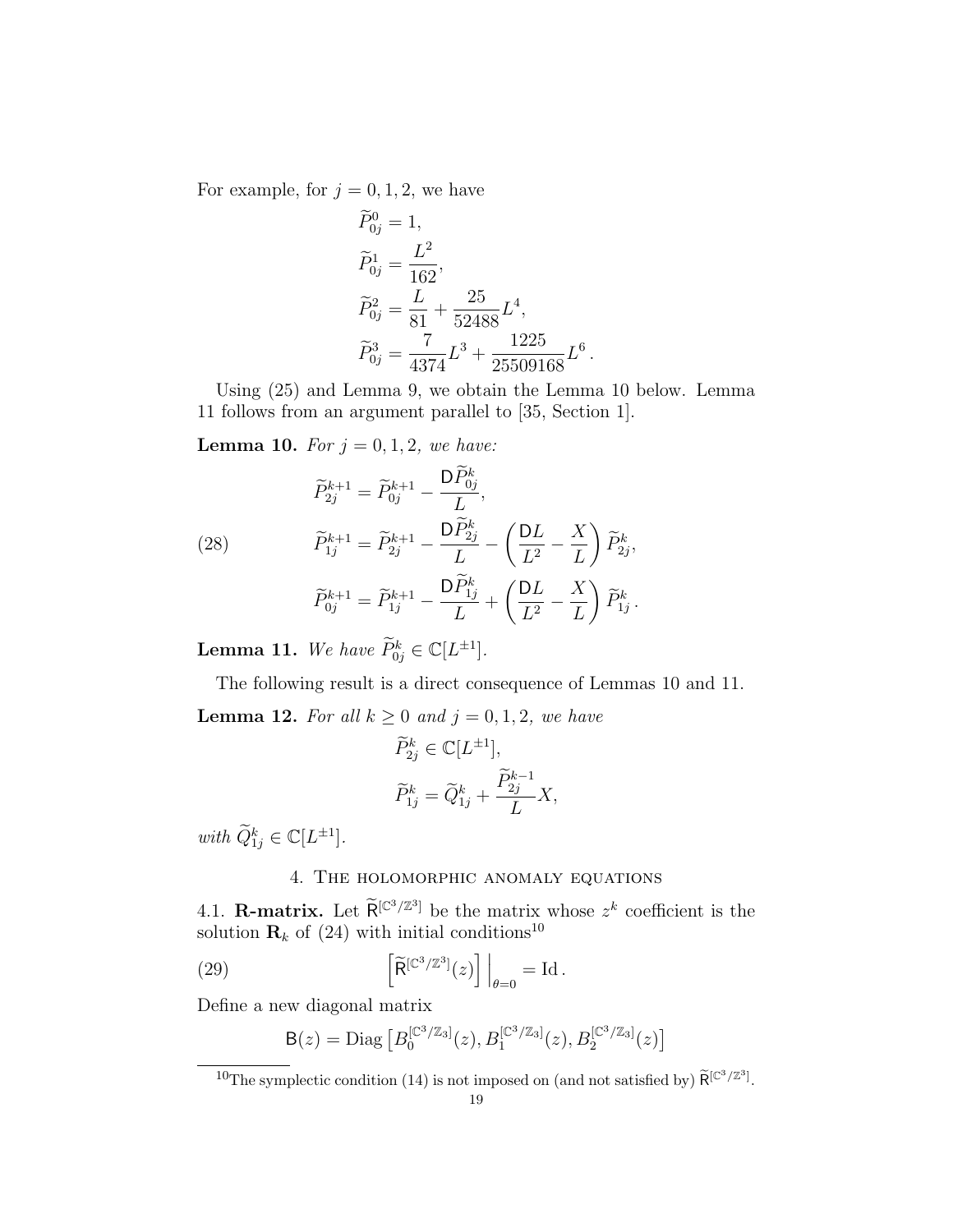For example, for $j = 0, 1, 2$, we have

$$
\begin{aligned}
\widetilde{P}^0_{0j} &= 1,\\
\widetilde{P}^1_{0j} &= \frac{L^2}{162},\\
\widetilde{P}^2_{0j} &= \frac{L}{81} + \frac{25}{52488}L^4,\\
\widetilde{P}^3_{0j} &= \frac{7}{4374}L^3 + \frac{1225}{25509168}L^6\,.
\end{aligned}
$$

Using (25) and Lemma 9, we obtain the Lemma 10 below. Lemma 11 follows from an argument parallel to [35, Section 1].

**Lemma 10.** *For $j = 0, 1, 2$, we have:*

$$
\begin{aligned}
\widetilde{P}^{k+1}_{2j} &= \widetilde{P}^{k+1}_{0j} - \frac{\mathsf{D}\widetilde{P}^k_{0j}}{L},\\
\widetilde{P}^{k+1}_{1j} &= \widetilde{P}^{k+1}_{2j} - \frac{\mathsf{D}\widetilde{P}^k_{2j}}{L} - \left(\frac{\mathsf{D}L}{L^2} - \frac{X}{L}\right)\widetilde{P}^k_{2j},\\
\widetilde{P}^{k+1}_{0j} &= \widetilde{P}^{k+1}_{1j} - \frac{\mathsf{D}\widetilde{P}^k_{1j}}{L} + \left(\frac{\mathsf{D}L}{L^2} - \frac{X}{L}\right)\widetilde{P}^k_{1j}\,.
\end{aligned}
\tag{28}
$$

**Lemma 11.** *We have $\widetilde{P}^k_{0j} \in \mathbb{C}[L^{\pm 1}]$.*

The following result is a direct consequence of Lemmas 10 and 11.

**Lemma 12.** *For all $k \geq 0$ and $j = 0, 1, 2$, we have*

$$
\begin{aligned}
&\widetilde{P}^k_{2j} \in \mathbb{C}[L^{\pm 1}],\\
&\widetilde{P}^k_{1j} = \widetilde{Q}^k_{1j} + \frac{\widetilde{P}^{k-1}_{2j}}{L}X,
\end{aligned}
$$

*with $\widetilde{Q}^k_{1j} \in \mathbb{C}[L^{\pm 1}]$.*

## 4. The holomorphic anomaly equations

**4.1. R-matrix.** Let $\widetilde{\mathsf{R}}^{[\mathbb{C}^3/\mathbb{Z}^3]}$ be the matrix whose $z^k$ coefficient is the solution $\mathbf{R}_k$ of (24) with initial conditions[10]

$$
\left[\widetilde{\mathsf{R}}^{[\mathbb{C}^3/\mathbb{Z}^3]}(z)\right]\Big|_{\theta=0} = \mathrm{Id}\,.
\tag{29}
$$

Define a new diagonal matrix

$$
\mathsf{B}(z) = \mathrm{Diag}\left[B^{[\mathbb{C}^3/\mathbb{Z}_3]}_0(z), B^{[\mathbb{C}^3/\mathbb{Z}_3]}_1(z), B^{[\mathbb{C}^3/\mathbb{Z}_3]}_2(z)\right]
$$

---

[10] The symplectic condition (14) is not imposed on (and not satisfied by) $\widetilde{\mathsf{R}}^{[\mathbb{C}^3/\mathbb{Z}^3]}$.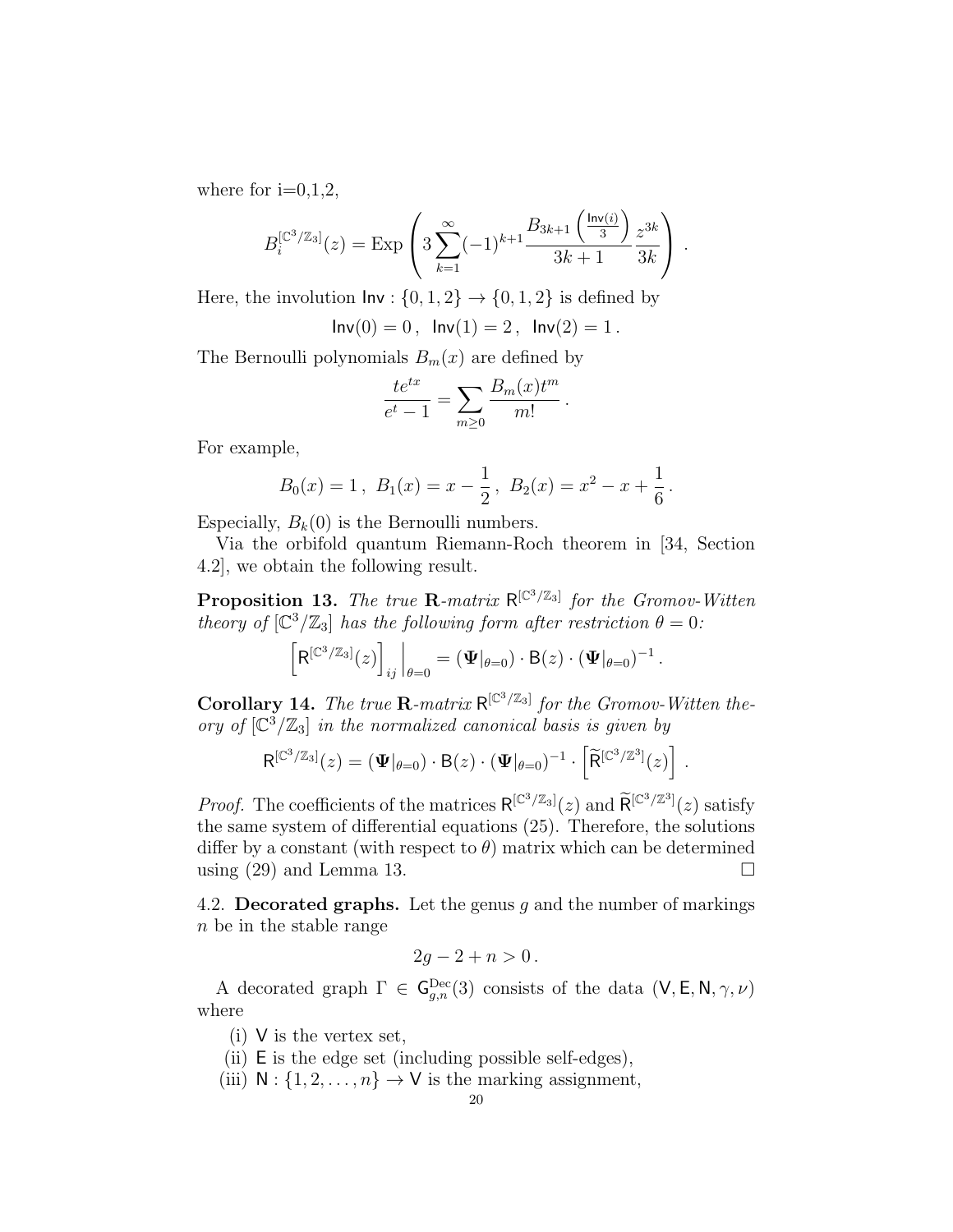where for i=0,1,2,

$$
B_i^{[\mathbb{C}^3/\mathbb{Z}_3]}(z) = \mathrm{Exp}\left( 3 \sum_{k=1}^{\infty} (-1)^{k+1} \frac{B_{3k+1}\left(\frac{\mathsf{Inv}(i)}{3}\right)}{3k+1} \frac{z^{3k}}{3k} \right) .
$$

Here, the involution $\mathsf{Inv} : \{0,1,2\} \to \{0,1,2\}$ is defined by

$$
\mathsf{Inv}(0) = 0 \, , \; \mathsf{Inv}(1) = 2 \, , \; \mathsf{Inv}(2) = 1 \, .
$$

The Bernoulli polynomials $B_m(x)$ are defined by

$$
\frac{te^{tx}}{e^t - 1} = \sum_{m \geq 0} \frac{B_m(x) t^m}{m!} \, .
$$

For example,

$$
B_0(x) = 1 \, , \; B_1(x) = x - \frac{1}{2} \, , \; B_2(x) = x^2 - x + \frac{1}{6} \, .
$$

Especially, $B_k(0)$ is the Bernoulli numbers.

Via the orbifold quantum Riemann-Roch theorem in [34, Section 4.2], we obtain the following result.

**Proposition 13.** *The true* $\mathbf{R}$*-matrix* $\mathsf{R}^{[\mathbb{C}^3/\mathbb{Z}_3]}$ *for the Gromov-Witten theory of* $[\mathbb{C}^3/\mathbb{Z}_3]$ *has the following form after restriction* $\theta = 0$*:*

$$
\left[ \mathsf{R}^{[\mathbb{C}^3/\mathbb{Z}_3]}(z) \right]_{ij} \Big|_{\theta=0} = \left( \mathbf{\Psi}|_{\theta=0} \right) \cdot \mathsf{B}(z) \cdot \left( \mathbf{\Psi}|_{\theta=0} \right)^{-1} .
$$

**Corollary 14.** *The true* $\mathbf{R}$*-matrix* $\mathsf{R}^{[\mathbb{C}^3/\mathbb{Z}_3]}$ *for the Gromov-Witten theory of* $[\mathbb{C}^3/\mathbb{Z}_3]$ *in the normalized canonical basis is given by*

$$
\mathsf{R}^{[\mathbb{C}^3/\mathbb{Z}_3]}(z) = \left( \mathbf{\Psi}|_{\theta=0} \right) \cdot \mathsf{B}(z) \cdot \left( \mathbf{\Psi}|_{\theta=0} \right)^{-1} \cdot \left[ \widetilde{\mathsf{R}}^{[\mathbb{C}^3/\mathbb{Z}^3]}(z) \right] .
$$

*Proof.* The coefficients of the matrices $\mathsf{R}^{[\mathbb{C}^3/\mathbb{Z}_3]}(z)$ and $\widetilde{\mathsf{R}}^{[\mathbb{C}^3/\mathbb{Z}^3]}(z)$ satisfy the same system of differential equations (25). Therefore, the solutions differ by a constant (with respect to $\theta$) matrix which can be determined using (29) and Lemma 13. $\square$

4.2. **Decorated graphs.** Let the genus $g$ and the number of markings $n$ be in the stable range

$$
2g - 2 + n > 0 \, .
$$

A decorated graph $\Gamma \in \mathsf{G}_{g,n}^{\mathrm{Dec}}(3)$ consists of the data $(\mathsf{V}, \mathsf{E}, \mathsf{N}, \gamma, \nu)$ where

(i) $\mathsf{V}$ is the vertex set,

(ii) $\mathsf{E}$ is the edge set (including possible self-edges),

(iii) $\mathsf{N} : \{1, 2, \ldots, n\} \to \mathsf{V}$ is the marking assignment,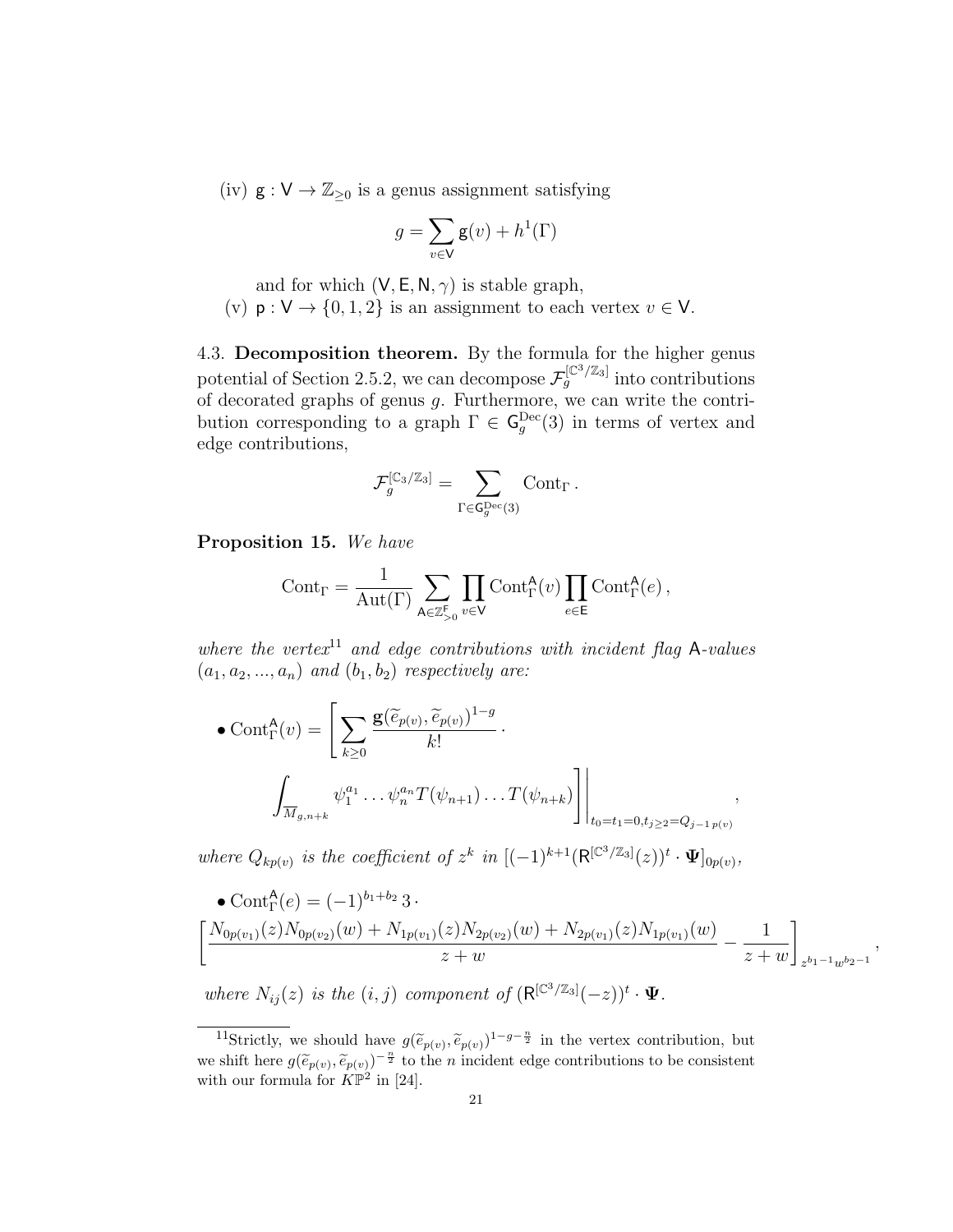(iv) $\mathsf{g} : \mathsf{V} \to \mathbb{Z}_{\geq 0}$ is a genus assignment satisfying

$$g = \sum_{v \in \mathsf{V}} \mathsf{g}(v) + h^1(\Gamma)$$

and for which $(\mathsf{V}, \mathsf{E}, \mathsf{N}, \gamma)$ is stable graph,

(v) $\mathsf{p} : \mathsf{V} \to \{0, 1, 2\}$ is an assignment to each vertex $v \in \mathsf{V}$.

4.3. **Decomposition theorem.** By the formula for the higher genus potential of Section 2.5.2, we can decompose $\mathcal{F}_g^{[\mathbb{C}^3/\mathbb{Z}_3]}$ into contributions of decorated graphs of genus $g$. Furthermore, we can write the contribution corresponding to a graph $\Gamma \in \mathsf{G}_g^{\mathrm{Dec}}(3)$ in terms of vertex and edge contributions,

$$\mathcal{F}_g^{[\mathbb{C}_3/\mathbb{Z}_3]} = \sum_{\Gamma \in \mathsf{G}_g^{\mathrm{Dec}}(3)} \mathrm{Cont}_\Gamma \,.$$

**Proposition 15.** *We have*

$$\mathrm{Cont}_\Gamma = \frac{1}{\mathrm{Aut}(\Gamma)} \sum_{\mathsf{A} \in \mathbb{Z}_{>0}^{\mathsf{F}}} \prod_{v \in \mathsf{V}} \mathrm{Cont}_\Gamma^{\mathsf{A}}(v) \prod_{e \in \mathsf{E}} \mathrm{Cont}_\Gamma^{\mathsf{A}}(e) \,,$$

*where the vertex*[11] *and edge contributions with incident flag* $\mathsf{A}$*-values* $(a_1, a_2, ..., a_n)$ *and* $(b_1, b_2)$ *respectively are:*

$$\bullet\ \mathrm{Cont}_\Gamma^{\mathsf{A}}(v) = \left[ \sum_{k \geq 0} \frac{\mathbf{g}(\widetilde{e}_{p(v)}, \widetilde{e}_{p(v)})^{1-g}}{k!} \cdot \int_{\overline{M}_{g,n+k}} \psi_1^{a_1} \ldots \psi_n^{a_n} T(\psi_{n+1}) \ldots T(\psi_{n+k}) \right] \Bigg|_{t_0 = t_1 = 0, t_{j \geq 2} = Q_{j-1\, p(v)}} ,$$

*where* $Q_{kp(v)}$ *is the coefficient of* $z^k$ *in* $[(-1)^{k+1} (\mathsf{R}^{[\mathbb{C}^3/\mathbb{Z}_3]}(z))^t \cdot \mathbf{\Psi}]_{0p(v)}$,

$$\bullet\ \mathrm{Cont}_\Gamma^{\mathsf{A}}(e) = (-1)^{b_1 + b_2}\, 3 \cdot \left[ \frac{N_{0p(v_1)}(z) N_{0p(v_2)}(w) + N_{1p(v_1)}(z) N_{2p(v_2)}(w) + N_{2p(v_1)}(z) N_{1p(v_1)}(w)}{z + w} - \frac{1}{z + w} \right]_{z^{b_1 - 1} w^{b_2 - 1}} ,$$

*where* $N_{ij}(z)$ *is the* $(i, j)$ *component of* $(\mathsf{R}^{[\mathbb{C}^3/\mathbb{Z}_3]}(-z))^t \cdot \mathbf{\Psi}$.

---

[11] Strictly, we should have $g(\widetilde{e}_{p(v)}, \widetilde{e}_{p(v)})^{1-g-\frac{n}{2}}$ in the vertex contribution, but we shift here $g(\widetilde{e}_{p(v)}, \widetilde{e}_{p(v)})^{-\frac{n}{2}}$ to the $n$ incident edge contributions to be consistent with our formula for $K\mathbb{P}^2$ in [24].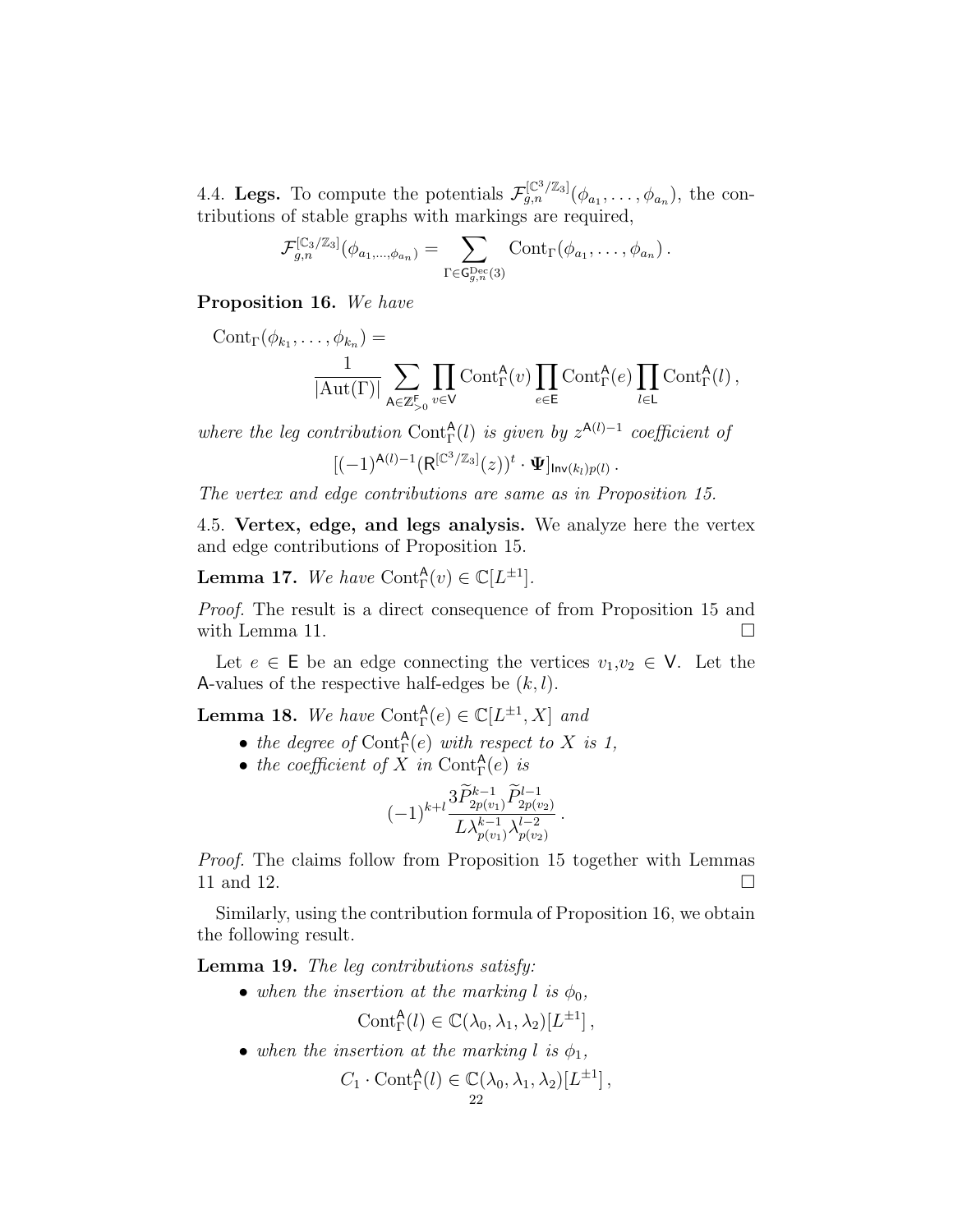4.4. **Legs.** To compute the potentials $\mathcal{F}_{g,n}^{[\mathbb{C}^3/\mathbb{Z}_3]}(\phi_{a_1},\ldots,\phi_{a_n})$, the contributions of stable graphs with markings are required,

$$\mathcal{F}_{g,n}^{[\mathbb{C}_3/\mathbb{Z}_3]}(\phi_{a_{1,\ldots,}\phi_{a_n}}) = \sum_{\Gamma \in \mathsf{G}_{g,n}^{\mathrm{Dec}}(3)} \mathrm{Cont}_\Gamma(\phi_{a_1},\ldots,\phi_{a_n})\,.$$

**Proposition 16.** *We have*

$$\mathrm{Cont}_\Gamma(\phi_{k_1},\ldots,\phi_{k_n}) = \frac{1}{|\mathrm{Aut}(\Gamma)|}\sum_{\mathsf{A}\in \mathbb{Z}_{>0}^{\mathsf{F}}} \prod_{v\in \mathsf{V}} \mathrm{Cont}_\Gamma^{\mathsf{A}}(v) \prod_{e\in\mathsf{E}} \mathrm{Cont}_\Gamma^{\mathsf{A}}(e) \prod_{l\in \mathsf{L}} \mathrm{Cont}_\Gamma^{\mathsf{A}}(l)\,,$$

*where the leg contribution* $\mathrm{Cont}_\Gamma^{\mathsf{A}}(l)$ *is given by* $z^{\mathsf{A}(l)-1}$ *coefficient of*

$$[(-1)^{\mathsf{A}(l)-1}(\mathsf{R}^{[\mathbb{C}^3/\mathbb{Z}_3]}(z))^t\cdot \mathbf{\Psi}]_{\mathsf{Inv}(k_l)p(l)}\,.$$

*The vertex and edge contributions are same as in Proposition 15.*

4.5. **Vertex, edge, and legs analysis.** We analyze here the vertex and edge contributions of Proposition 15.

**Lemma 17.** *We have* $\mathrm{Cont}_\Gamma^{\mathsf{A}}(v)\in\mathbb{C}[L^{\pm1}]$.

*Proof.* The result is a direct consequence of from Proposition 15 and with Lemma 11. □

Let $e\in\mathsf{E}$ be an edge connecting the vertices $v_1,v_2\in\mathsf{V}$. Let the $\mathsf{A}$-values of the respective half-edges be $(k,l)$.

**Lemma 18.** *We have* $\mathrm{Cont}_\Gamma^{\mathsf{A}}(e)\in\mathbb{C}[L^{\pm1},X]$ *and*

- *the degree of* $\mathrm{Cont}_\Gamma^{\mathsf{A}}(e)$ *with respect to* $X$ *is 1,*
- *the coefficient of* $X$ *in* $\mathrm{Cont}_\Gamma^{\mathsf{A}}(e)$ *is*

$$(-1)^{k+l}\frac{3\widetilde{P}_{2p(v_1)}^{k-1}\widetilde{P}_{2p(v_2)}^{l-1}}{L\lambda_{p(v_1)}^{k-1}\lambda_{p(v_2)}^{l-2}}\,.$$

*Proof.* The claims follow from Proposition 15 together with Lemmas 11 and 12. □

Similarly, using the contribution formula of Proposition 16, we obtain the following result.

**Lemma 19.** *The leg contributions satisfy:*

- *when the insertion at the marking* $l$ *is* $\phi_0$,
$$\mathrm{Cont}_\Gamma^{\mathsf{A}}(l)\in\mathbb{C}(\lambda_0,\lambda_1,\lambda_2)[L^{\pm1}]\,,$$
- *when the insertion at the marking* $l$ *is* $\phi_1$,
$$C_1\cdot\mathrm{Cont}_\Gamma^{\mathsf{A}}(l)\in\mathbb{C}(\lambda_0,\lambda_1,\lambda_2)[L^{\pm1}]\,,$$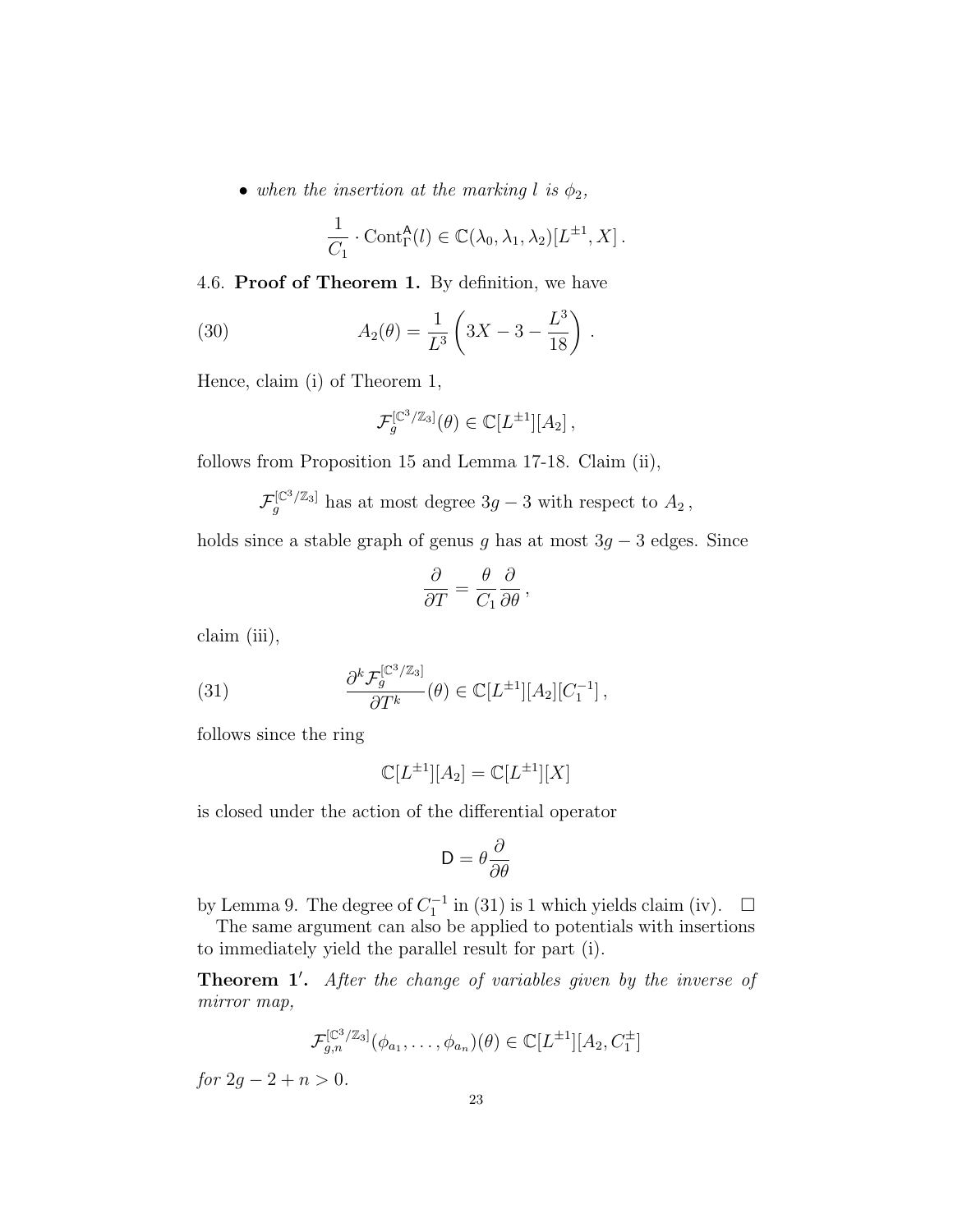- *when the insertion at the marking $l$ is $\phi_2$,*

$$\frac{1}{C_1} \cdot \mathrm{Cont}^{\mathsf{A}}_{\Gamma}(l) \in \mathbb{C}(\lambda_0, \lambda_1, \lambda_2)[L^{\pm 1}, X]\,.$$

4.6. **Proof of Theorem 1.** By definition, we have

$$A_2(\theta) = \frac{1}{L^3}\left(3X - 3 - \frac{L^3}{18}\right)\,. \tag{30}$$

Hence, claim (i) of Theorem 1,

$$\mathcal{F}_g^{[\mathbb{C}^3/\mathbb{Z}_3]}(\theta) \in \mathbb{C}[L^{\pm 1}][A_2]\,,$$

follows from Proposition 15 and Lemma 17-18. Claim (ii),

$$\mathcal{F}_g^{[\mathbb{C}^3/\mathbb{Z}_3]} \text{ has at most degree } 3g-3 \text{ with respect to } A_2\,,$$

holds since a stable graph of genus $g$ has at most $3g-3$ edges. Since

$$\frac{\partial}{\partial T} = \frac{\theta}{C_1}\frac{\partial}{\partial \theta}\,,$$

claim (iii),

$$\frac{\partial^k \mathcal{F}_g^{[\mathbb{C}^3/\mathbb{Z}_3]}}{\partial T^k}(\theta) \in \mathbb{C}[L^{\pm 1}][A_2][C_1^{-1}]\,, \tag{31}$$

follows since the ring

$$\mathbb{C}[L^{\pm 1}][A_2] = \mathbb{C}[L^{\pm 1}][X]$$

is closed under the action of the differential operator

$$\mathsf{D} = \theta \frac{\partial}{\partial \theta}$$

by Lemma 9. The degree of $C_1^{-1}$ in (31) is 1 which yields claim (iv). $\square$

The same argument can also be applied to potentials with insertions to immediately yield the parallel result for part (i).

**Theorem 1′.** *After the change of variables given by the inverse of mirror map,*

$$\mathcal{F}_{g,n}^{[\mathbb{C}^3/\mathbb{Z}_3]}(\phi_{a_1}, \ldots, \phi_{a_n})(\theta) \in \mathbb{C}[L^{\pm 1}][A_2, C_1^{\pm}]$$

*for $2g-2+n > 0$.*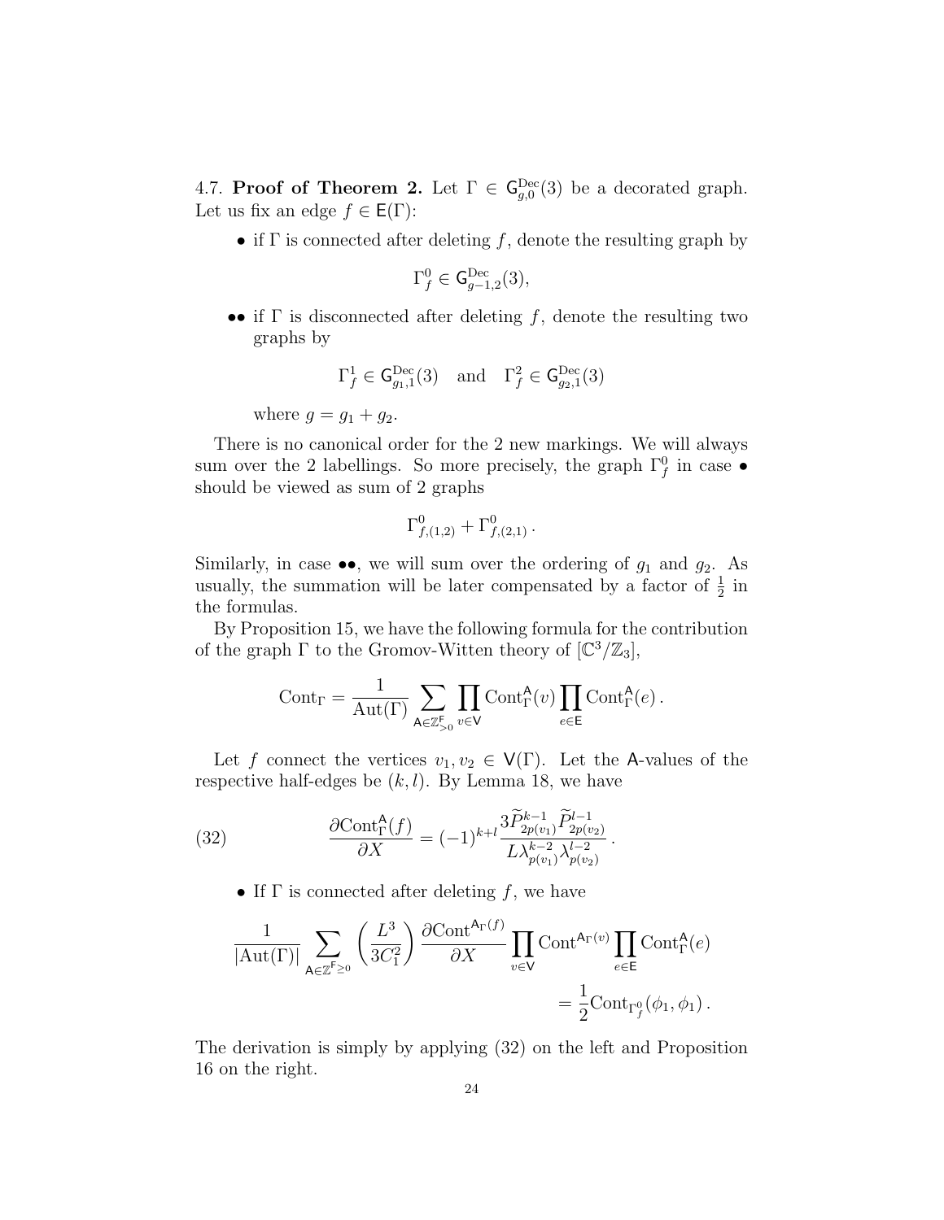4.7. **Proof of Theorem 2.** Let $\Gamma \in \mathsf{G}^{\mathrm{Dec}}_{g,0}(3)$ be a decorated graph. Let us fix an edge $f \in \mathsf{E}(\Gamma)$:

- if $\Gamma$ is connected after deleting $f$, denote the resulting graph by

$$\Gamma^0_f \in \mathsf{G}^{\mathrm{Dec}}_{g-1,2}(3),$$

- •• if $\Gamma$ is disconnected after deleting $f$, denote the resulting two graphs by

$$\Gamma^1_f \in \mathsf{G}^{\mathrm{Dec}}_{g_1,1}(3) \quad \text{and} \quad \Gamma^2_f \in \mathsf{G}^{\mathrm{Dec}}_{g_2,1}(3)$$

  where $g = g_1 + g_2$.

There is no canonical order for the 2 new markings. We will always sum over the 2 labellings. So more precisely, the graph $\Gamma^0_f$ in case • should be viewed as sum of 2 graphs

$$\Gamma^0_{f,(1,2)} + \Gamma^0_{f,(2,1)}\,.$$

Similarly, in case ••, we will sum over the ordering of $g_1$ and $g_2$. As usually, the summation will be later compensated by a factor of $\frac{1}{2}$ in the formulas.

By Proposition 15, we have the following formula for the contribution of the graph $\Gamma$ to the Gromov-Witten theory of $[\mathbb{C}^3/\mathbb{Z}_3]$,

$$\mathrm{Cont}_\Gamma = \frac{1}{\mathrm{Aut}(\Gamma)} \sum_{\mathsf{A} \in \mathbb{Z}^{\mathsf{F}}_{>0}} \prod_{v \in \mathsf{V}} \mathrm{Cont}^{\mathsf{A}}_\Gamma(v) \prod_{e \in \mathsf{E}} \mathrm{Cont}^{\mathsf{A}}_\Gamma(e)\,.$$

Let $f$ connect the vertices $v_1, v_2 \in \mathsf{V}(\Gamma)$. Let the $\mathsf{A}$-values of the respective half-edges be $(k,l)$. By Lemma 18, we have

$$\frac{\partial \mathrm{Cont}^{\mathsf{A}}_\Gamma(f)}{\partial X} = (-1)^{k+l} \frac{3\widetilde{P}^{k-1}_{2p(v_1)}\widetilde{P}^{l-1}_{2p(v_2)}}{L\lambda^{k-2}_{p(v_1)}\lambda^{l-2}_{p(v_2)}}\,. \tag{32}$$

- If $\Gamma$ is connected after deleting $f$, we have

$$\frac{1}{|\mathrm{Aut}(\Gamma)|} \sum_{\mathsf{A} \in \mathbb{Z}^{\mathsf{F}}_{\geq 0}} \left(\frac{L^3}{3C_1^2}\right) \frac{\partial \mathrm{Cont}^{\mathsf{A}_\Gamma(f)}}{\partial X} \prod_{v \in \mathsf{V}} \mathrm{Cont}^{\mathsf{A}_\Gamma(v)} \prod_{e \in \mathsf{E}} \mathrm{Cont}^{\mathsf{A}}_\Gamma(e)$$
$$= \frac{1}{2}\mathrm{Cont}_{\Gamma^0_f}(\phi_1, \phi_1)\,.$$

The derivation is simply by applying (32) on the left and Proposition 16 on the right.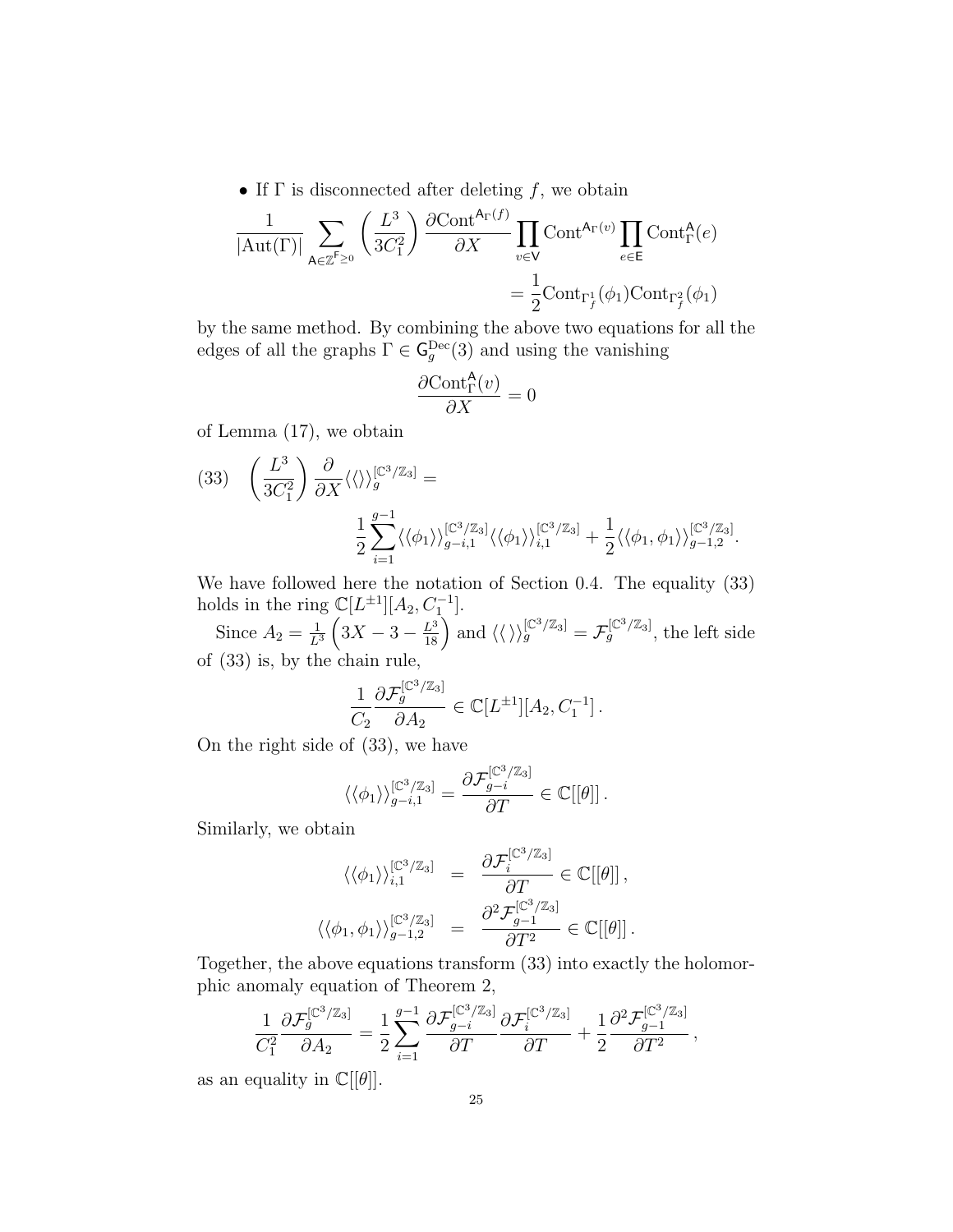- If $\Gamma$ is disconnected after deleting $f$, we obtain

$$\frac{1}{|\mathrm{Aut}(\Gamma)|} \sum_{\mathsf{A} \in \mathbb{Z}^{\mathsf{F}}_{\geq 0}} \left(\frac{L^3}{3C_1^2}\right) \frac{\partial \mathrm{Cont}^{\mathsf{A}_\Gamma(f)}}{\partial X} \prod_{v \in \mathsf{V}} \mathrm{Cont}^{\mathsf{A}_\Gamma(v)} \prod_{e \in \mathsf{E}} \mathrm{Cont}^{\mathsf{A}}_\Gamma(e)$$
$$= \frac{1}{2} \mathrm{Cont}_{\Gamma_f^1}(\phi_1) \mathrm{Cont}_{\Gamma_f^2}(\phi_1)$$

by the same method. By combining the above two equations for all the edges of all the graphs $\Gamma \in \mathsf{G}_g^{\mathrm{Dec}}(3)$ and using the vanishing

$$\frac{\partial \mathrm{Cont}^{\mathsf{A}}_\Gamma(v)}{\partial X} = 0$$

of Lemma (17), we obtain

$$(33) \quad \left(\frac{L^3}{3C_1^2}\right) \frac{\partial}{\partial X} \langle\langle \rangle\rangle_g^{[\mathbb{C}^3/\mathbb{Z}_3]} = \frac{1}{2} \sum_{i=1}^{g-1} \langle\langle \phi_1 \rangle\rangle_{g-i,1}^{[\mathbb{C}^3/\mathbb{Z}_3]} \langle\langle \phi_1 \rangle\rangle_{i,1}^{[\mathbb{C}^3/\mathbb{Z}_3]} + \frac{1}{2} \langle\langle \phi_1, \phi_1 \rangle\rangle_{g-1,2}^{[\mathbb{C}^3/\mathbb{Z}_3]}.$$

We have followed here the notation of Section 0.4. The equality (33) holds in the ring $\mathbb{C}[L^{\pm 1}][A_2, C_1^{-1}]$.

Since $A_2 = \frac{1}{L^3}\left(3X - 3 - \frac{L^3}{18}\right)$ and $\langle\langle \, \rangle\rangle_g^{[\mathbb{C}^3/\mathbb{Z}_3]} = \mathcal{F}_g^{[\mathbb{C}^3/\mathbb{Z}_3]}$, the left side of (33) is, by the chain rule,

$$\frac{1}{C_2} \frac{\partial \mathcal{F}_g^{[\mathbb{C}^3/\mathbb{Z}_3]}}{\partial A_2} \in \mathbb{C}[L^{\pm 1}][A_2, C_1^{-1}] \, .$$

On the right side of (33), we have

$$\langle\langle \phi_1 \rangle\rangle_{g-i,1}^{[\mathbb{C}^3/\mathbb{Z}_3]} = \frac{\partial \mathcal{F}_{g-i}^{[\mathbb{C}^3/\mathbb{Z}_3]}}{\partial T} \in \mathbb{C}[[\theta]] \, .$$

Similarly, we obtain

$$\langle\langle \phi_1 \rangle\rangle_{i,1}^{[\mathbb{C}^3/\mathbb{Z}_3]} = \frac{\partial \mathcal{F}_{i}^{[\mathbb{C}^3/\mathbb{Z}_3]}}{\partial T} \in \mathbb{C}[[\theta]] \, ,$$
$$\langle\langle \phi_1, \phi_1 \rangle\rangle_{g-1,2}^{[\mathbb{C}^3/\mathbb{Z}_3]} = \frac{\partial^2 \mathcal{F}_{g-1}^{[\mathbb{C}^3/\mathbb{Z}_3]}}{\partial T^2} \in \mathbb{C}[[\theta]] \, .$$

Together, the above equations transform (33) into exactly the holomorphic anomaly equation of Theorem 2,

$$\frac{1}{C_1^2} \frac{\partial \mathcal{F}_g^{[\mathbb{C}^3/\mathbb{Z}_3]}}{\partial A_2} = \frac{1}{2} \sum_{i=1}^{g-1} \frac{\partial \mathcal{F}_{g-i}^{[\mathbb{C}^3/\mathbb{Z}_3]}}{\partial T} \frac{\partial \mathcal{F}_{i}^{[\mathbb{C}^3/\mathbb{Z}_3]}}{\partial T} + \frac{1}{2} \frac{\partial^2 \mathcal{F}_{g-1}^{[\mathbb{C}^3/\mathbb{Z}_3]}}{\partial T^2} \, ,$$

as an equality in $\mathbb{C}[[\theta]]$.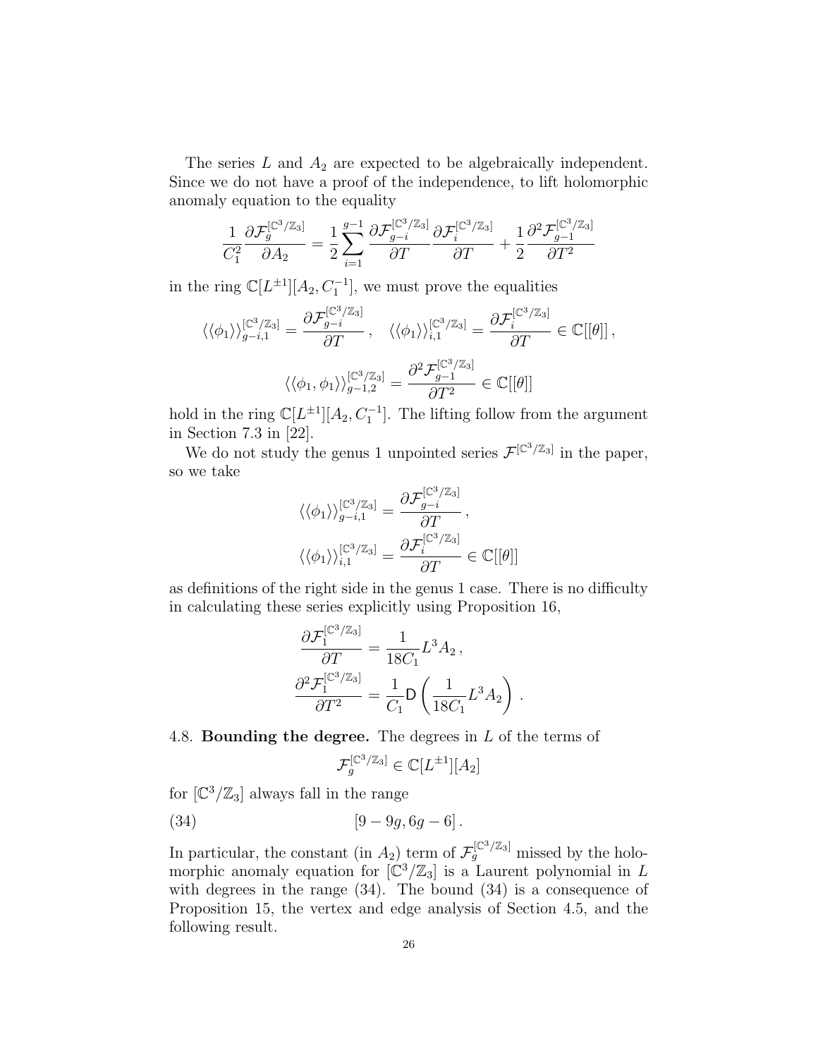The series $L$ and $A_2$ are expected to be algebraically independent. Since we do not have a proof of the independence, to lift holomorphic anomaly equation to the equality

$$\frac{1}{C_1^2}\frac{\partial \mathcal{F}_g^{[\mathbb{C}^3/\mathbb{Z}_3]}}{\partial A_2} = \frac{1}{2}\sum_{i=1}^{g-1}\frac{\partial \mathcal{F}_{g-i}^{[\mathbb{C}^3/\mathbb{Z}_3]}}{\partial T}\frac{\partial \mathcal{F}_{i}^{[\mathbb{C}^3/\mathbb{Z}_3]}}{\partial T} + \frac{1}{2}\frac{\partial^2 \mathcal{F}_{g-1}^{[\mathbb{C}^3/\mathbb{Z}_3]}}{\partial T^2}$$

in the ring $\mathbb{C}[L^{\pm 1}][A_2, C_1^{-1}]$, we must prove the equalities

$$\langle\langle \phi_1 \rangle\rangle_{g-i,1}^{[\mathbb{C}^3/\mathbb{Z}_3]} = \frac{\partial \mathcal{F}_{g-i}^{[\mathbb{C}^3/\mathbb{Z}_3]}}{\partial T}\,, \quad \langle\langle \phi_1 \rangle\rangle_{i,1}^{[\mathbb{C}^3/\mathbb{Z}_3]} = \frac{\partial \mathcal{F}_{i}^{[\mathbb{C}^3/\mathbb{Z}_3]}}{\partial T} \in \mathbb{C}[[\theta]]\,,$$

$$\langle\langle \phi_1, \phi_1 \rangle\rangle_{g-1,2}^{[\mathbb{C}^3/\mathbb{Z}_3]} = \frac{\partial^2 \mathcal{F}_{g-1}^{[\mathbb{C}^3/\mathbb{Z}_3]}}{\partial T^2} \in \mathbb{C}[[\theta]]$$

hold in the ring $\mathbb{C}[L^{\pm 1}][A_2, C_1^{-1}]$. The lifting follow from the argument in Section 7.3 in [22].

We do not study the genus 1 unpointed series $\mathcal{F}^{[\mathbb{C}^3/\mathbb{Z}_3]}$ in the paper, so we take

$$\langle\langle \phi_1 \rangle\rangle_{g-i,1}^{[\mathbb{C}^3/\mathbb{Z}_3]} = \frac{\partial \mathcal{F}_{g-i}^{[\mathbb{C}^3/\mathbb{Z}_3]}}{\partial T}\,,$$

$$\langle\langle \phi_1 \rangle\rangle_{i,1}^{[\mathbb{C}^3/\mathbb{Z}_3]} = \frac{\partial \mathcal{F}_{i}^{[\mathbb{C}^3/\mathbb{Z}_3]}}{\partial T} \in \mathbb{C}[[\theta]]$$

as definitions of the right side in the genus 1 case. There is no difficulty in calculating these series explicitly using Proposition 16,

$$\frac{\partial \mathcal{F}_{1}^{[\mathbb{C}^3/\mathbb{Z}_3]}}{\partial T} = \frac{1}{18C_1}L^3 A_2\,,$$

$$\frac{\partial^2 \mathcal{F}_{1}^{[\mathbb{C}^3/\mathbb{Z}_3]}}{\partial T^2} = \frac{1}{C_1}\mathsf{D}\left(\frac{1}{18C_1}L^3 A_2\right)\,.$$

4.8. **Bounding the degree.** The degrees in $L$ of the terms of

$$\mathcal{F}_g^{[\mathbb{C}^3/\mathbb{Z}_3]} \in \mathbb{C}[L^{\pm 1}][A_2]$$

for $[\mathbb{C}^3/\mathbb{Z}_3]$ always fall in the range

$$[9-9g, 6g-6]\,. \tag{34}$$

In particular, the constant (in $A_2$) term of $\mathcal{F}_g^{[\mathbb{C}^3/\mathbb{Z}_3]}$ missed by the holomorphic anomaly equation for $[\mathbb{C}^3/\mathbb{Z}_3]$ is a Laurent polynomial in $L$ with degrees in the range (34). The bound (34) is a consequence of Proposition 15, the vertex and edge analysis of Section 4.5, and the following result.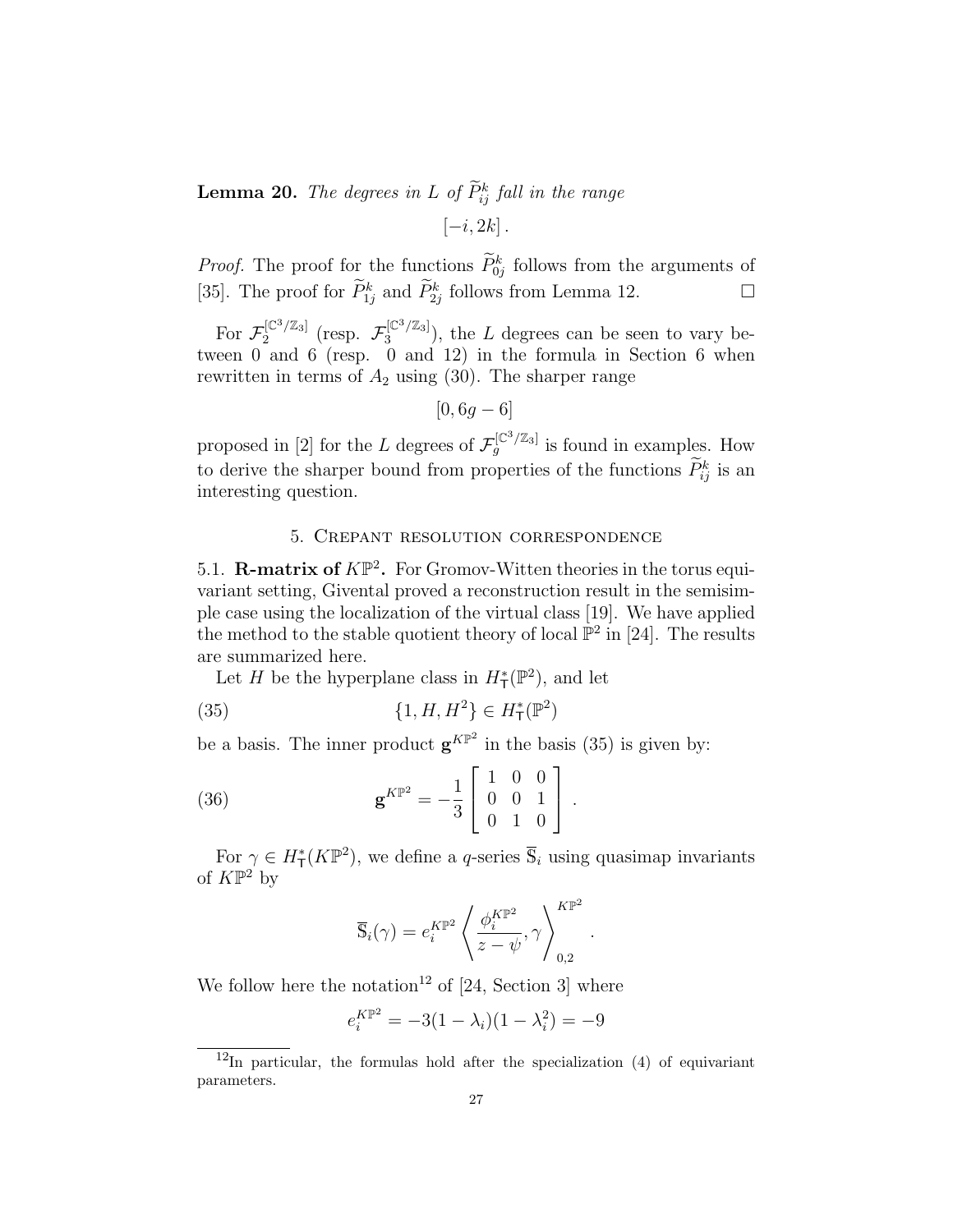**Lemma 20.** *The degrees in $L$ of $\widetilde{P}^k_{ij}$ fall in the range*

$$[-i, 2k]\,.$$

*Proof.* The proof for the functions $\widetilde{P}^k_{0j}$ follows from the arguments of [35]. The proof for $\widetilde{P}^k_{1j}$ and $\widetilde{P}^k_{2j}$ follows from Lemma 12. $\square$

For $\mathcal{F}_2^{[\mathbb{C}^3/\mathbb{Z}_3]}$ (resp. $\mathcal{F}_3^{[\mathbb{C}^3/\mathbb{Z}_3]}$), the $L$ degrees can be seen to vary between 0 and 6 (resp. 0 and 12) in the formula in Section 6 when rewritten in terms of $A_2$ using (30). The sharper range

$$[0, 6g-6]$$

proposed in [2] for the $L$ degrees of $\mathcal{F}_g^{[\mathbb{C}^3/\mathbb{Z}_3]}$ is found in examples. How to derive the sharper bound from properties of the functions $\widetilde{P}^k_{ij}$ is an interesting question.

## 5. Crepant resolution correspondence

5.1. **R-matrix of $K\mathbb{P}^2$.** For Gromov-Witten theories in the torus equivariant setting, Givental proved a reconstruction result in the semisimple case using the localization of the virtual class [19]. We have applied the method to the stable quotient theory of local $\mathbb{P}^2$ in [24]. The results are summarized here.

Let $H$ be the hyperplane class in $H^*_{\mathsf{T}}(\mathbb{P}^2)$, and let

$$\{1, H, H^2\} \in H^*_{\mathsf{T}}(\mathbb{P}^2) \tag{35}$$

be a basis. The inner product $\mathbf{g}^{K\mathbb{P}^2}$ in the basis (35) is given by:

$$\mathbf{g}^{K\mathbb{P}^2} = -\frac{1}{3}\begin{bmatrix} 1 & 0 & 0 \\ 0 & 0 & 1 \\ 0 & 1 & 0 \end{bmatrix}. \tag{36}$$

For $\gamma \in H^*_{\mathsf{T}}(K\mathbb{P}^2)$, we define a $q$-series $\overline{\mathbb{S}}_i$ using quasimap invariants of $K\mathbb{P}^2$ by

$$\overline{\mathbb{S}}_i(\gamma) = e_i^{K\mathbb{P}^2}\left\langle \frac{\phi_i^{K\mathbb{P}^2}}{z-\psi}, \gamma \right\rangle_{0,2}^{K\mathbb{P}^2}.$$

We follow here the notation[12] of [24, Section 3] where

$$e_i^{K\mathbb{P}^2} = -3(1-\lambda_i)(1-\lambda_i^2) = -9$$

[12] In particular, the formulas hold after the specialization (4) of equivariant parameters.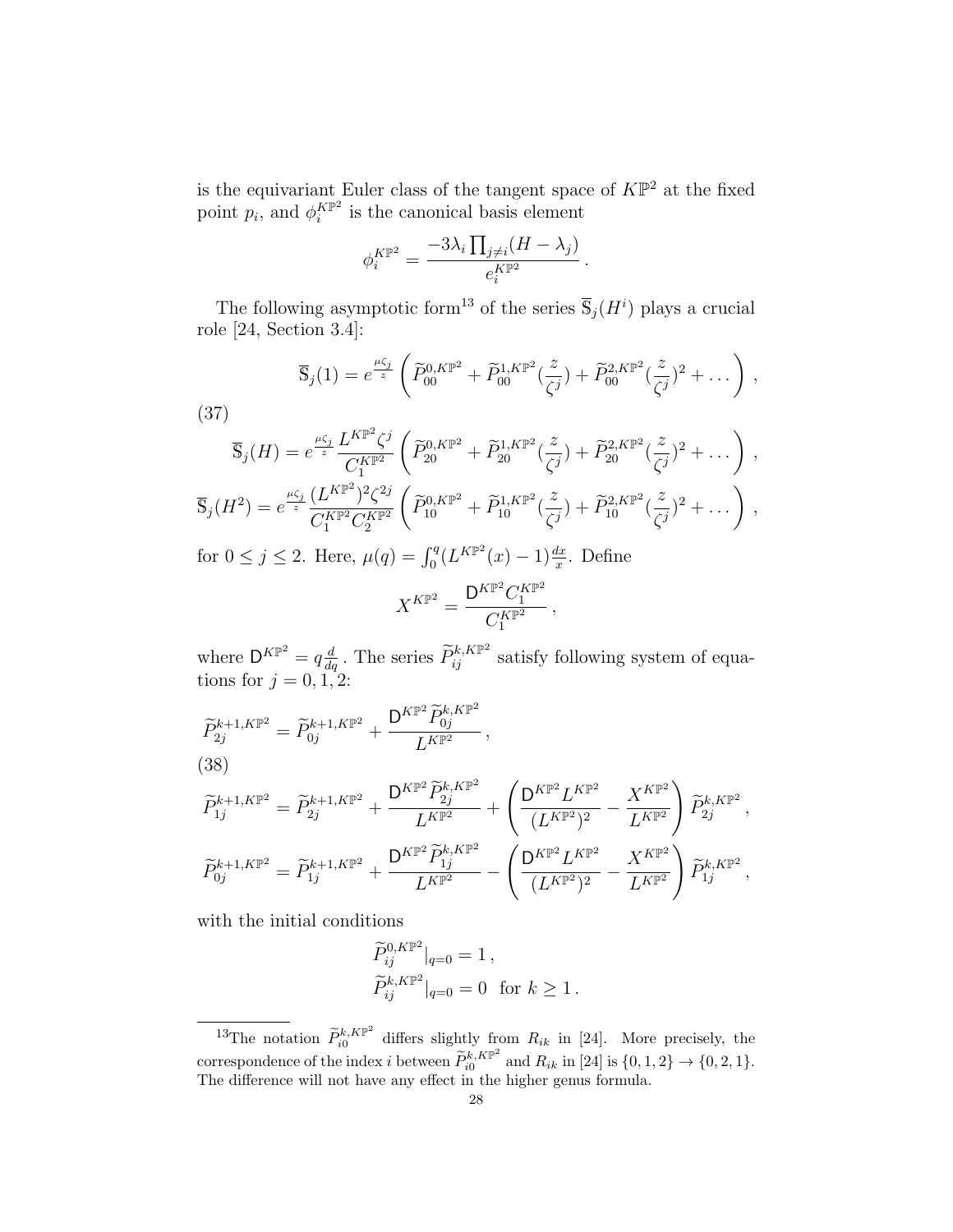is the equivariant Euler class of the tangent space of $K\mathbb{P}^2$ at the fixed point $p_i$, and $\phi_i^{K\mathbb{P}^2}$ is the canonical basis element

$$\phi_i^{K\mathbb{P}^2} = \frac{-3\lambda_i \prod_{j\neq i}(H-\lambda_j)}{e_i^{K\mathbb{P}^2}}\,.$$

The following asymptotic form[13] of the series $\overline{\mathbb{S}}_j(H^i)$ plays a crucial role [24, Section 3.4]:

$$\overline{\mathbb{S}}_j(1) = e^{\frac{\mu\zeta_j}{z}}\left(\widetilde{P}_{00}^{0,K\mathbb{P}^2} + \widetilde{P}_{00}^{1,K\mathbb{P}^2}(\frac{z}{\zeta^j}) + \widetilde{P}_{00}^{2,K\mathbb{P}^2}(\frac{z}{\zeta^j})^2 + \dots\right),$$

(37)

$$\overline{\mathbb{S}}_j(H) = e^{\frac{\mu\zeta_j}{z}}\frac{L^{K\mathbb{P}^2}\zeta^j}{C_1^{K\mathbb{P}^2}}\left(\widetilde{P}_{20}^{0,K\mathbb{P}^2} + \widetilde{P}_{20}^{1,K\mathbb{P}^2}(\frac{z}{\zeta^j}) + \widetilde{P}_{20}^{2,K\mathbb{P}^2}(\frac{z}{\zeta^j})^2 + \dots\right),$$

$$\overline{\mathbb{S}}_j(H^2) = e^{\frac{\mu\zeta_j}{z}}\frac{(L^{K\mathbb{P}^2})^2\zeta^{2j}}{C_1^{K\mathbb{P}^2}C_2^{K\mathbb{P}^2}}\left(\widetilde{P}_{10}^{0,K\mathbb{P}^2} + \widetilde{P}_{10}^{1,K\mathbb{P}^2}(\frac{z}{\zeta^j}) + \widetilde{P}_{10}^{2,K\mathbb{P}^2}(\frac{z}{\zeta^j})^2 + \dots\right),$$

for $0 \leq j \leq 2$. Here, $\mu(q) = \int_0^q (L^{K\mathbb{P}^2}(x)-1)\frac{dx}{x}$. Define

$$X^{K\mathbb{P}^2} = \frac{\mathsf{D}^{K\mathbb{P}^2}C_1^{K\mathbb{P}^2}}{C_1^{K\mathbb{P}^2}}\,,$$

where $\mathsf{D}^{K\mathbb{P}^2} = q\frac{d}{dq}$. The series $\widetilde{P}_{ij}^{k,K\mathbb{P}^2}$ satisfy following system of equations for $j = 0, 1, 2$:

$$\widetilde{P}_{2j}^{k+1,K\mathbb{P}^2} = \widetilde{P}_{0j}^{k+1,K\mathbb{P}^2} + \frac{\mathsf{D}^{K\mathbb{P}^2}\widetilde{P}_{0j}^{k,K\mathbb{P}^2}}{L^{K\mathbb{P}^2}}\,,$$

(38)

$$\widetilde{P}_{1j}^{k+1,K\mathbb{P}^2} = \widetilde{P}_{2j}^{k+1,K\mathbb{P}^2} + \frac{\mathsf{D}^{K\mathbb{P}^2}\widetilde{P}_{2j}^{k,K\mathbb{P}^2}}{L^{K\mathbb{P}^2}} + \left(\frac{\mathsf{D}^{K\mathbb{P}^2}L^{K\mathbb{P}^2}}{(L^{K\mathbb{P}^2})^2} - \frac{X^{K\mathbb{P}^2}}{L^{K\mathbb{P}^2}}\right)\widetilde{P}_{2j}^{k,K\mathbb{P}^2}\,,$$

$$\widetilde{P}_{0j}^{k+1,K\mathbb{P}^2} = \widetilde{P}_{1j}^{k+1,K\mathbb{P}^2} + \frac{\mathsf{D}^{K\mathbb{P}^2}\widetilde{P}_{1j}^{k,K\mathbb{P}^2}}{L^{K\mathbb{P}^2}} - \left(\frac{\mathsf{D}^{K\mathbb{P}^2}L^{K\mathbb{P}^2}}{(L^{K\mathbb{P}^2})^2} - \frac{X^{K\mathbb{P}^2}}{L^{K\mathbb{P}^2}}\right)\widetilde{P}_{1j}^{k,K\mathbb{P}^2}\,,$$

with the initial conditions

$$\widetilde{P}_{ij}^{0,K\mathbb{P}^2}|_{q=0} = 1\,,$$
$$\widetilde{P}_{ij}^{k,K\mathbb{P}^2}|_{q=0} = 0 \quad \text{for } k \geq 1\,.$$

---

[13] The notation $\widetilde{P}_{i0}^{k,K\mathbb{P}^2}$ differs slightly from $R_{ik}$ in [24]. More precisely, the correspondence of the index $i$ between $\widetilde{P}_{i0}^{k,K\mathbb{P}^2}$ and $R_{ik}$ in [24] is $\{0,1,2\} \to \{0,2,1\}$. The difference will not have any effect in the higher genus formula.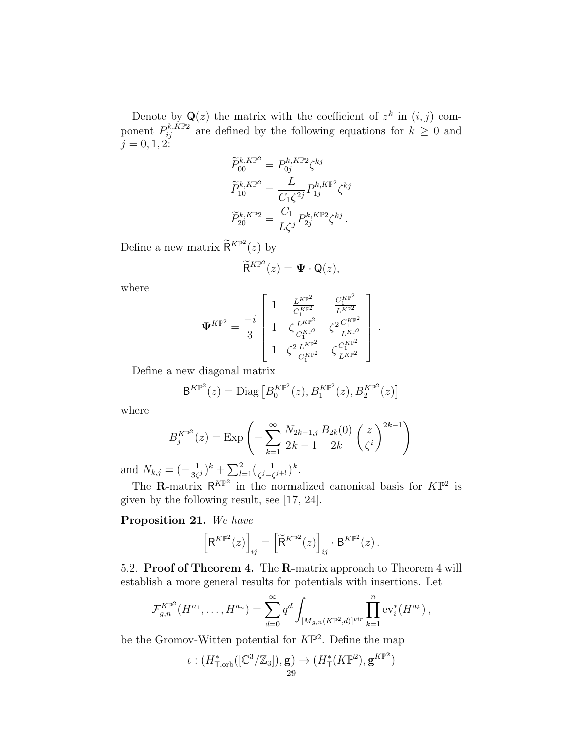Denote by $\mathsf{Q}(z)$ the matrix with the coefficient of $z^k$ in $(i,j)$ component $P^{k,K\mathbb{P}2}_{ij}$ are defined by the following equations for $k \geq 0$ and $j = 0, 1, 2$:

$$\widetilde{P}^{k,K\mathbb{P}^2}_{00} = P^{k,K\mathbb{P}2}_{0j}\zeta^{kj}$$

$$\widetilde{P}^{k,K\mathbb{P}^2}_{10} = \frac{L}{C_1\zeta^{2j}}P^{k,K\mathbb{P}2}_{1j}\zeta^{kj}$$

$$\widetilde{P}^{k,K\mathbb{P}^2}_{20} = \frac{C_1}{L\zeta^{j}}P^{k,K\mathbb{P}2}_{2j}\zeta^{kj}\,.$$

Define a new matrix $\widetilde{\mathsf{R}}^{K\mathbb{P}^2}(z)$ by

$$\widetilde{\mathsf{R}}^{K\mathbb{P}^2}(z) = \mathbf{\Psi}\cdot \mathsf{Q}(z),$$

where

$$\mathbf{\Psi}^{K\mathbb{P}^2} = \frac{-i}{3}\begin{bmatrix} 1 & \frac{L^{K\mathbb{P}^2}}{C_1^{K\mathbb{P}^2}} & \frac{C_1^{K\mathbb{P}^2}}{L^{K\mathbb{P}^2}} \\ 1 & \zeta\frac{L^{K\mathbb{P}^2}}{C_1^{K\mathbb{P}^2}} & \zeta^2\frac{C_1^{K\mathbb{P}^2}}{L^{K\mathbb{P}^2}} \\ 1 & \zeta^2\frac{L^{K\mathbb{P}^2}}{C_1^{K\mathbb{P}^2}} & \zeta\frac{C_1^{K\mathbb{P}^2}}{L^{K\mathbb{P}^2}} \end{bmatrix}.$$

Define a new diagonal matrix

$$\mathsf{B}^{K\mathbb{P}^2}(z) = \mathrm{Diag}\left[B_0^{K\mathbb{P}^2}(z), B_1^{K\mathbb{P}^2}(z), B_2^{K\mathbb{P}^2}(z)\right]$$

where

$$B_j^{K\mathbb{P}^2}(z) = \mathrm{Exp}\left(-\sum_{k=1}^{\infty}\frac{N_{2k-1,j}}{2k-1}\frac{B_{2k}(0)}{2k}\left(\frac{z}{\zeta^i}\right)^{2k-1}\right)$$

and $N_{k,j} = (-\frac{1}{3\zeta^j})^k + \sum_{l=1}^{2}(\frac{1}{\zeta^j - \zeta^{j+l}})^k$.

The **R**-matrix $\mathsf{R}^{K\mathbb{P}^2}$ in the normalized canonical basis for $K\mathbb{P}^2$ is given by the following result, see [17, 24].

**Proposition 21.** *We have*

$$\left[\mathsf{R}^{K\mathbb{P}^2}(z)\right]_{ij} = \left[\widetilde{\mathsf{R}}^{K\mathbb{P}^2}(z)\right]_{ij}\cdot \mathsf{B}^{K\mathbb{P}^2}(z)\,.$$

5.2. **Proof of Theorem 4.** The **R**-matrix approach to Theorem 4 will establish a more general results for potentials with insertions. Let

$$\mathcal{F}^{K\mathbb{P}^2}_{g,n}(H^{a_1},\ldots,H^{a_n}) = \sum_{d=0}^{\infty} q^d \int_{[\overline{M}_{g,n}(K\mathbb{P}^2,d)]^{vir}} \prod_{k=1}^{n} \mathrm{ev}_i^*(H^{a_k})\,,$$

be the Gromov-Witten potential for $K\mathbb{P}^2$. Define the map

$$\iota : (H^*_{\mathsf{T},\mathrm{orb}}([\mathbb{C}^3/\mathbb{Z}_3]), \mathbf{g}) \to (H^*_{\mathsf{T}}(K\mathbb{P}^2), \mathbf{g}^{K\mathbb{P}^2})$$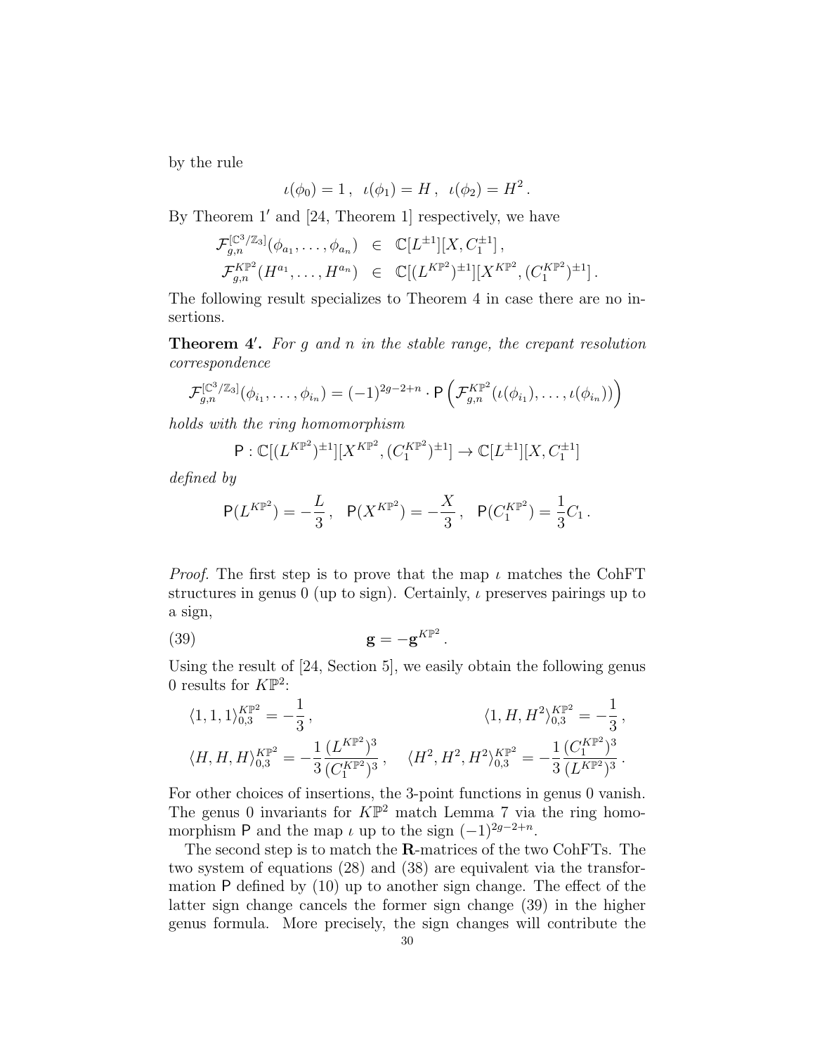by the rule

$$\iota(\phi_0) = 1\,, \quad \iota(\phi_1) = H\,, \quad \iota(\phi_2) = H^2\,.$$

By Theorem 1′ and [24, Theorem 1] respectively, we have

$$\begin{aligned}
\mathcal{F}_{g,n}^{[\mathbb{C}^3/\mathbb{Z}_3]}(\phi_{a_1}, \ldots, \phi_{a_n}) &\in \mathbb{C}[L^{\pm 1}][X, C_1^{\pm 1}]\,, \\
\mathcal{F}_{g,n}^{K\mathbb{P}^2}(H^{a_1}, \ldots, H^{a_n}) &\in \mathbb{C}[(L^{K\mathbb{P}^2})^{\pm 1}][X^{K\mathbb{P}^2}, (C_1^{K\mathbb{P}^2})^{\pm 1}]\,.
\end{aligned}$$

The following result specializes to Theorem 4 in case there are no insertions.

**Theorem 4′.** *For $g$ and $n$ in the stable range, the crepant resolution correspondence*

$$\mathcal{F}_{g,n}^{[\mathbb{C}^3/\mathbb{Z}_3]}(\phi_{i_1}, \ldots, \phi_{i_n}) = (-1)^{2g-2+n} \cdot \mathsf{P}\left(\mathcal{F}_{g,n}^{K\mathbb{P}^2}(\iota(\phi_{i_1}), \ldots, \iota(\phi_{i_n}))\right)$$

*holds with the ring homomorphism*

$$\mathsf{P} : \mathbb{C}[(L^{K\mathbb{P}^2})^{\pm 1}][X^{K\mathbb{P}^2}, (C_1^{K\mathbb{P}^2})^{\pm 1}] \to \mathbb{C}[L^{\pm 1}][X, C_1^{\pm 1}]$$

*defined by*

$$\mathsf{P}(L^{K\mathbb{P}^2}) = -\frac{L}{3}\,, \quad \mathsf{P}(X^{K\mathbb{P}^2}) = -\frac{X}{3}\,, \quad \mathsf{P}(C_1^{K\mathbb{P}^2}) = \frac{1}{3} C_1\,.$$

*Proof.* The first step is to prove that the map $\iota$ matches the CohFT structures in genus 0 (up to sign). Certainly, $\iota$ preserves pairings up to a sign,

$$\mathbf{g} = -\mathbf{g}^{K\mathbb{P}^2}\,. \tag{39}$$

Using the result of [24, Section 5], we easily obtain the following genus 0 results for $K\mathbb{P}^2$:

$$\begin{aligned}
&\langle 1, 1, 1 \rangle_{0,3}^{K\mathbb{P}^2} = -\frac{1}{3}\,, && \langle 1, H, H^2 \rangle_{0,3}^{K\mathbb{P}^2} = -\frac{1}{3}\,, \\
&\langle H, H, H \rangle_{0,3}^{K\mathbb{P}^2} = -\frac{1}{3} \frac{(L^{K\mathbb{P}^2})^3}{(C_1^{K\mathbb{P}^2})^3}\,, && \langle H^2, H^2, H^2 \rangle_{0,3}^{K\mathbb{P}^2} = -\frac{1}{3} \frac{(C_1^{K\mathbb{P}^2})^3}{(L^{K\mathbb{P}^2})^3}\,.
\end{aligned}$$

For other choices of insertions, the 3-point functions in genus 0 vanish. The genus 0 invariants for $K\mathbb{P}^2$ match Lemma 7 via the ring homomorphism $\mathsf{P}$ and the map $\iota$ up to the sign $(-1)^{2g-2+n}$.

The second step is to match the $\mathbf{R}$-matrices of the two CohFTs. The two system of equations (28) and (38) are equivalent via the transformation $\mathsf{P}$ defined by (10) up to another sign change. The effect of the latter sign change cancels the former sign change (39) in the higher genus formula. More precisely, the sign changes will contribute the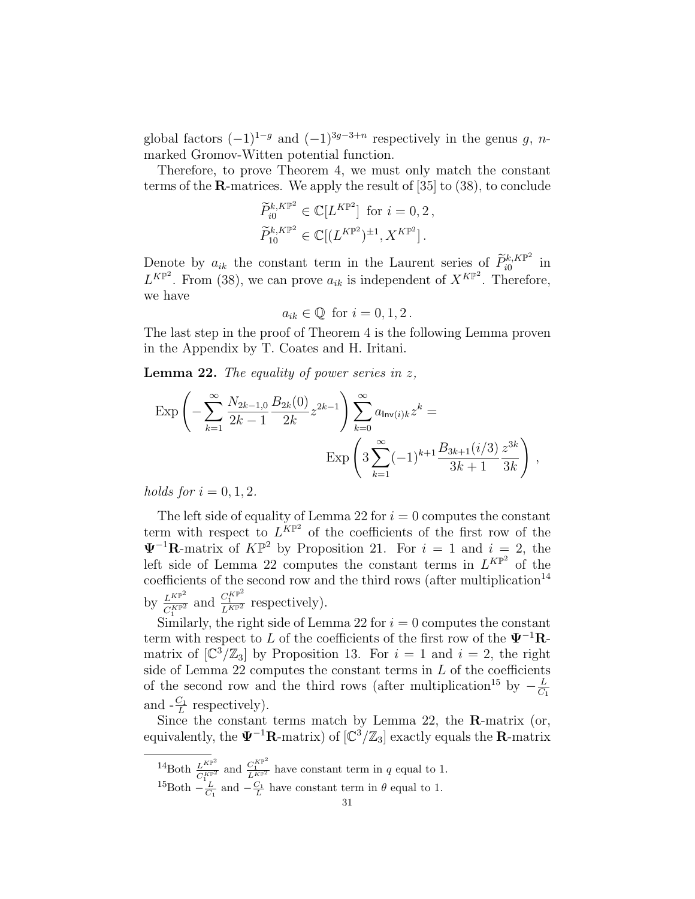global factors $(-1)^{1-g}$ and $(-1)^{3g-3+n}$ respectively in the genus $g$, $n$-marked Gromov-Witten potential function.

Therefore, to prove Theorem 4, we must only match the constant terms of the $\mathbf{R}$-matrices. We apply the result of [35] to (38), to conclude

$$\widetilde{P}^{k,K\mathbb{P}^2}_{i0} \in \mathbb{C}[L^{K\mathbb{P}^2}] \text{ for } i = 0, 2\,,$$
$$\widetilde{P}^{k,K\mathbb{P}^2}_{10} \in \mathbb{C}[(L^{K\mathbb{P}^2})^{\pm 1}, X^{K\mathbb{P}^2}]\,.$$

Denote by $a_{ik}$ the constant term in the Laurent series of $\widetilde{P}^{k,K\mathbb{P}^2}_{i0}$ in $L^{K\mathbb{P}^2}$. From (38), we can prove $a_{ik}$ is independent of $X^{K\mathbb{P}^2}$. Therefore, we have

$$a_{ik} \in \mathbb{Q} \text{ for } i = 0, 1, 2\,.$$

The last step in the proof of Theorem 4 is the following Lemma proven in the Appendix by T. Coates and H. Iritani.

**Lemma 22.** *The equality of power series in* $z$,

$$\mathrm{Exp}\left(-\sum_{k=1}^{\infty} \frac{N_{2k-1,0}}{2k-1}\frac{B_{2k}(0)}{2k} z^{2k-1}\right)\sum_{k=0}^{\infty} a_{\mathsf{Inv}(i)k} z^k = \mathrm{Exp}\left(3\sum_{k=1}^{\infty}(-1)^{k+1}\frac{B_{3k+1}(i/3)}{3k+1}\frac{z^{3k}}{3k}\right)\,,$$

*holds for* $i = 0, 1, 2$.

The left side of equality of Lemma 22 for $i = 0$ computes the constant term with respect to $L^{K\mathbb{P}^2}$ of the coefficients of the first row of the $\mathbf{\Psi}^{-1}\mathbf{R}$-matrix of $K\mathbb{P}^2$ by Proposition 21. For $i = 1$ and $i = 2$, the left side of Lemma 22 computes the constant terms in $L^{K\mathbb{P}^2}$ of the coefficients of the second row and the third rows (after multiplication[14] by $\frac{L^{K\mathbb{P}^2}}{C_1^{K\mathbb{P}^2}}$ and $\frac{C_1^{K\mathbb{P}^2}}{L^{K\mathbb{P}^2}}$ respectively).

Similarly, the right side of Lemma 22 for $i = 0$ computes the constant term with respect to $L$ of the coefficients of the first row of the $\mathbf{\Psi}^{-1}\mathbf{R}$-matrix of $[\mathbb{C}^3/\mathbb{Z}_3]$ by Proposition 13. For $i = 1$ and $i = 2$, the right side of Lemma 22 computes the constant terms in $L$ of the coefficients of the second row and the third rows (after multiplication[15] by $-\frac{L}{C_1}$ and -$\frac{C_1}{L}$ respectively).

Since the constant terms match by Lemma 22, the $\mathbf{R}$-matrix (or, equivalently, the $\mathbf{\Psi}^{-1}\mathbf{R}$-matrix) of $[\mathbb{C}^3/\mathbb{Z}_3]$ exactly equals the $\mathbf{R}$-matrix

[14] Both $\frac{L^{K\mathbb{P}^2}}{C_1^{K\mathbb{P}^2}}$ and $\frac{C_1^{K\mathbb{P}^2}}{L^{K\mathbb{P}^2}}$ have constant term in $q$ equal to 1.

[15] Both $-\frac{L}{C_1}$ and $-\frac{C_1}{L}$ have constant term in $\theta$ equal to 1.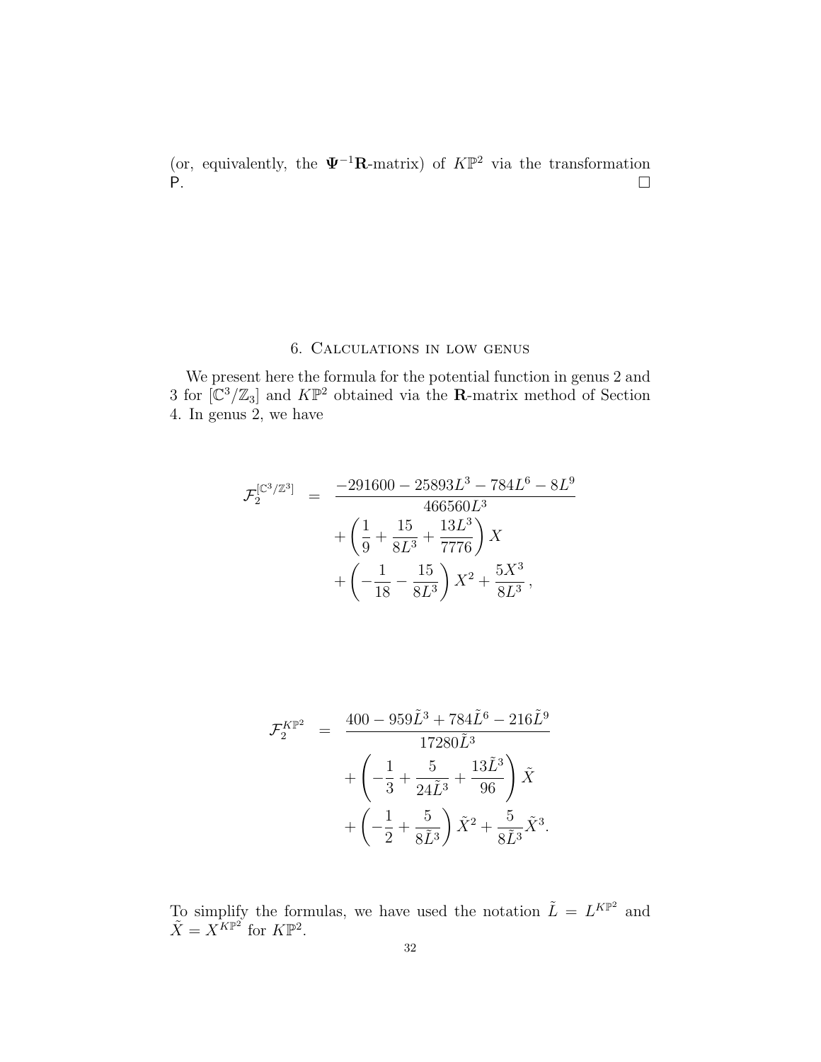(or, equivalently, the $\mathbf{\Psi}^{-1}\mathbf{R}$-matrix) of $K\mathbb{P}^2$ via the transformation $\mathsf{P}$. $\square$

## 6. Calculations in low genus

We present here the formula for the potential function in genus 2 and 3 for $[\mathbb{C}^3/\mathbb{Z}_3]$ and $K\mathbb{P}^2$ obtained via the $\mathbf{R}$-matrix method of Section 4. In genus 2, we have

$$
\begin{aligned}
\mathcal{F}_2^{[\mathbb{C}^3/\mathbb{Z}^3]} \quad = \quad & \frac{-291600 - 25893L^3 - 784L^6 - 8L^9}{466560L^3} \\
& + \left(\frac{1}{9} + \frac{15}{8L^3} + \frac{13L^3}{7776}\right) X \\
& + \left(-\frac{1}{18} - \frac{15}{8L^3}\right) X^2 + \frac{5X^3}{8L^3},
\end{aligned}
$$

$$
\begin{aligned}
\mathcal{F}_2^{K\mathbb{P}^2} \quad = \quad & \frac{400 - 959\tilde{L}^3 + 784\tilde{L}^6 - 216\tilde{L}^9}{17280\tilde{L}^3} \\
& + \left(-\frac{1}{3} + \frac{5}{24\tilde{L}^3} + \frac{13\tilde{L}^3}{96}\right) \tilde{X} \\
& + \left(-\frac{1}{2} + \frac{5}{8\tilde{L}^3}\right) \tilde{X}^2 + \frac{5}{8\tilde{L}^3}\tilde{X}^3.
\end{aligned}
$$

To simplify the formulas, we have used the notation $\tilde{L} = L^{K\mathbb{P}^2}$ and $\tilde{X} = X^{K\mathbb{P}^2}$ for $K\mathbb{P}^2$.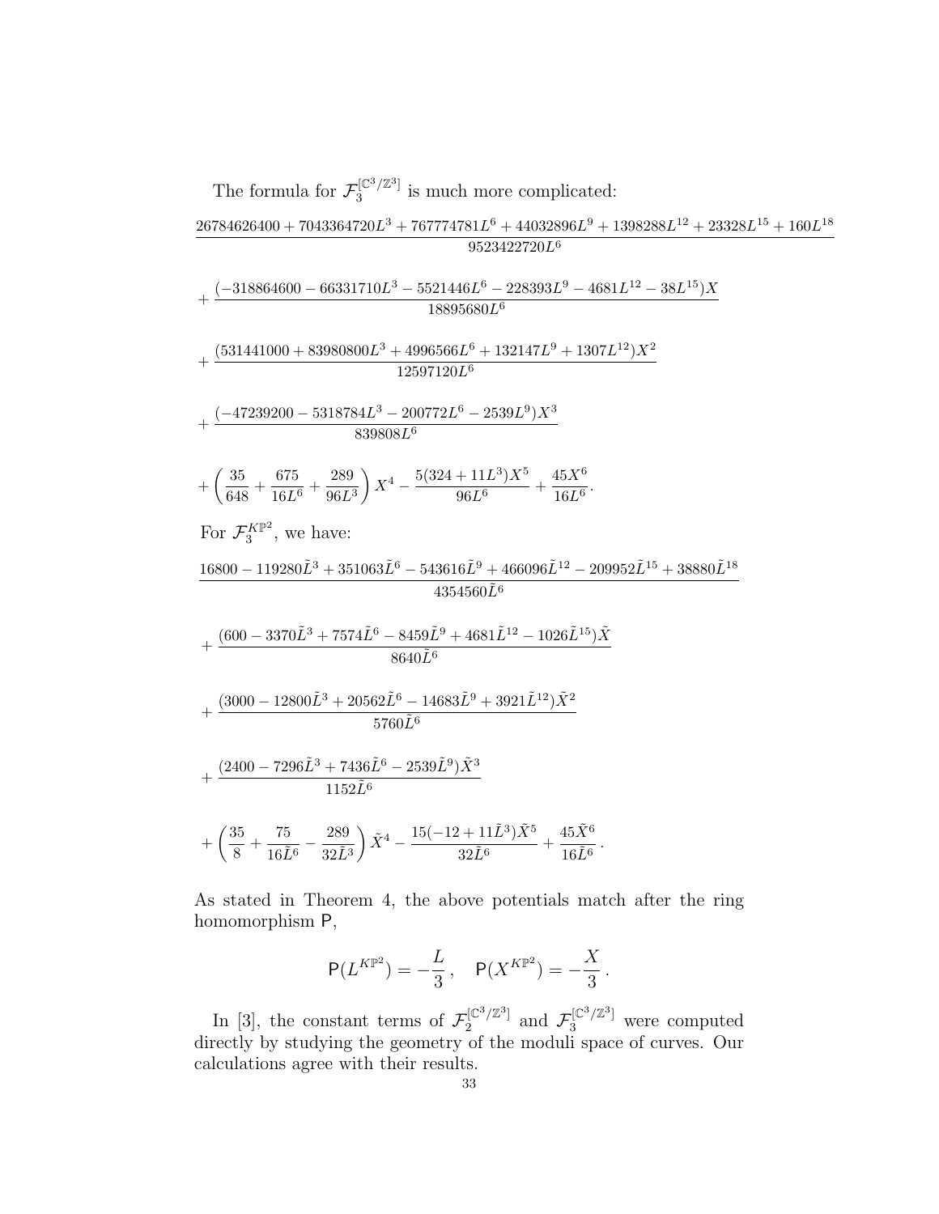The formula for $\mathcal{F}_3^{[\mathbb{C}^3/\mathbb{Z}^3]}$ is much more complicated:

$$
\frac{26784626400 + 7043364720L^3 + 767774781L^6 + 44032896L^9 + 1398288L^{12} + 23328L^{15} + 160L^{18}}{9523422720L^6}
$$

$$
+ \frac{(-318864600 - 66331710L^3 - 5521446L^6 - 228393L^9 - 4681L^{12} - 38L^{15})X}{18895680L^6}
$$

$$
+ \frac{(531441000 + 83980800L^3 + 4996566L^6 + 132147L^9 + 1307L^{12})X^2}{12597120L^6}
$$

$$
+ \frac{(-47239200 - 5318784L^3 - 200772L^6 - 2539L^9)X^3}{839808L^6}
$$

$$
+ \left(\frac{35}{648} + \frac{675}{16L^6} + \frac{289}{96L^3}\right)X^4 - \frac{5(324 + 11L^3)X^5}{96L^6} + \frac{45X^6}{16L^6}.
$$

For $\mathcal{F}_3^{K\mathbb{P}^2}$, we have:

$$
\frac{16800 - 119280\tilde{L}^3 + 351063\tilde{L}^6 - 543616\tilde{L}^9 + 466096\tilde{L}^{12} - 209952\tilde{L}^{15} + 38880\tilde{L}^{18}}{4354560\tilde{L}^6}
$$

$$
+ \frac{(600 - 3370\tilde{L}^3 + 7574\tilde{L}^6 - 8459\tilde{L}^9 + 4681\tilde{L}^{12} - 1026\tilde{L}^{15})\tilde{X}}{8640\tilde{L}^6}
$$

$$
+ \frac{(3000 - 12800\tilde{L}^3 + 20562\tilde{L}^6 - 14683\tilde{L}^9 + 3921\tilde{L}^{12})\tilde{X}^2}{5760\tilde{L}^6}
$$

$$
+ \frac{(2400 - 7296\tilde{L}^3 + 7436\tilde{L}^6 - 2539\tilde{L}^9)\tilde{X}^3}{1152\tilde{L}^6}
$$

$$
+ \left(\frac{35}{8} + \frac{75}{16\tilde{L}^6} - \frac{289}{32\tilde{L}^3}\right)\tilde{X}^4 - \frac{15(-12 + 11\tilde{L}^3)\tilde{X}^5}{32\tilde{L}^6} + \frac{45\tilde{X}^6}{16\tilde{L}^6}.
$$

As stated in Theorem 4, the above potentials match after the ring homomorphism $\mathsf{P}$,

$$
\mathsf{P}(L^{K\mathbb{P}^2}) = -\frac{L}{3}, \quad \mathsf{P}(X^{K\mathbb{P}^2}) = -\frac{X}{3}.
$$

In [3], the constant terms of $\mathcal{F}_2^{[\mathbb{C}^3/\mathbb{Z}^3]}$ and $\mathcal{F}_3^{[\mathbb{C}^3/\mathbb{Z}^3]}$ were computed directly by studying the geometry of the moduli space of curves. Our calculations agree with their results.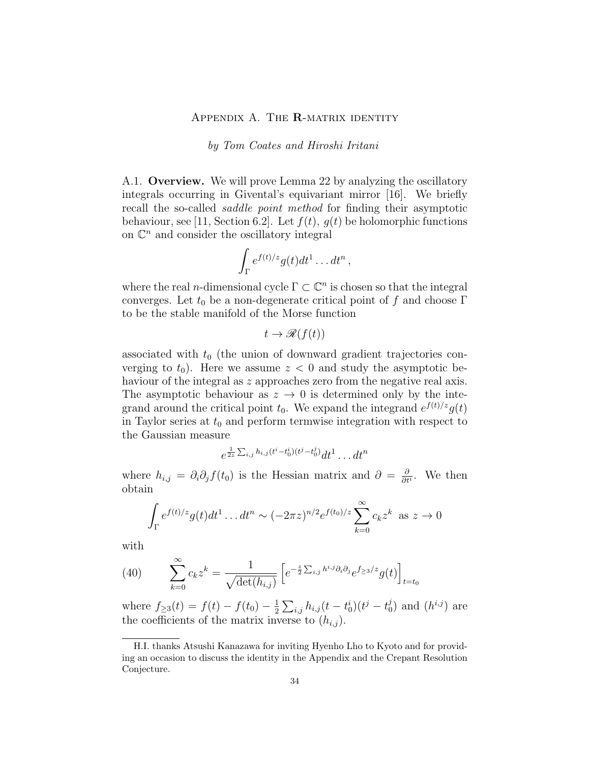# Appendix A. The R-matrix identity

*by Tom Coates and Hiroshi Iritani*

A.1. **Overview.** We will prove Lemma 22 by analyzing the oscillatory integrals occurring in Givental's equivariant mirror [16]. We briefly recall the so-called *saddle point method* for finding their asymptotic behaviour, see [11, Section 6.2]. Let $f(t)$, $g(t)$ be holomorphic functions on $\mathbb{C}^n$ and consider the oscillatory integral

$$\int_\Gamma e^{f(t)/z} g(t) dt^1 \dots dt^n ,$$

where the real $n$-dimensional cycle $\Gamma \subset \mathbb{C}^n$ is chosen so that the integral converges. Let $t_0$ be a non-degenerate critical point of $f$ and choose $\Gamma$ to be the stable manifold of the Morse function

$$t \to \mathscr{R}(f(t))$$

associated with $t_0$ (the union of downward gradient trajectories converging to $t_0$). Here we assume $z < 0$ and study the asymptotic behaviour of the integral as $z$ approaches zero from the negative real axis. The asymptotic behaviour as $z \to 0$ is determined only by the integrand around the critical point $t_0$. We expand the integrand $e^{f(t)/z} g(t)$ in Taylor series at $t_0$ and perform termwise integration with respect to the Gaussian measure

$$e^{\frac{1}{2z}\sum_{i,j} h_{i,j}(t^i - t_0^i)(t^j - t_0^j)} dt^1 \dots dt^n$$

where $h_{i,j} = \partial_i \partial_j f(t_0)$ is the Hessian matrix and $\partial = \frac{\partial}{\partial t^i}$. We then obtain

$$\int_\Gamma e^{f(t)/z} g(t) dt^1 \dots dt^n \sim (-2\pi z)^{n/2} e^{f(t_0)/z} \sum_{k=0}^\infty c_k z^k \ \text{ as } z \to 0$$

with

$$\sum_{k=0}^\infty c_k z^k = \frac{1}{\sqrt{\det(h_{i,j})}} \left[ e^{-\frac{z}{2}\sum_{i,j} h^{i,j}\partial_i\partial_j} e^{f_{\geq 3}/z} g(t) \right]_{t=t_0} \tag{40}$$

where $f_{\geq 3}(t) = f(t) - f(t_0) - \frac{1}{2}\sum_{i,j} h_{i,j}(t - t_0^i)(t^j - t_0^j)$ and $(h^{i,j})$ are the coefficients of the matrix inverse to $(h_{i,j})$.

---

H.I. thanks Atsushi Kanazawa for inviting Hyenho Lho to Kyoto and for providing an occasion to discuss the identity in the Appendix and the Crepant Resolution Conjecture.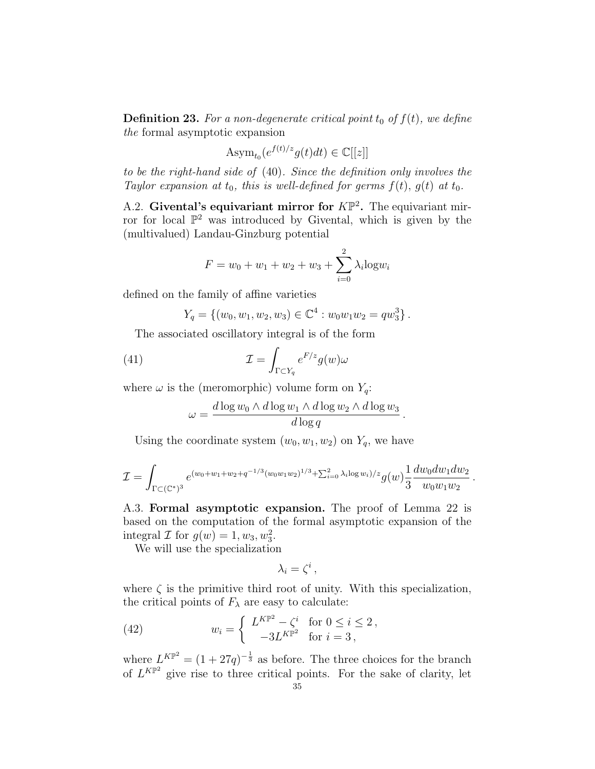**Definition 23.** *For a non-degenerate critical point $t_0$ of $f(t)$, we define the* formal asymptotic expansion

$$\mathrm{Asym}_{t_0}(e^{f(t)/z}g(t)dt) \in \mathbb{C}[[z]]$$

*to be the right-hand side of* (40)*. Since the definition only involves the Taylor expansion at $t_0$, this is well-defined for germs $f(t)$, $g(t)$ at $t_0$.*

### A.2. Givental's equivariant mirror for $K\mathbb{P}^2$.

The equivariant mirror for local $\mathbb{P}^2$ was introduced by Givental, which is given by the (multivalued) Landau-Ginzburg potential

$$F = w_0 + w_1 + w_2 + w_3 + \sum_{i=0}^{2} \lambda_i \log w_i$$

defined on the family of affine varieties

$$Y_q = \{(w_0, w_1, w_2, w_3) \in \mathbb{C}^4 : w_0 w_1 w_2 = q w_3^3\}.$$

The associated oscillatory integral is of the form

$$\mathcal{I} = \int_{\Gamma \subset Y_q} e^{F/z} g(w) \omega \tag{41}$$

where $\omega$ is the (meromorphic) volume form on $Y_q$:

$$\omega = \frac{d\log w_0 \wedge d\log w_1 \wedge d\log w_2 \wedge d\log w_3}{d\log q}.$$

Using the coordinate system $(w_0, w_1, w_2)$ on $Y_q$, we have

$$\mathcal{I} = \int_{\Gamma \subset (\mathbb{C}^*)^3} e^{(w_0 + w_1 + w_2 + q^{-1/3}(w_0 w_1 w_2)^{1/3} + \sum_{i=0}^{2} \lambda_i \log w_i)/z} g(w) \frac{1}{3} \frac{dw_0 dw_1 dw_2}{w_0 w_1 w_2}.$$

### A.3. Formal asymptotic expansion.

The proof of Lemma 22 is based on the computation of the formal asymptotic expansion of the integral $\mathcal{I}$ for $g(w) = 1, w_3, w_3^2$.

We will use the specialization

$$\lambda_i = \zeta^i,$$

where $\zeta$ is the primitive third root of unity. With this specialization, the critical points of $F_\lambda$ are easy to calculate:

$$w_i = \begin{cases} L^{K\mathbb{P}^2} - \zeta^i & \text{for } 0 \le i \le 2, \\ -3L^{K\mathbb{P}^2} & \text{for } i = 3, \end{cases} \tag{42}$$

where $L^{K\mathbb{P}^2} = (1 + 27q)^{-\frac{1}{3}}$ as before. The three choices for the branch of $L^{K\mathbb{P}^2}$ give rise to three critical points. For the sake of clarity, let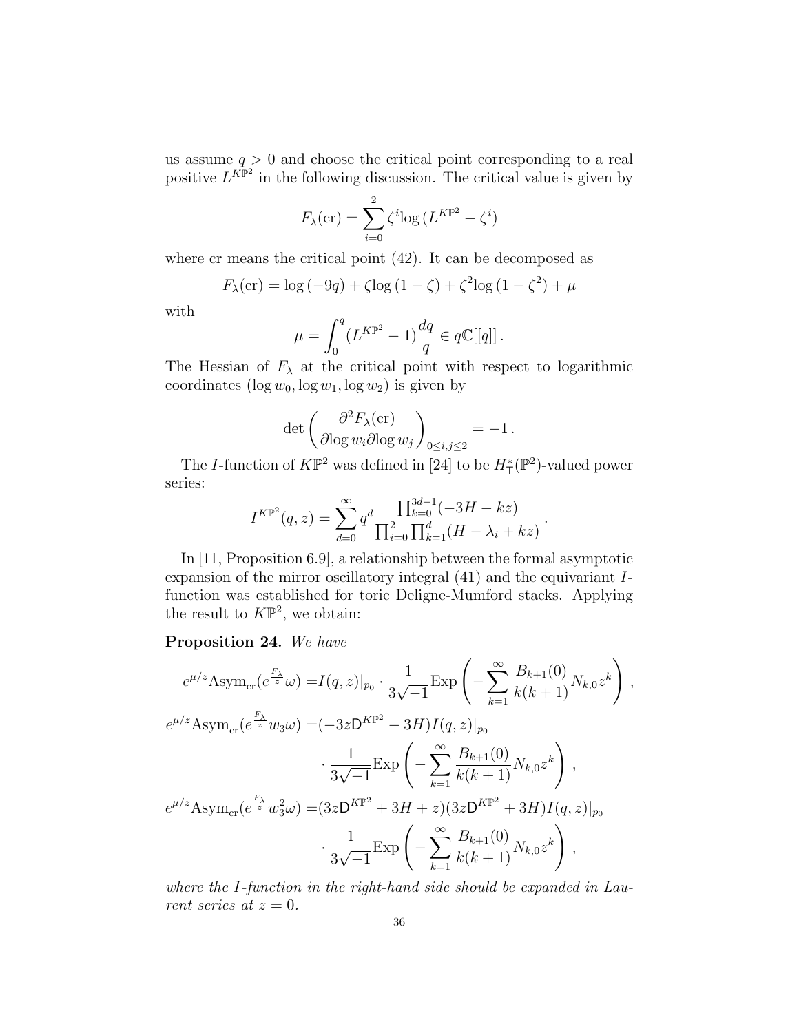us assume $q > 0$ and choose the critical point corresponding to a real positive $L^{K\mathbb{P}^2}$ in the following discussion. The critical value is given by

$$F_\lambda(\mathrm{cr}) = \sum_{i=0}^{2} \zeta^i \log\left(L^{K\mathbb{P}^2} - \zeta^i\right)$$

where cr means the critical point (42). It can be decomposed as

$$F_\lambda(\mathrm{cr}) = \log(-9q) + \zeta \log(1-\zeta) + \zeta^2 \log(1-\zeta^2) + \mu$$

with

$$\mu = \int_0^q (L^{K\mathbb{P}^2} - 1)\frac{dq}{q} \in q\mathbb{C}[[q]]\,.$$

The Hessian of $F_\lambda$ at the critical point with respect to logarithmic coordinates $(\log w_0, \log w_1, \log w_2)$ is given by

$$\det\left(\frac{\partial^2 F_\lambda(\mathrm{cr})}{\partial \log w_i \partial \log w_j}\right)_{0\le i,j\le 2} = -1\,.$$

The $I$-function of $K\mathbb{P}^2$ was defined in [24] to be $H^*_{\mathsf{T}}(\mathbb{P}^2)$-valued power series:

$$I^{K\mathbb{P}^2}(q,z) = \sum_{d=0}^{\infty} q^d \frac{\prod_{k=0}^{3d-1}(-3H - kz)}{\prod_{i=0}^{2}\prod_{k=1}^{d}(H - \lambda_i + kz)}\,.$$

In [11, Proposition 6.9], a relationship between the formal asymptotic expansion of the mirror oscillatory integral (41) and the equivariant $I$-function was established for toric Deligne-Mumford stacks. Applying the result to $K\mathbb{P}^2$, we obtain:

**Proposition 24.** *We have*

$$\begin{aligned}
e^{\mu/z}\mathrm{Asym}_{\mathrm{cr}}(e^{\frac{F_\lambda}{z}}\omega) =& I(q,z)|_{p_0} \cdot \frac{1}{3\sqrt{-1}}\mathrm{Exp}\left(-\sum_{k=1}^{\infty}\frac{B_{k+1}(0)}{k(k+1)}N_{k,0}z^k\right)\,,\\
e^{\mu/z}\mathrm{Asym}_{\mathrm{cr}}(e^{\frac{F_\lambda}{z}}w_3\omega) =& (-3z\mathsf{D}^{K\mathbb{P}^2} - 3H)I(q,z)|_{p_0}\\
&\cdot \frac{1}{3\sqrt{-1}}\mathrm{Exp}\left(-\sum_{k=1}^{\infty}\frac{B_{k+1}(0)}{k(k+1)}N_{k,0}z^k\right)\,,\\
e^{\mu/z}\mathrm{Asym}_{\mathrm{cr}}(e^{\frac{F_\lambda}{z}}w_3^2\omega) =& (3z\mathsf{D}^{K\mathbb{P}^2} + 3H + z)(3z\mathsf{D}^{K\mathbb{P}^2} + 3H)I(q,z)|_{p_0}\\
&\cdot \frac{1}{3\sqrt{-1}}\mathrm{Exp}\left(-\sum_{k=1}^{\infty}\frac{B_{k+1}(0)}{k(k+1)}N_{k,0}z^k\right)\,,
\end{aligned}$$

*where the $I$-function in the right-hand side should be expanded in Laurent series at $z = 0$.*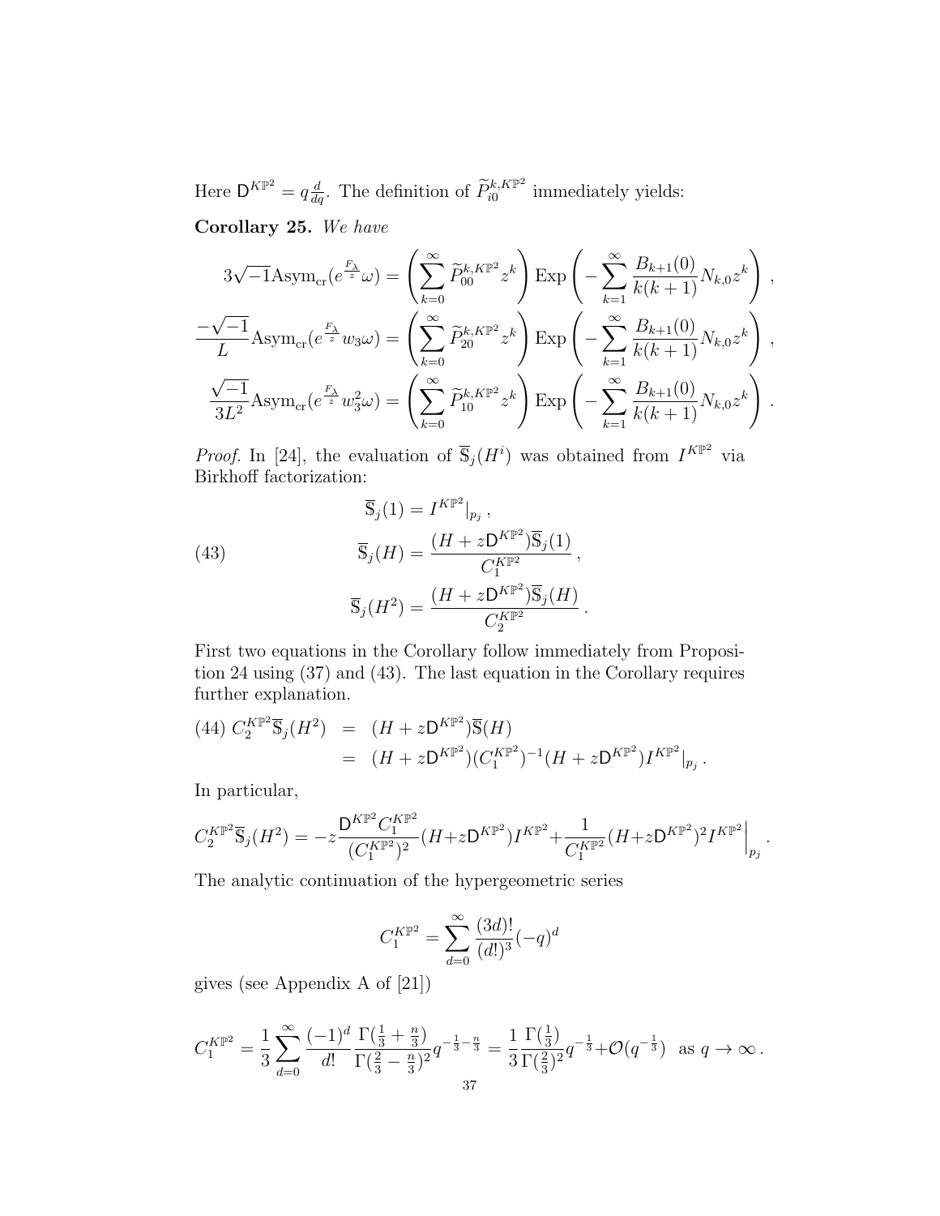Here $\mathsf{D}^{K\mathbb{P}^2} = q\frac{d}{dq}$. The definition of $\widetilde{P}^{k,K\mathbb{P}^2}_{i0}$ immediately yields:

**Corollary 25.** *We have*

$$3\sqrt{-1}\mathrm{Asym}_{\mathrm{cr}}(e^{\frac{F_\lambda}{z}}\omega) = \left(\sum_{k=0}^{\infty} \widetilde{P}^{k,K\mathbb{P}^2}_{00} z^k\right) \mathrm{Exp}\left(-\sum_{k=1}^{\infty} \frac{B_{k+1}(0)}{k(k+1)} N_{k,0} z^k\right),$$

$$\frac{-\sqrt{-1}}{L}\mathrm{Asym}_{\mathrm{cr}}(e^{\frac{F_\lambda}{z}}w_3\omega) = \left(\sum_{k=0}^{\infty} \widetilde{P}^{k,K\mathbb{P}^2}_{20} z^k\right) \mathrm{Exp}\left(-\sum_{k=1}^{\infty} \frac{B_{k+1}(0)}{k(k+1)} N_{k,0} z^k\right),$$

$$\frac{\sqrt{-1}}{3L^2}\mathrm{Asym}_{\mathrm{cr}}(e^{\frac{F_\lambda}{z}}w_3^2\omega) = \left(\sum_{k=0}^{\infty} \widetilde{P}^{k,K\mathbb{P}^2}_{10} z^k\right) \mathrm{Exp}\left(-\sum_{k=1}^{\infty} \frac{B_{k+1}(0)}{k(k+1)} N_{k,0} z^k\right).$$

*Proof.* In [24], the evaluation of $\overline{\mathbb{S}}_j(H^i)$ was obtained from $I^{K\mathbb{P}^2}$ via Birkhoff factorization:

$$\begin{aligned}
\overline{\mathbb{S}}_j(1) &= I^{K\mathbb{P}^2}|_{p_j}\,, \\
\overline{\mathbb{S}}_j(H) &= \frac{(H+z\mathsf{D}^{K\mathbb{P}^2})\overline{\mathbb{S}}_j(1)}{C_1^{K\mathbb{P}^2}}\,, \\
\overline{\mathbb{S}}_j(H^2) &= \frac{(H+z\mathsf{D}^{K\mathbb{P}^2})\overline{\mathbb{S}}_j(H)}{C_2^{K\mathbb{P}^2}}\,.
\end{aligned} \tag{43}$$

First two equations in the Corollary follow immediately from Proposition 24 using (37) and (43). The last equation in the Corollary requires further explanation.

$$\begin{aligned}
C_2^{K\mathbb{P}^2}\overline{\mathbb{S}}_j(H^2) &= (H+z\mathsf{D}^{K\mathbb{P}^2})\overline{\mathbb{S}}(H) \\
&= (H+z\mathsf{D}^{K\mathbb{P}^2})(C_1^{K\mathbb{P}^2})^{-1}(H+z\mathsf{D}^{K\mathbb{P}^2})I^{K\mathbb{P}^2}|_{p_j}\,.
\end{aligned} \tag{44}$$

In particular,

$$C_2^{K\mathbb{P}^2}\overline{\mathbb{S}}_j(H^2) = -z\frac{\mathsf{D}^{K\mathbb{P}^2}C_1^{K\mathbb{P}^2}}{(C_1^{K\mathbb{P}^2})^2}(H+z\mathsf{D}^{K\mathbb{P}^2})I^{K\mathbb{P}^2} + \frac{1}{C_1^{K\mathbb{P}^2}}(H+z\mathsf{D}^{K\mathbb{P}^2})^2 I^{K\mathbb{P}^2}\Big|_{p_j}.$$

The analytic continuation of the hypergeometric series

$$C_1^{K\mathbb{P}^2} = \sum_{d=0}^{\infty} \frac{(3d)!}{(d!)^3}(-q)^d$$

gives (see Appendix A of [21])

$$C_1^{K\mathbb{P}^2} = \frac{1}{3}\sum_{d=0}^{\infty} \frac{(-1)^d}{d!}\frac{\Gamma(\frac{1}{3}+\frac{n}{3})}{\Gamma(\frac{2}{3}-\frac{n}{3})^2}q^{-\frac{1}{3}-\frac{n}{3}} = \frac{1}{3}\frac{\Gamma(\frac{1}{3})}{\Gamma(\frac{2}{3})^2}q^{-\frac{1}{3}} + \mathcal{O}(q^{-\frac{1}{3}}) \ \text{ as } q \to \infty\,.$$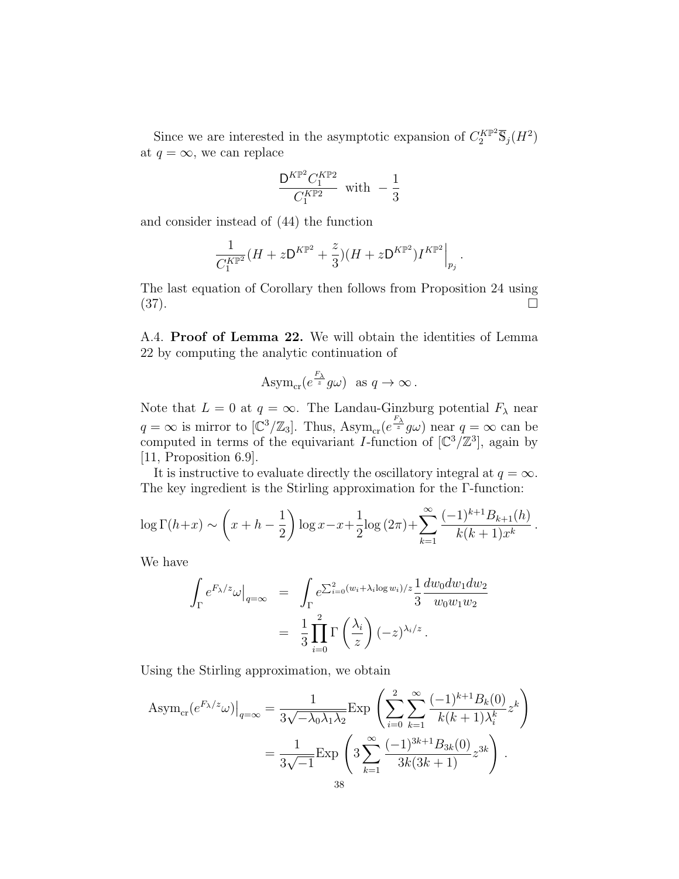Since we are interested in the asymptotic expansion of $C_2^{K\mathbb{P}^2}\overline{\mathbb{S}}_j(H^2)$ at $q = \infty$, we can replace

$$\frac{\mathsf{D}^{K\mathbb{P}^2} C_1^{K\mathbb{P}2}}{C_1^{K\mathbb{P}2}} \text{ with } -\frac{1}{3}$$

and consider instead of (44) the function

$$\frac{1}{C_1^{K\mathbb{P}^2}}(H + z\mathsf{D}^{K\mathbb{P}^2} + \frac{z}{3})(H + z\mathsf{D}^{K\mathbb{P}^2}) I^{K\mathbb{P}^2}\Big|_{p_j}.$$

The last equation of Corollary then follows from Proposition 24 using (37). $\square$

A.4. **Proof of Lemma 22.** We will obtain the identities of Lemma 22 by computing the analytic continuation of

$$\mathrm{Asym}_{\mathrm{cr}}(e^{\frac{F_\lambda}{z}} g\omega) \text{ as } q \to \infty.$$

Note that $L = 0$ at $q = \infty$. The Landau-Ginzburg potential $F_\lambda$ near $q = \infty$ is mirror to $[\mathbb{C}^3/\mathbb{Z}_3]$. Thus, $\mathrm{Asym}_{\mathrm{cr}}(e^{\frac{F_\lambda}{z}} g\omega)$ near $q = \infty$ can be computed in terms of the equivariant $I$-function of $[\mathbb{C}^3/\mathbb{Z}^3]$, again by [11, Proposition 6.9].

It is instructive to evaluate directly the oscillatory integral at $q = \infty$. The key ingredient is the Stirling approximation for the $\Gamma$-function:

$$\log \Gamma(h+x) \sim \left(x + h - \frac{1}{2}\right)\log x - x + \frac{1}{2}\log(2\pi) + \sum_{k=1}^{\infty} \frac{(-1)^{k+1} B_{k+1}(h)}{k(k+1)x^k}.$$

We have

$$\begin{aligned}
\int_\Gamma e^{F_\lambda/z}\omega\big|_{q=\infty} &= \int_\Gamma e^{\sum_{i=0}^2 (w_i + \lambda_i \log w_i)/z} \frac{1}{3}\frac{dw_0 dw_1 dw_2}{w_0 w_1 w_2} \\
&= \frac{1}{3}\prod_{i=0}^{2} \Gamma\left(\frac{\lambda_i}{z}\right)(-z)^{\lambda_i/z}.
\end{aligned}$$

Using the Stirling approximation, we obtain

$$\begin{aligned}
\mathrm{Asym}_{\mathrm{cr}}(e^{F_\lambda/z}\omega)\big|_{q=\infty} &= \frac{1}{3\sqrt{-\lambda_0\lambda_1\lambda_2}} \mathrm{Exp}\left(\sum_{i=0}^{2}\sum_{k=1}^{\infty} \frac{(-1)^{k+1} B_k(0)}{k(k+1)\lambda_i^k} z^k\right) \\
&= \frac{1}{3\sqrt{-1}} \mathrm{Exp}\left(3\sum_{k=1}^{\infty} \frac{(-1)^{3k+1} B_{3k}(0)}{3k(3k+1)} z^{3k}\right).
\end{aligned}$$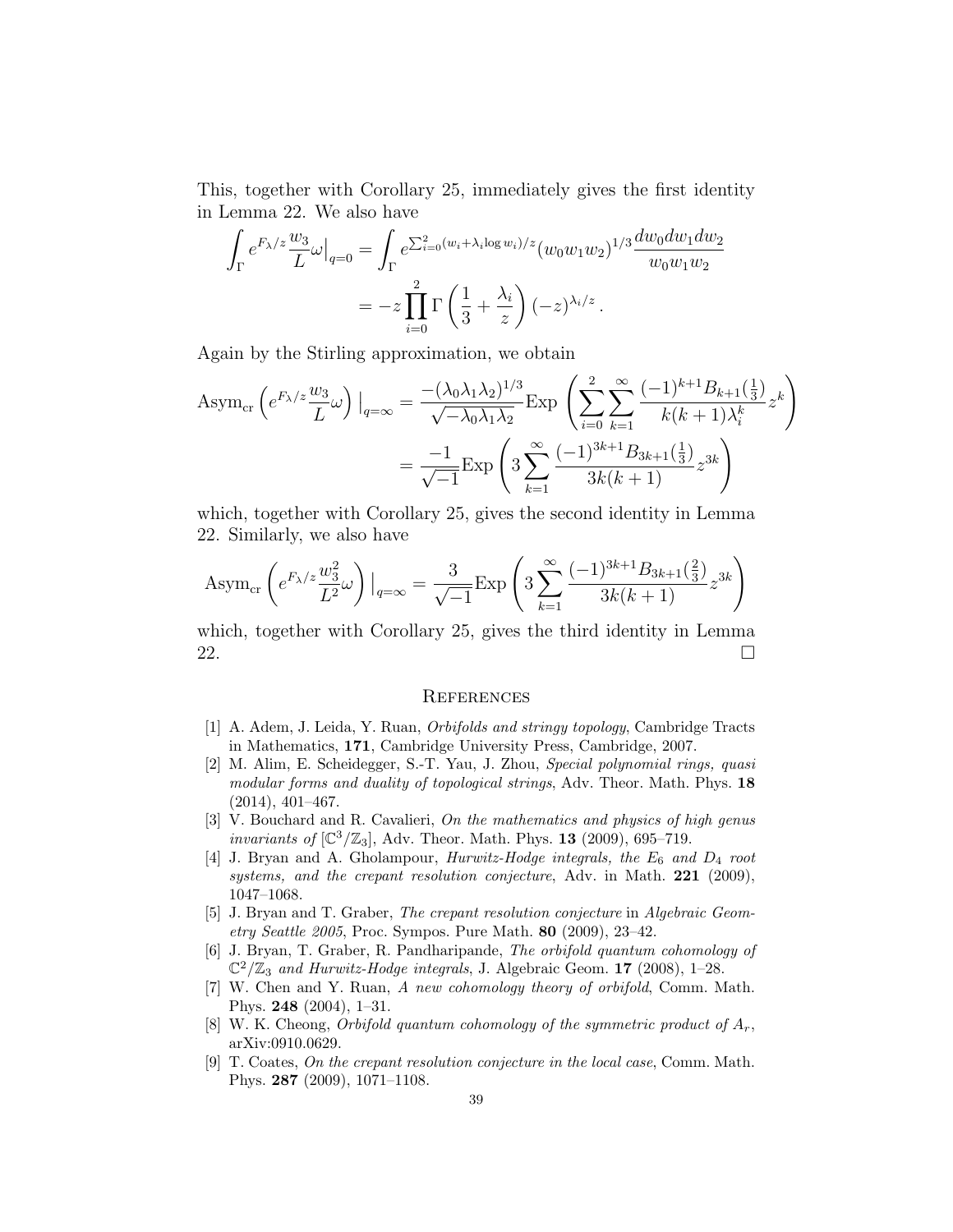This, together with Corollary 25, immediately gives the first identity in Lemma 22. We also have

$$
\begin{aligned}
\int_\Gamma e^{F_\lambda/z}\frac{w_3}{L}\omega\big|_{q=0} &= \int_\Gamma e^{\sum_{i=0}^2 (w_i+\lambda_i \log w_i)/z}(w_0w_1w_2)^{1/3}\frac{dw_0dw_1dw_2}{w_0w_1w_2} \\
&= -z\prod_{i=0}^{2}\Gamma\left(\frac{1}{3}+\frac{\lambda_i}{z}\right)(-z)^{\lambda_i/z}.
\end{aligned}
$$

Again by the Stirling approximation, we obtain

$$
\begin{aligned}
\mathrm{Asym}_{\mathrm{cr}}\left(e^{F_\lambda/z}\frac{w_3}{L}\omega\right)\big|_{q=\infty} &= \frac{-(\lambda_0\lambda_1\lambda_2)^{1/3}}{\sqrt{-\lambda_0\lambda_1\lambda_2}}\mathrm{Exp}\left(\sum_{i=0}^{2}\sum_{k=1}^{\infty}\frac{(-1)^{k+1}B_{k+1}(\frac{1}{3})}{k(k+1)\lambda_i^k}z^k\right) \\
&= \frac{-1}{\sqrt{-1}}\mathrm{Exp}\left(3\sum_{k=1}^{\infty}\frac{(-1)^{3k+1}B_{3k+1}(\frac{1}{3})}{3k(k+1)}z^{3k}\right)
\end{aligned}
$$

which, together with Corollary 25, gives the second identity in Lemma 22. Similarly, we also have

$$
\mathrm{Asym}_{\mathrm{cr}}\left(e^{F_\lambda/z}\frac{w_3^2}{L^2}\omega\right)\big|_{q=\infty} = \frac{3}{\sqrt{-1}}\mathrm{Exp}\left(3\sum_{k=1}^{\infty}\frac{(-1)^{3k+1}B_{3k+1}(\frac{2}{3})}{3k(k+1)}z^{3k}\right)
$$

which, together with Corollary 25, gives the third identity in Lemma 22. □

## References

[1] A. Adem, J. Leida, Y. Ruan, *Orbifolds and stringy topology*, Cambridge Tracts in Mathematics, **171**, Cambridge University Press, Cambridge, 2007.

[2] M. Alim, E. Scheidegger, S.-T. Yau, J. Zhou, *Special polynomial rings, quasi modular forms and duality of topological strings*, Adv. Theor. Math. Phys. **18** (2014), 401–467.

[3] V. Bouchard and R. Cavalieri, *On the mathematics and physics of high genus invariants of* $[\mathbb{C}^3/\mathbb{Z}_3]$, Adv. Theor. Math. Phys. **13** (2009), 695–719.

[4] J. Bryan and A. Gholampour, *Hurwitz-Hodge integrals, the* $E_6$ *and* $D_4$ *root systems, and the crepant resolution conjecture*, Adv. in Math. **221** (2009), 1047–1068.

[5] J. Bryan and T. Graber, *The crepant resolution conjecture* in *Algebraic Geometry Seattle 2005*, Proc. Sympos. Pure Math. **80** (2009), 23–42.

[6] J. Bryan, T. Graber, R. Pandharipande, *The orbifold quantum cohomology of* $\mathbb{C}^2/\mathbb{Z}_3$ *and Hurwitz-Hodge integrals*, J. Algebraic Geom. **17** (2008), 1–28.

[7] W. Chen and Y. Ruan, *A new cohomology theory of orbifold*, Comm. Math. Phys. **248** (2004), 1–31.

[8] W. K. Cheong, *Orbifold quantum cohomology of the symmetric product of* $A_r$, arXiv:0910.0629.

[9] T. Coates, *On the crepant resolution conjecture in the local case*, Comm. Math. Phys. **287** (2009), 1071–1108.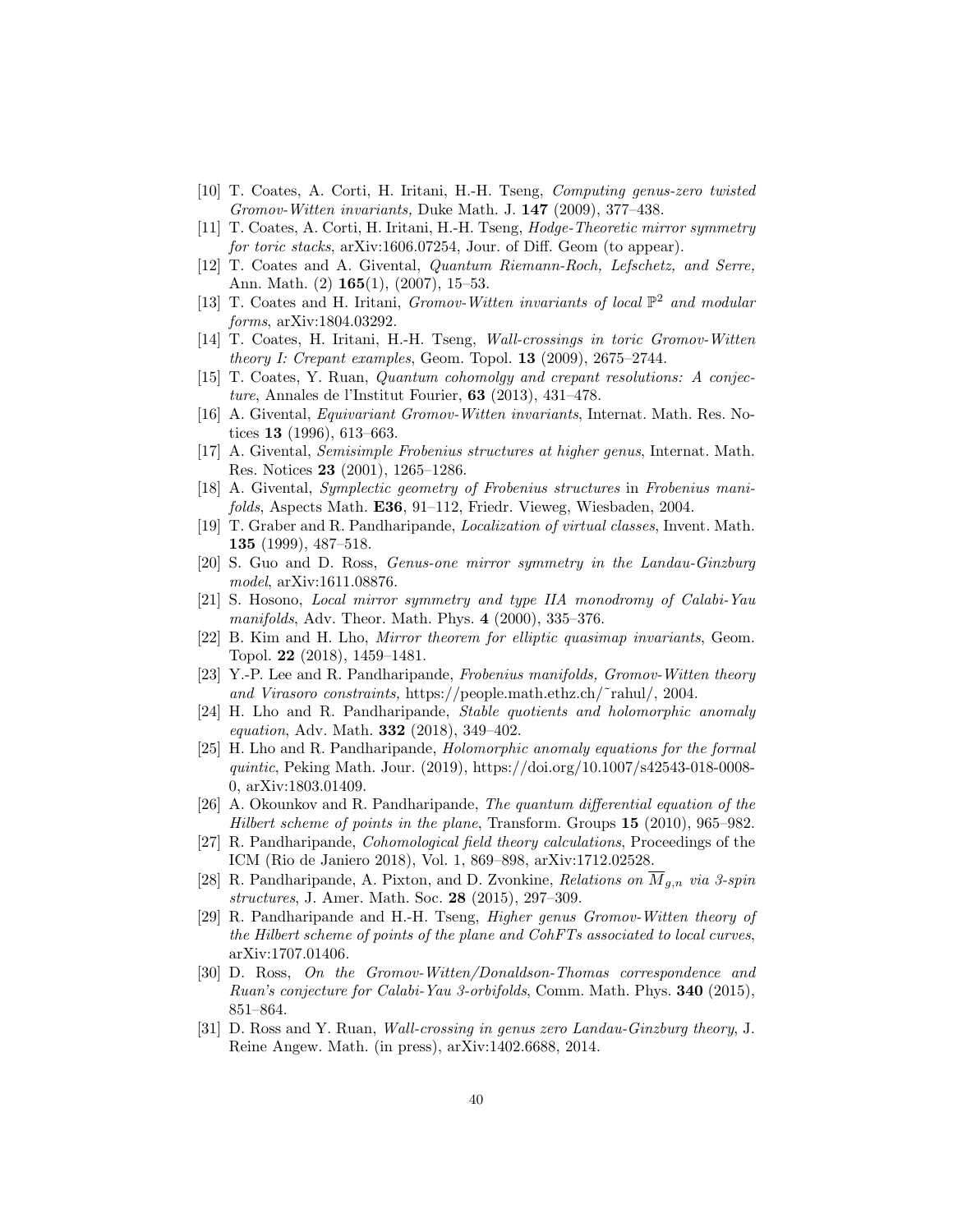[10] T. Coates, A. Corti, H. Iritani, H.-H. Tseng, *Computing genus-zero twisted Gromov-Witten invariants,* Duke Math. J. **147** (2009), 377–438.

[11] T. Coates, A. Corti, H. Iritani, H.-H. Tseng, *Hodge-Theoretic mirror symmetry for toric stacks*, arXiv:1606.07254, Jour. of Diff. Geom (to appear).

[12] T. Coates and A. Givental, *Quantum Riemann-Roch, Lefschetz, and Serre,* Ann. Math. (2) **165**(1), (2007), 15–53.

[13] T. Coates and H. Iritani, *Gromov-Witten invariants of local* $\mathbb{P}^2$ *and modular forms*, arXiv:1804.03292.

[14] T. Coates, H. Iritani, H.-H. Tseng, *Wall-crossings in toric Gromov-Witten theory I: Crepant examples*, Geom. Topol. **13** (2009), 2675–2744.

[15] T. Coates, Y. Ruan, *Quantum cohomolgy and crepant resolutions: A conjecture*, Annales de l'Institut Fourier, **63** (2013), 431–478.

[16] A. Givental, *Equivariant Gromov-Witten invariants*, Internat. Math. Res. Notices **13** (1996), 613–663.

[17] A. Givental, *Semisimple Frobenius structures at higher genus*, Internat. Math. Res. Notices **23** (2001), 1265–1286.

[18] A. Givental, *Symplectic geometry of Frobenius structures* in *Frobenius manifolds*, Aspects Math. **E36**, 91–112, Friedr. Vieweg, Wiesbaden, 2004.

[19] T. Graber and R. Pandharipande, *Localization of virtual classes*, Invent. Math. **135** (1999), 487–518.

[20] S. Guo and D. Ross, *Genus-one mirror symmetry in the Landau-Ginzburg model*, arXiv:1611.08876.

[21] S. Hosono, *Local mirror symmetry and type IIA monodromy of Calabi-Yau manifolds*, Adv. Theor. Math. Phys. **4** (2000), 335–376.

[22] B. Kim and H. Lho, *Mirror theorem for elliptic quasimap invariants*, Geom. Topol. **22** (2018), 1459–1481.

[23] Y.-P. Lee and R. Pandharipande, *Frobenius manifolds, Gromov-Witten theory and Virasoro constraints,* https://people.math.ethz.ch/~rahul/, 2004.

[24] H. Lho and R. Pandharipande, *Stable quotients and holomorphic anomaly equation*, Adv. Math. **332** (2018), 349–402.

[25] H. Lho and R. Pandharipande, *Holomorphic anomaly equations for the formal quintic*, Peking Math. Jour. (2019), https://doi.org/10.1007/s42543-018-0008-0, arXiv:1803.01409.

[26] A. Okounkov and R. Pandharipande, *The quantum differential equation of the Hilbert scheme of points in the plane*, Transform. Groups **15** (2010), 965–982.

[27] R. Pandharipande, *Cohomological field theory calculations*, Proceedings of the ICM (Rio de Janiero 2018), Vol. 1, 869–898, arXiv:1712.02528.

[28] R. Pandharipande, A. Pixton, and D. Zvonkine, *Relations on* $\overline{M}_{g,n}$ *via 3-spin structures*, J. Amer. Math. Soc. **28** (2015), 297–309.

[29] R. Pandharipande and H.-H. Tseng, *Higher genus Gromov-Witten theory of the Hilbert scheme of points of the plane and CohFTs associated to local curves*, arXiv:1707.01406.

[30] D. Ross, *On the Gromov-Witten/Donaldson-Thomas correspondence and Ruan's conjecture for Calabi-Yau 3-orbifolds*, Comm. Math. Phys. **340** (2015), 851–864.

[31] D. Ross and Y. Ruan, *Wall-crossing in genus zero Landau-Ginzburg theory*, J. Reine Angew. Math. (in press), arXiv:1402.6688, 2014.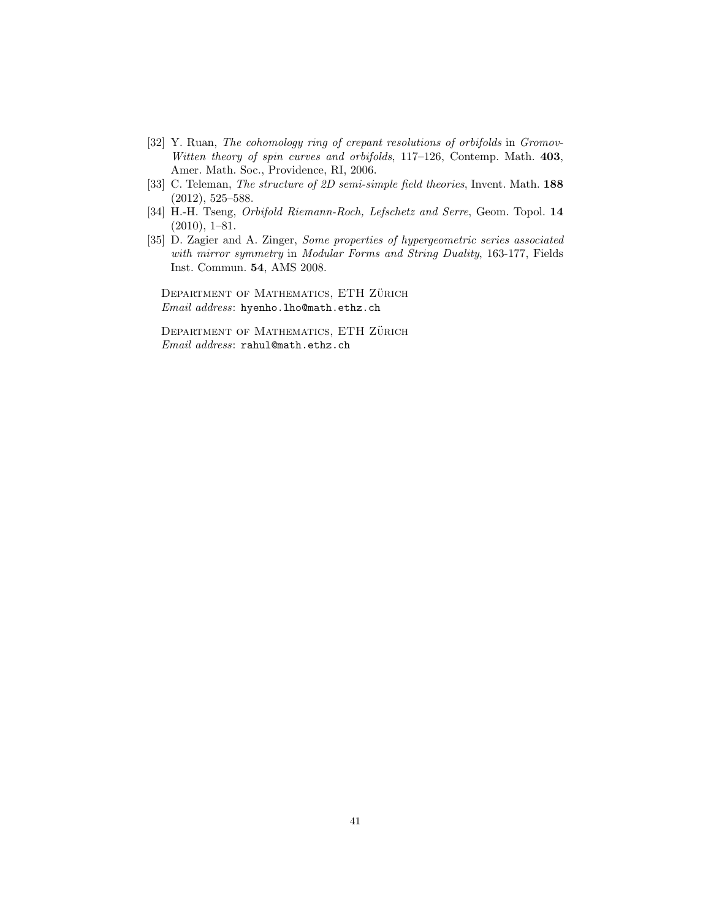[32] Y. Ruan, *The cohomology ring of crepant resolutions of orbifolds* in *Gromov-Witten theory of spin curves and orbifolds*, 117–126, Contemp. Math. **403**, Amer. Math. Soc., Providence, RI, 2006.

[33] C. Teleman, *The structure of 2D semi-simple field theories*, Invent. Math. **188** (2012), 525–588.

[34] H.-H. Tseng, *Orbifold Riemann-Roch, Lefschetz and Serre*, Geom. Topol. **14** (2010), 1–81.

[35] D. Zagier and A. Zinger, *Some properties of hypergeometric series associated with mirror symmetry* in *Modular Forms and String Duality*, 163-177, Fields Inst. Commun. **54**, AMS 2008.

Department of Mathematics, ETH Zürich
*Email address*: hyenho.lho@math.ethz.ch

Department of Mathematics, ETH Zürich
*Email address*: rahul@math.ethz.ch